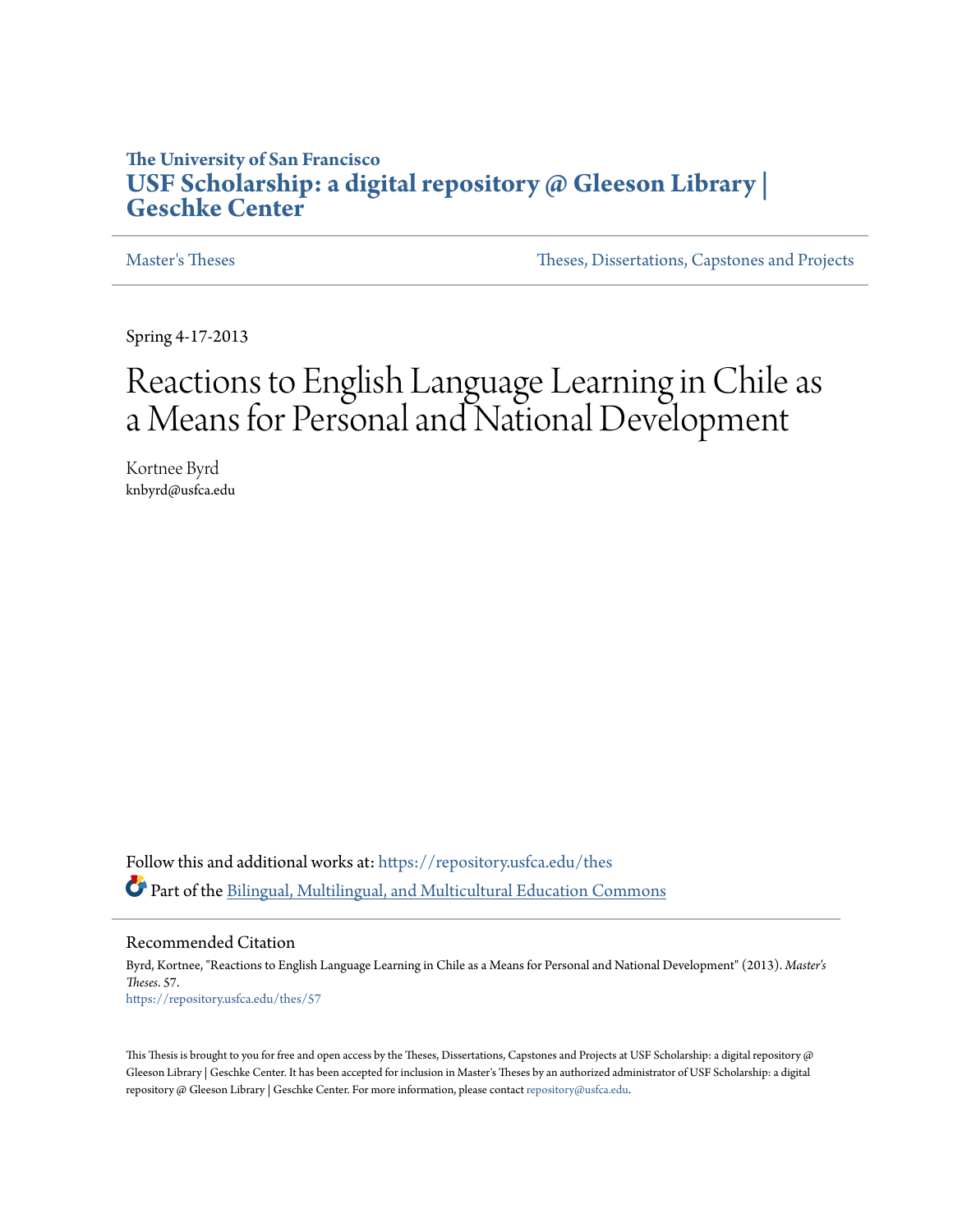The University of San Francisco

# USF Scholarship: a digital repository @ Gleeson Library | Geschke Center

Master's Theses | Theses, Dissertations, Capstones and Projects

Spring 4-17-2013

# Reactions to English Language Learning in Chile as a Means for Personal and National Development

Kortnee Byrd
knbyrd@usfca.edu

Follow this and additional works at: https://repository.usfca.edu/thes

Part of the Bilingual, Multilingual, and Multicultural Education Commons

## Recommended Citation

Byrd, Kortnee, "Reactions to English Language Learning in Chile as a Means for Personal and National Development" (2013). *Master's Theses*. 57.
https://repository.usfca.edu/thes/57

This Thesis is brought to you for free and open access by the Theses, Dissertations, Capstones and Projects at USF Scholarship: a digital repository @ Gleeson Library | Geschke Center. It has been accepted for inclusion in Master's Theses by an authorized administrator of USF Scholarship: a digital repository @ Gleeson Library | Geschke Center. For more information, please contact repository@usfca.edu.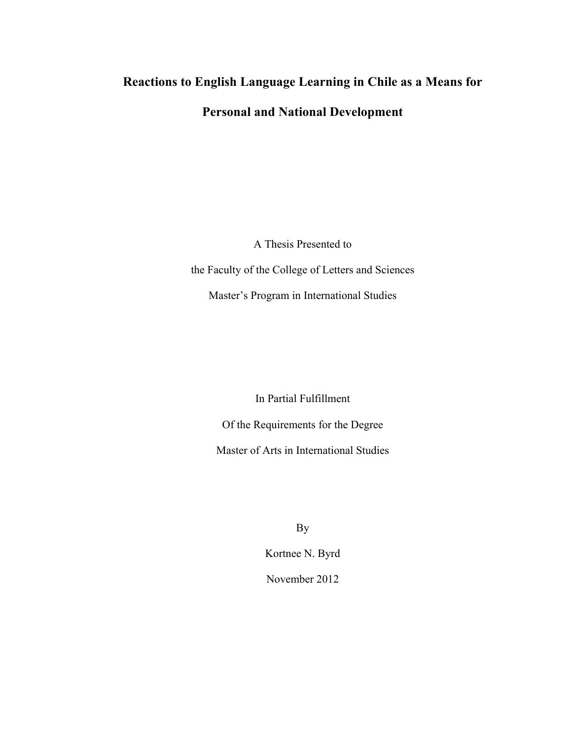# Reactions to English Language Learning in Chile as a Means for Personal and National Development

A Thesis Presented to

the Faculty of the College of Letters and Sciences

Master's Program in International Studies

In Partial Fulfillment

Of the Requirements for the Degree

Master of Arts in International Studies

By

Kortnee N. Byrd

November 2012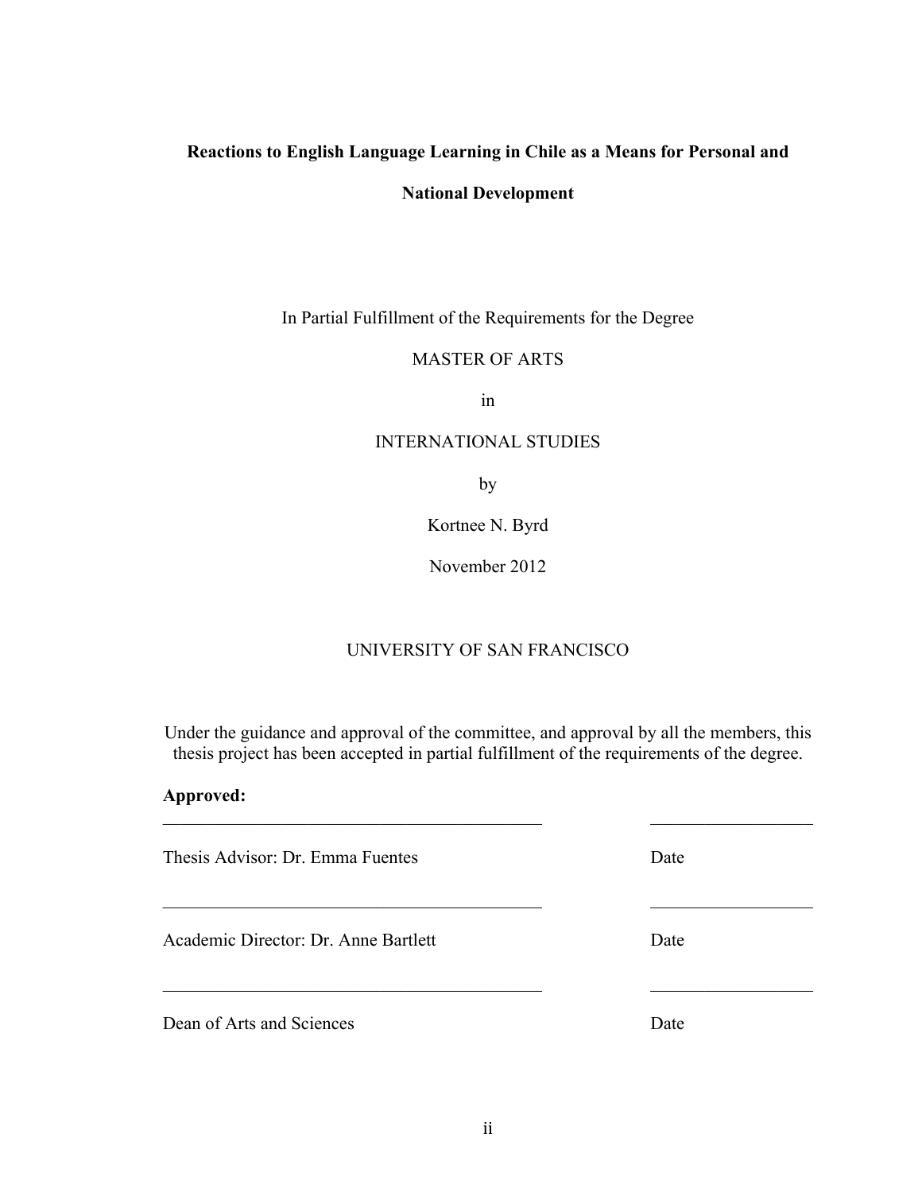**Reactions to English Language Learning in Chile as a Means for Personal and National Development**

In Partial Fulfillment of the Requirements for the Degree

MASTER OF ARTS

in

INTERNATIONAL STUDIES

by

Kortnee N. Byrd

November 2012

UNIVERSITY OF SAN FRANCISCO

Under the guidance and approval of the committee, and approval by all the members, this thesis project has been accepted in partial fulfillment of the requirements of the degree.

**Approved:**

\_\_\_\_\_\_\_\_\_\_\_\_\_\_\_\_\_\_\_\_\_\_\_\_\_\_\_\_\_\_\_\_\_\_\_\_\_\_\_\_\_\_ \_\_\_\_\_\_\_\_\_\_\_\_\_\_\_\_\_\_

Thesis Advisor: Dr. Emma Fuentes Date

\_\_\_\_\_\_\_\_\_\_\_\_\_\_\_\_\_\_\_\_\_\_\_\_\_\_\_\_\_\_\_\_\_\_\_\_\_\_\_\_\_\_ \_\_\_\_\_\_\_\_\_\_\_\_\_\_\_\_\_\_

Academic Director: Dr. Anne Bartlett Date

\_\_\_\_\_\_\_\_\_\_\_\_\_\_\_\_\_\_\_\_\_\_\_\_\_\_\_\_\_\_\_\_\_\_\_\_\_\_\_\_\_\_ \_\_\_\_\_\_\_\_\_\_\_\_\_\_\_\_\_\_

Dean of Arts and Sciences Date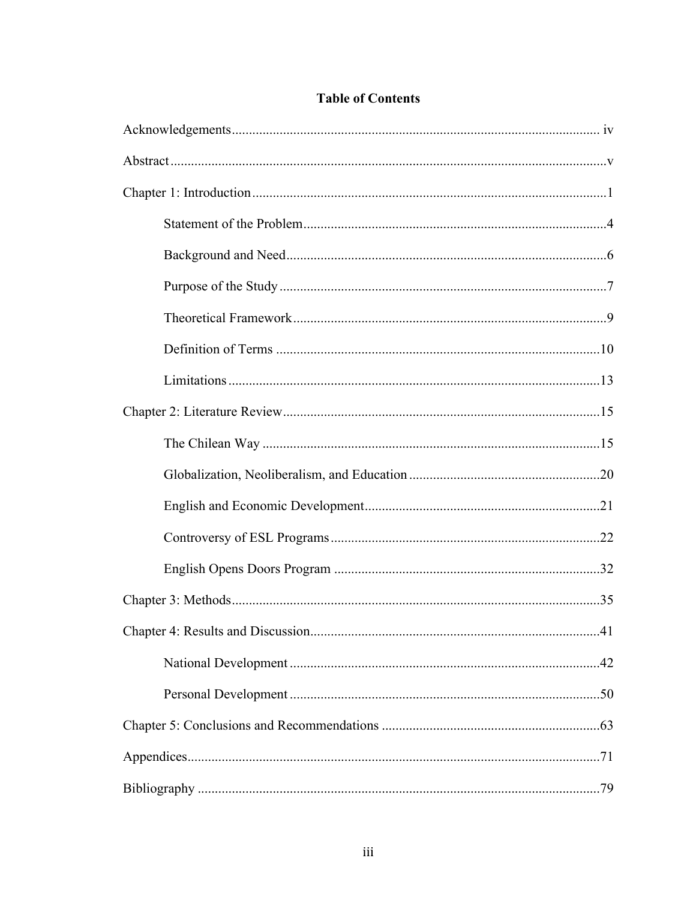# Table of Contents

Acknowledgements ........................................................ iv

Abstract ........................................................ v

Chapter 1: Introduction ........................................................ 1

- Statement of the Problem ........................................................ 4
- Background and Need ........................................................ 6
- Purpose of the Study ........................................................ 7
- Theoretical Framework ........................................................ 9
- Definition of Terms ........................................................ 10
- Limitations ........................................................ 13

Chapter 2: Literature Review ........................................................ 15

- The Chilean Way ........................................................ 15
- Globalization, Neoliberalism, and Education ........................................................ 20
- English and Economic Development ........................................................ 21
- Controversy of ESL Programs ........................................................ 22
- English Opens Doors Program ........................................................ 32

Chapter 3: Methods ........................................................ 35

Chapter 4: Results and Discussion ........................................................ 41

- National Development ........................................................ 42
- Personal Development ........................................................ 50

Chapter 5: Conclusions and Recommendations ........................................................ 63

Appendices ........................................................ 71

Bibliography ........................................................ 79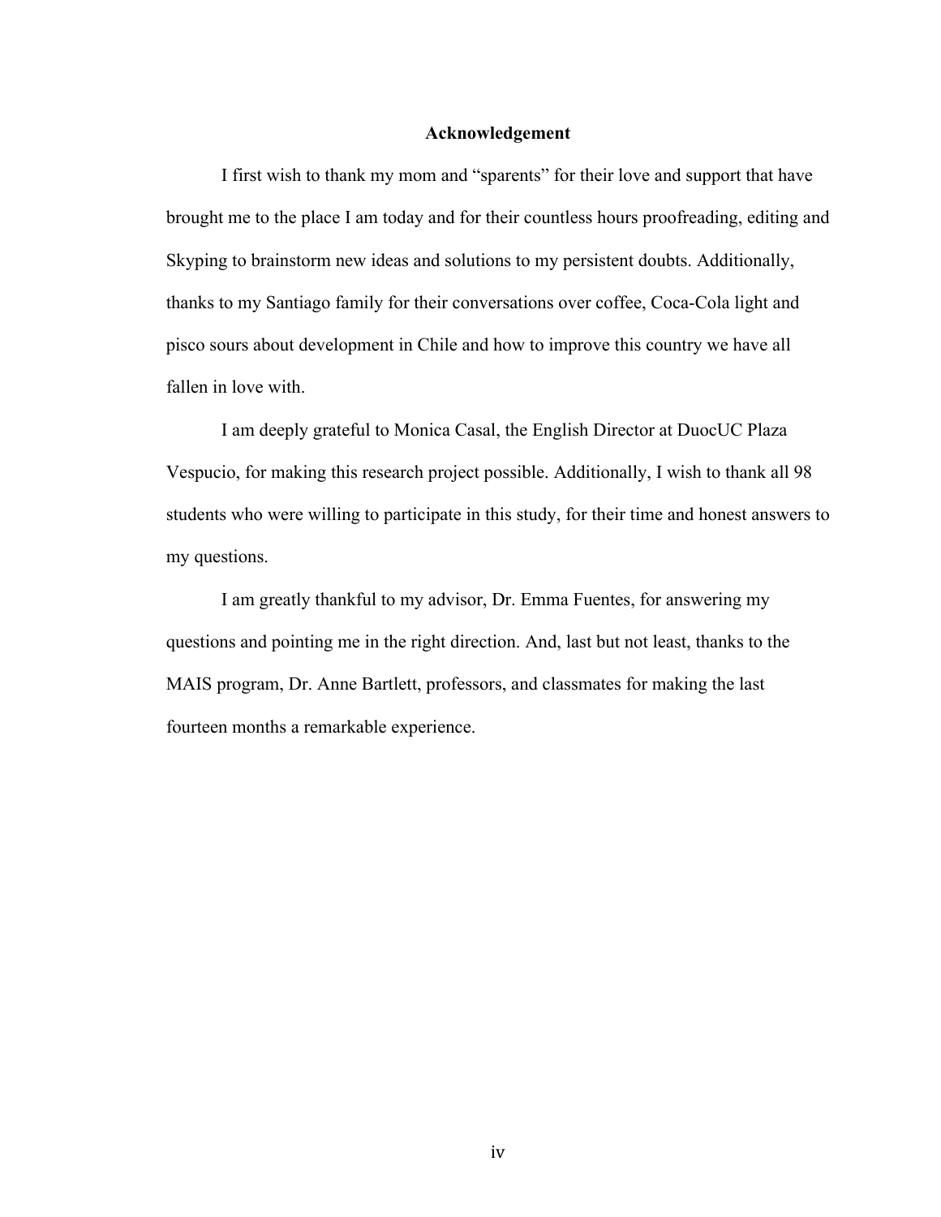## Acknowledgement

I first wish to thank my mom and "sparents" for their love and support that have brought me to the place I am today and for their countless hours proofreading, editing and Skyping to brainstorm new ideas and solutions to my persistent doubts. Additionally, thanks to my Santiago family for their conversations over coffee, Coca-Cola light and pisco sours about development in Chile and how to improve this country we have all fallen in love with.

I am deeply grateful to Monica Casal, the English Director at DuocUC Plaza Vespucio, for making this research project possible. Additionally, I wish to thank all 98 students who were willing to participate in this study, for their time and honest answers to my questions.

I am greatly thankful to my advisor, Dr. Emma Fuentes, for answering my questions and pointing me in the right direction. And, last but not least, thanks to the MAIS program, Dr. Anne Bartlett, professors, and classmates for making the last fourteen months a remarkable experience.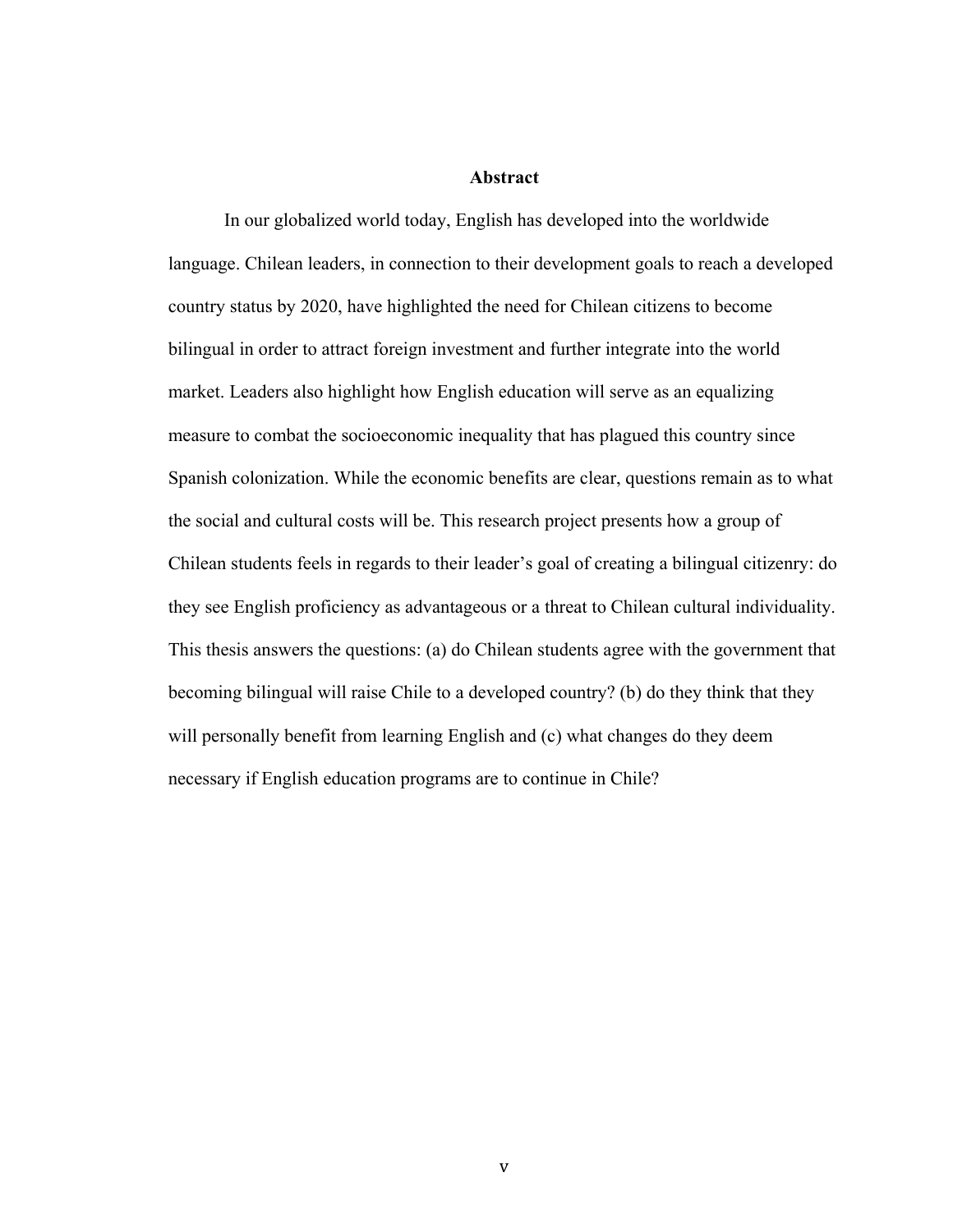## Abstract

In our globalized world today, English has developed into the worldwide language. Chilean leaders, in connection to their development goals to reach a developed country status by 2020, have highlighted the need for Chilean citizens to become bilingual in order to attract foreign investment and further integrate into the world market. Leaders also highlight how English education will serve as an equalizing measure to combat the socioeconomic inequality that has plagued this country since Spanish colonization. While the economic benefits are clear, questions remain as to what the social and cultural costs will be. This research project presents how a group of Chilean students feels in regards to their leader's goal of creating a bilingual citizenry: do they see English proficiency as advantageous or a threat to Chilean cultural individuality. This thesis answers the questions: (a) do Chilean students agree with the government that becoming bilingual will raise Chile to a developed country? (b) do they think that they will personally benefit from learning English and (c) what changes do they deem necessary if English education programs are to continue in Chile?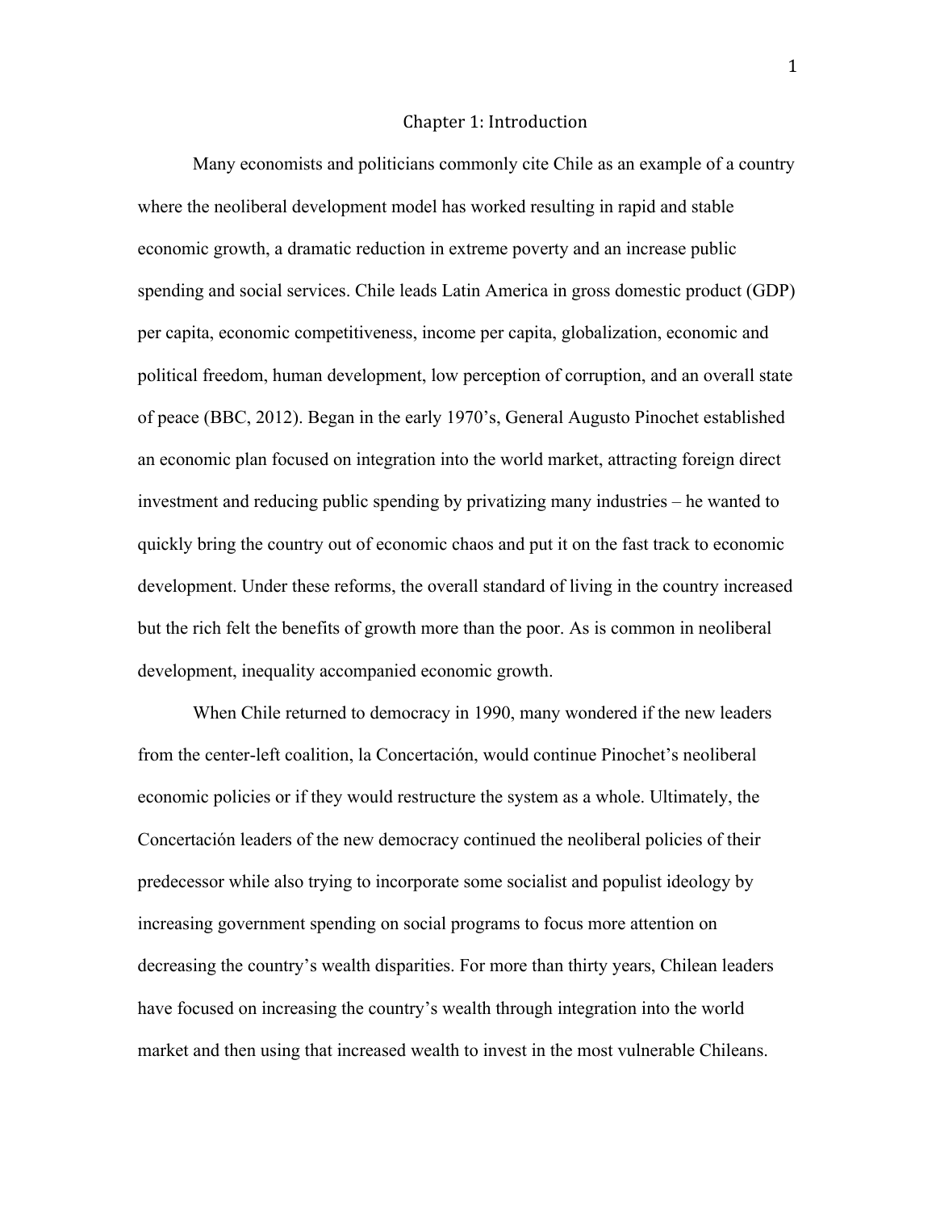# Chapter 1: Introduction

Many economists and politicians commonly cite Chile as an example of a country where the neoliberal development model has worked resulting in rapid and stable economic growth, a dramatic reduction in extreme poverty and an increase public spending and social services. Chile leads Latin America in gross domestic product (GDP) per capita, economic competitiveness, income per capita, globalization, economic and political freedom, human development, low perception of corruption, and an overall state of peace (BBC, 2012). Began in the early 1970's, General Augusto Pinochet established an economic plan focused on integration into the world market, attracting foreign direct investment and reducing public spending by privatizing many industries – he wanted to quickly bring the country out of economic chaos and put it on the fast track to economic development. Under these reforms, the overall standard of living in the country increased but the rich felt the benefits of growth more than the poor. As is common in neoliberal development, inequality accompanied economic growth.

When Chile returned to democracy in 1990, many wondered if the new leaders from the center-left coalition, la Concertación, would continue Pinochet's neoliberal economic policies or if they would restructure the system as a whole. Ultimately, the Concertación leaders of the new democracy continued the neoliberal policies of their predecessor while also trying to incorporate some socialist and populist ideology by increasing government spending on social programs to focus more attention on decreasing the country's wealth disparities. For more than thirty years, Chilean leaders have focused on increasing the country's wealth through integration into the world market and then using that increased wealth to invest in the most vulnerable Chileans.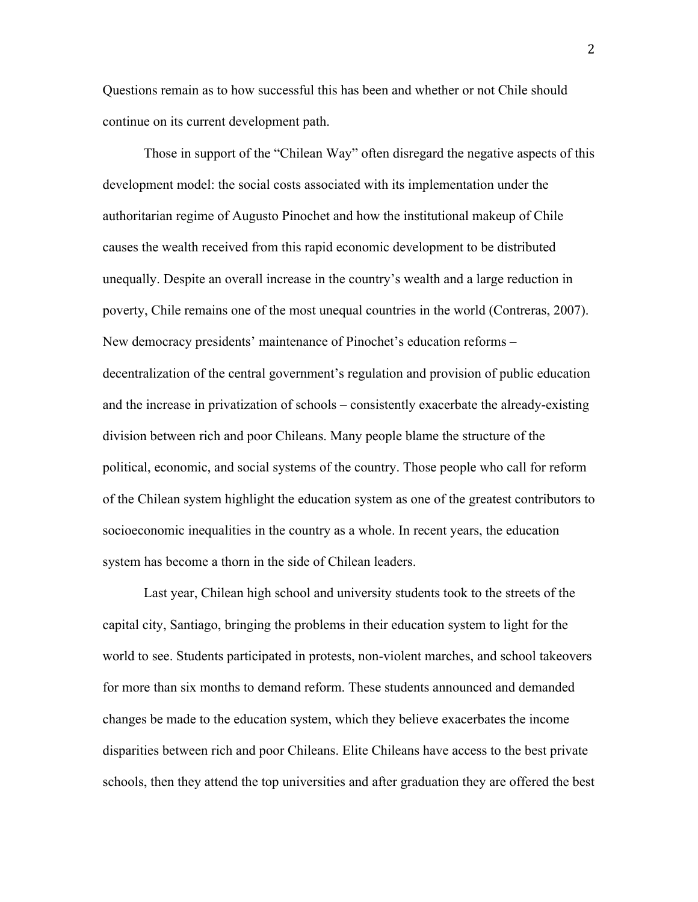Questions remain as to how successful this has been and whether or not Chile should continue on its current development path.

Those in support of the "Chilean Way" often disregard the negative aspects of this development model: the social costs associated with its implementation under the authoritarian regime of Augusto Pinochet and how the institutional makeup of Chile causes the wealth received from this rapid economic development to be distributed unequally. Despite an overall increase in the country's wealth and a large reduction in poverty, Chile remains one of the most unequal countries in the world (Contreras, 2007). New democracy presidents' maintenance of Pinochet's education reforms – decentralization of the central government's regulation and provision of public education and the increase in privatization of schools – consistently exacerbate the already-existing division between rich and poor Chileans. Many people blame the structure of the political, economic, and social systems of the country. Those people who call for reform of the Chilean system highlight the education system as one of the greatest contributors to socioeconomic inequalities in the country as a whole. In recent years, the education system has become a thorn in the side of Chilean leaders.

Last year, Chilean high school and university students took to the streets of the capital city, Santiago, bringing the problems in their education system to light for the world to see. Students participated in protests, non-violent marches, and school takeovers for more than six months to demand reform. These students announced and demanded changes be made to the education system, which they believe exacerbates the income disparities between rich and poor Chileans. Elite Chileans have access to the best private schools, then they attend the top universities and after graduation they are offered the best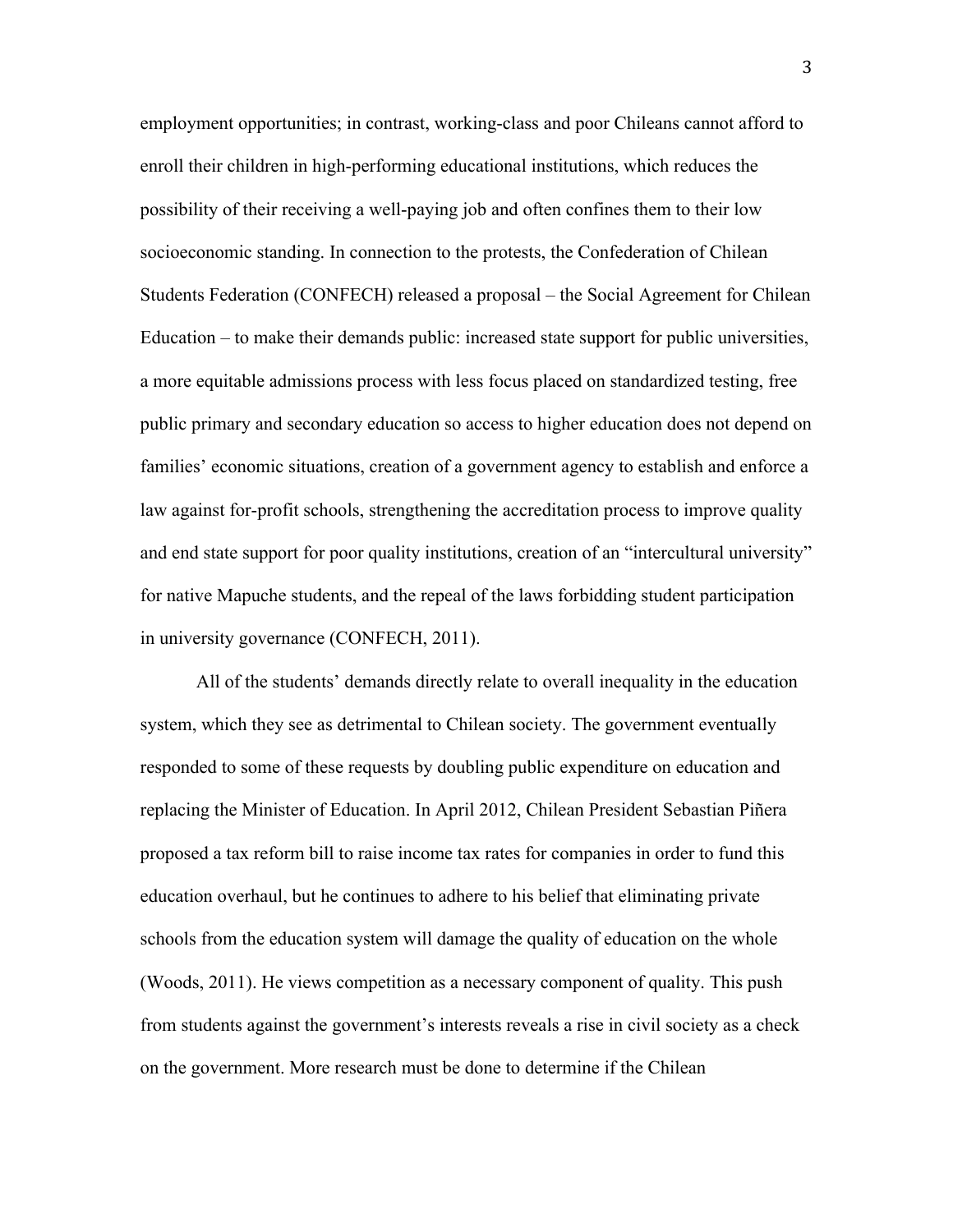employment opportunities; in contrast, working-class and poor Chileans cannot afford to enroll their children in high-performing educational institutions, which reduces the possibility of their receiving a well-paying job and often confines them to their low socioeconomic standing. In connection to the protests, the Confederation of Chilean Students Federation (CONFECH) released a proposal – the Social Agreement for Chilean Education – to make their demands public: increased state support for public universities, a more equitable admissions process with less focus placed on standardized testing, free public primary and secondary education so access to higher education does not depend on families' economic situations, creation of a government agency to establish and enforce a law against for-profit schools, strengthening the accreditation process to improve quality and end state support for poor quality institutions, creation of an "intercultural university" for native Mapuche students, and the repeal of the laws forbidding student participation in university governance (CONFECH, 2011).

All of the students' demands directly relate to overall inequality in the education system, which they see as detrimental to Chilean society. The government eventually responded to some of these requests by doubling public expenditure on education and replacing the Minister of Education. In April 2012, Chilean President Sebastian Piñera proposed a tax reform bill to raise income tax rates for companies in order to fund this education overhaul, but he continues to adhere to his belief that eliminating private schools from the education system will damage the quality of education on the whole (Woods, 2011). He views competition as a necessary component of quality. This push from students against the government's interests reveals a rise in civil society as a check on the government. More research must be done to determine if the Chilean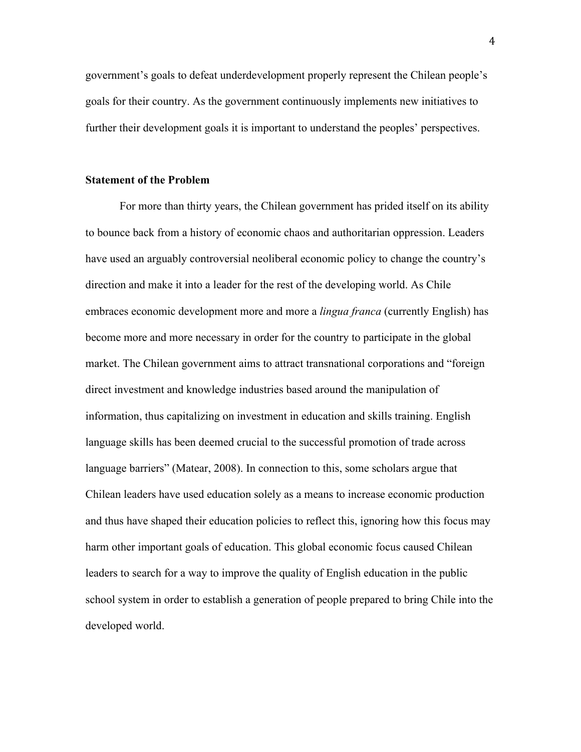government's goals to defeat underdevelopment properly represent the Chilean people's goals for their country. As the government continuously implements new initiatives to further their development goals it is important to understand the peoples' perspectives.

## Statement of the Problem

For more than thirty years, the Chilean government has prided itself on its ability to bounce back from a history of economic chaos and authoritarian oppression. Leaders have used an arguably controversial neoliberal economic policy to change the country's direction and make it into a leader for the rest of the developing world. As Chile embraces economic development more and more a *lingua franca* (currently English) has become more and more necessary in order for the country to participate in the global market. The Chilean government aims to attract transnational corporations and "foreign direct investment and knowledge industries based around the manipulation of information, thus capitalizing on investment in education and skills training. English language skills has been deemed crucial to the successful promotion of trade across language barriers" (Matear, 2008). In connection to this, some scholars argue that Chilean leaders have used education solely as a means to increase economic production and thus have shaped their education policies to reflect this, ignoring how this focus may harm other important goals of education. This global economic focus caused Chilean leaders to search for a way to improve the quality of English education in the public school system in order to establish a generation of people prepared to bring Chile into the developed world.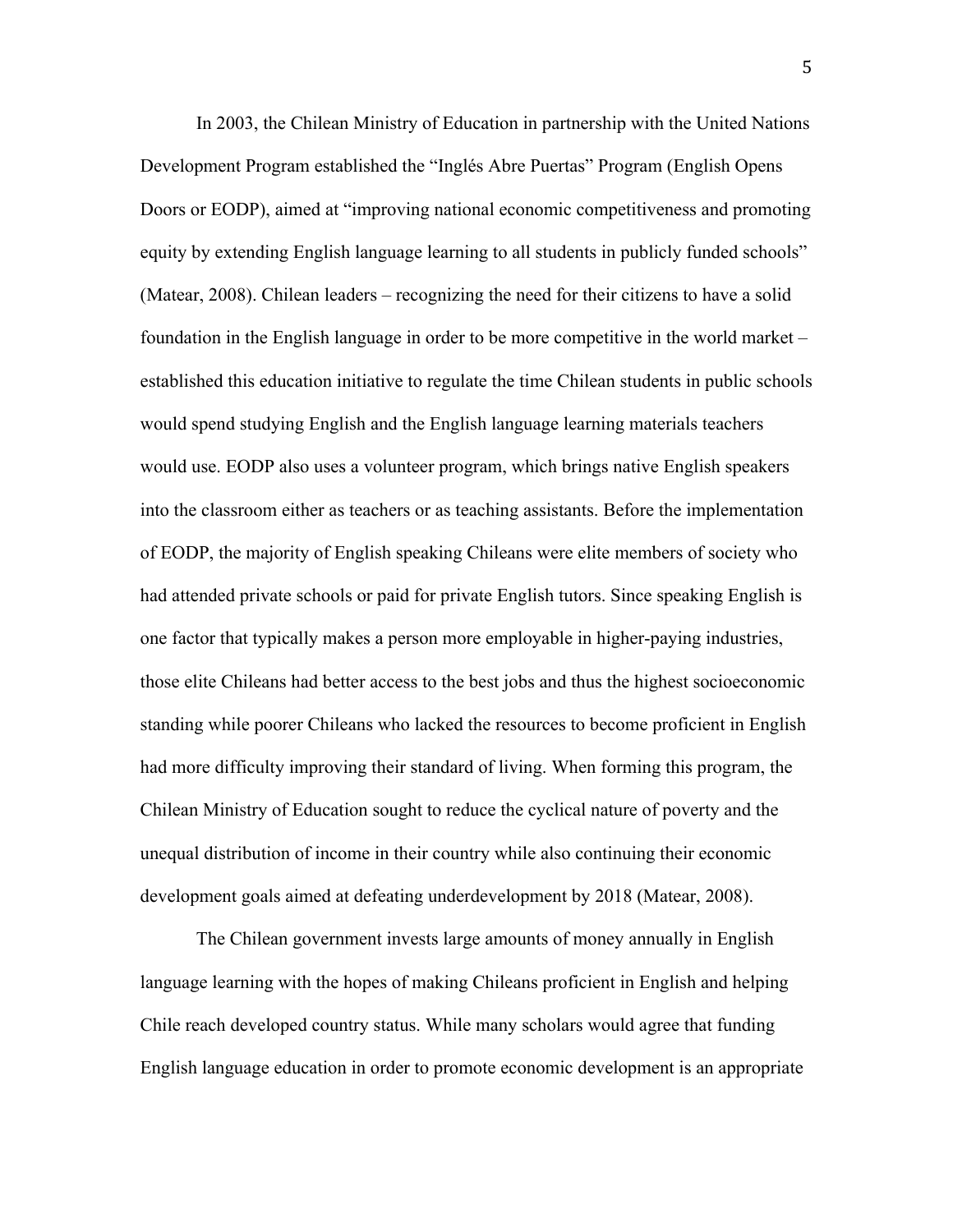In 2003, the Chilean Ministry of Education in partnership with the United Nations Development Program established the "Inglés Abre Puertas" Program (English Opens Doors or EODP), aimed at "improving national economic competitiveness and promoting equity by extending English language learning to all students in publicly funded schools" (Matear, 2008). Chilean leaders – recognizing the need for their citizens to have a solid foundation in the English language in order to be more competitive in the world market – established this education initiative to regulate the time Chilean students in public schools would spend studying English and the English language learning materials teachers would use. EODP also uses a volunteer program, which brings native English speakers into the classroom either as teachers or as teaching assistants. Before the implementation of EODP, the majority of English speaking Chileans were elite members of society who had attended private schools or paid for private English tutors. Since speaking English is one factor that typically makes a person more employable in higher-paying industries, those elite Chileans had better access to the best jobs and thus the highest socioeconomic standing while poorer Chileans who lacked the resources to become proficient in English had more difficulty improving their standard of living. When forming this program, the Chilean Ministry of Education sought to reduce the cyclical nature of poverty and the unequal distribution of income in their country while also continuing their economic development goals aimed at defeating underdevelopment by 2018 (Matear, 2008).

The Chilean government invests large amounts of money annually in English language learning with the hopes of making Chileans proficient in English and helping Chile reach developed country status. While many scholars would agree that funding English language education in order to promote economic development is an appropriate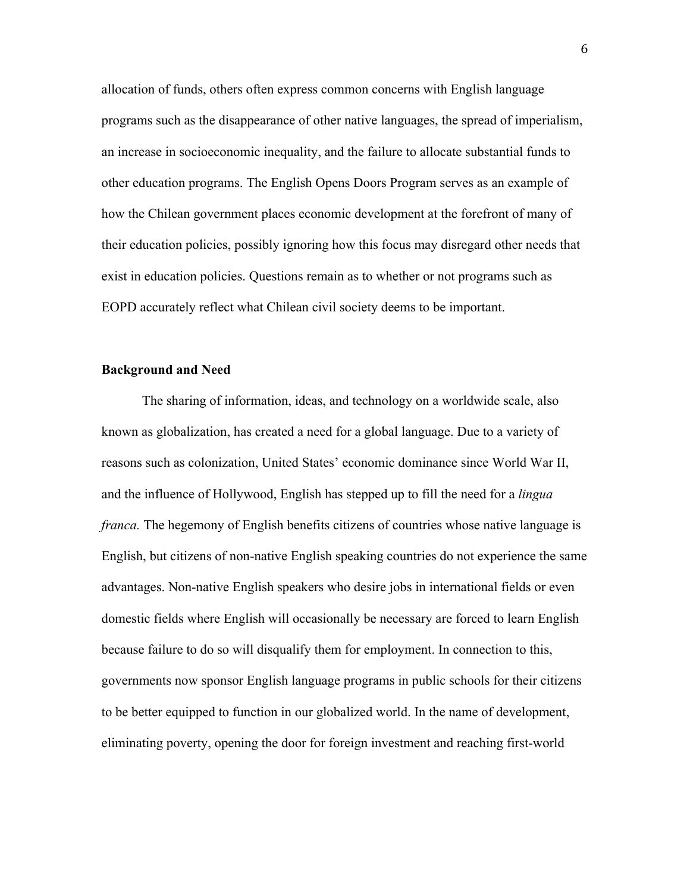allocation of funds, others often express common concerns with English language programs such as the disappearance of other native languages, the spread of imperialism, an increase in socioeconomic inequality, and the failure to allocate substantial funds to other education programs. The English Opens Doors Program serves as an example of how the Chilean government places economic development at the forefront of many of their education policies, possibly ignoring how this focus may disregard other needs that exist in education policies. Questions remain as to whether or not programs such as EOPD accurately reflect what Chilean civil society deems to be important.

**Background and Need**

The sharing of information, ideas, and technology on a worldwide scale, also known as globalization, has created a need for a global language. Due to a variety of reasons such as colonization, United States' economic dominance since World War II, and the influence of Hollywood, English has stepped up to fill the need for a *lingua franca.* The hegemony of English benefits citizens of countries whose native language is English, but citizens of non-native English speaking countries do not experience the same advantages. Non-native English speakers who desire jobs in international fields or even domestic fields where English will occasionally be necessary are forced to learn English because failure to do so will disqualify them for employment. In connection to this, governments now sponsor English language programs in public schools for their citizens to be better equipped to function in our globalized world. In the name of development, eliminating poverty, opening the door for foreign investment and reaching first-world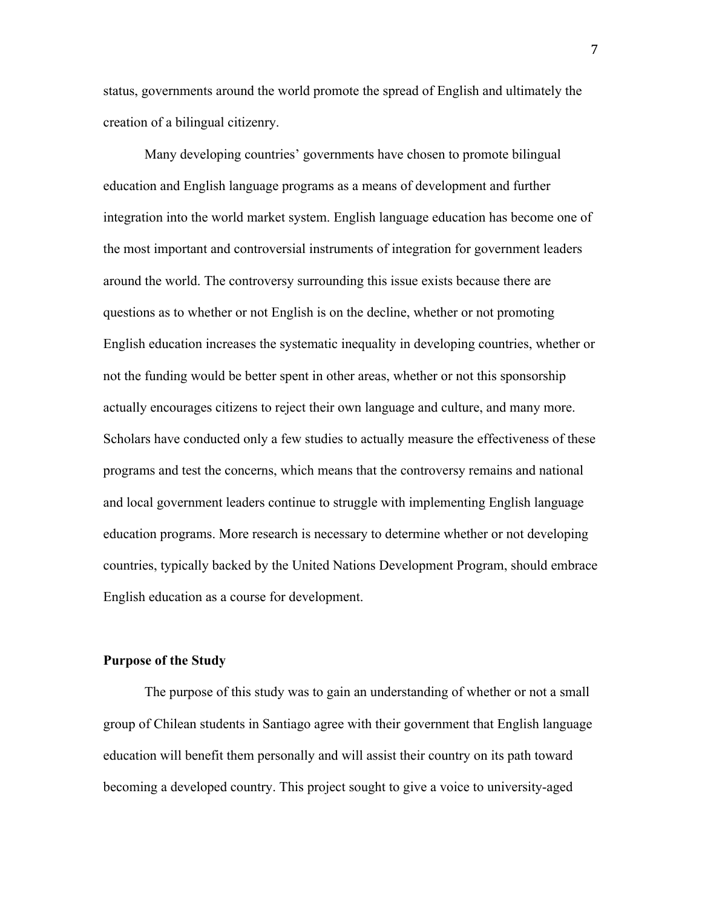status, governments around the world promote the spread of English and ultimately the creation of a bilingual citizenry.

Many developing countries' governments have chosen to promote bilingual education and English language programs as a means of development and further integration into the world market system. English language education has become one of the most important and controversial instruments of integration for government leaders around the world. The controversy surrounding this issue exists because there are questions as to whether or not English is on the decline, whether or not promoting English education increases the systematic inequality in developing countries, whether or not the funding would be better spent in other areas, whether or not this sponsorship actually encourages citizens to reject their own language and culture, and many more. Scholars have conducted only a few studies to actually measure the effectiveness of these programs and test the concerns, which means that the controversy remains and national and local government leaders continue to struggle with implementing English language education programs. More research is necessary to determine whether or not developing countries, typically backed by the United Nations Development Program, should embrace English education as a course for development.

## Purpose of the Study

The purpose of this study was to gain an understanding of whether or not a small group of Chilean students in Santiago agree with their government that English language education will benefit them personally and will assist their country on its path toward becoming a developed country. This project sought to give a voice to university-aged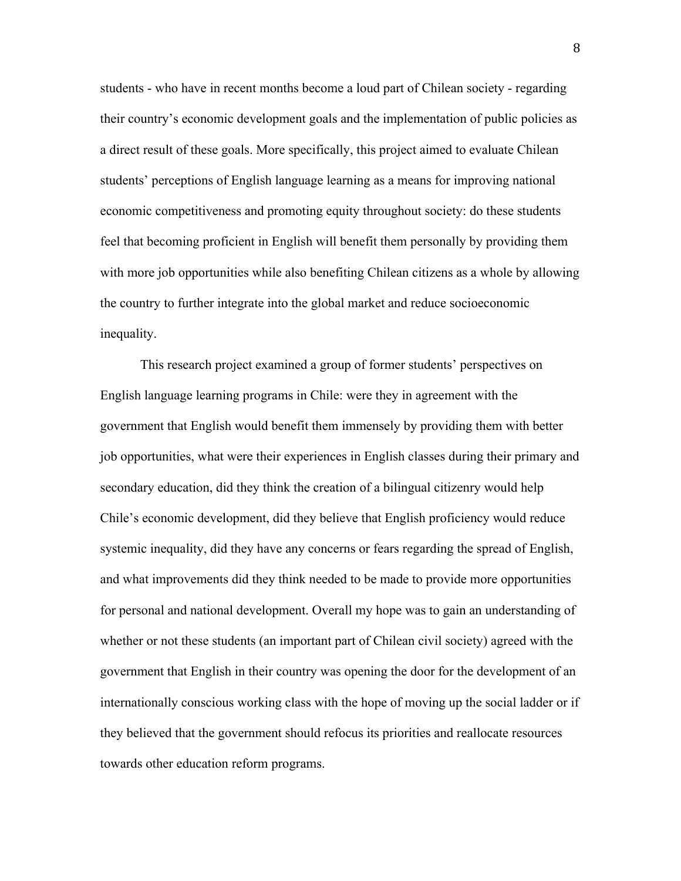students - who have in recent months become a loud part of Chilean society - regarding their country's economic development goals and the implementation of public policies as a direct result of these goals. More specifically, this project aimed to evaluate Chilean students' perceptions of English language learning as a means for improving national economic competitiveness and promoting equity throughout society: do these students feel that becoming proficient in English will benefit them personally by providing them with more job opportunities while also benefiting Chilean citizens as a whole by allowing the country to further integrate into the global market and reduce socioeconomic inequality.

This research project examined a group of former students' perspectives on English language learning programs in Chile: were they in agreement with the government that English would benefit them immensely by providing them with better job opportunities, what were their experiences in English classes during their primary and secondary education, did they think the creation of a bilingual citizenry would help Chile's economic development, did they believe that English proficiency would reduce systemic inequality, did they have any concerns or fears regarding the spread of English, and what improvements did they think needed to be made to provide more opportunities for personal and national development. Overall my hope was to gain an understanding of whether or not these students (an important part of Chilean civil society) agreed with the government that English in their country was opening the door for the development of an internationally conscious working class with the hope of moving up the social ladder or if they believed that the government should refocus its priorities and reallocate resources towards other education reform programs.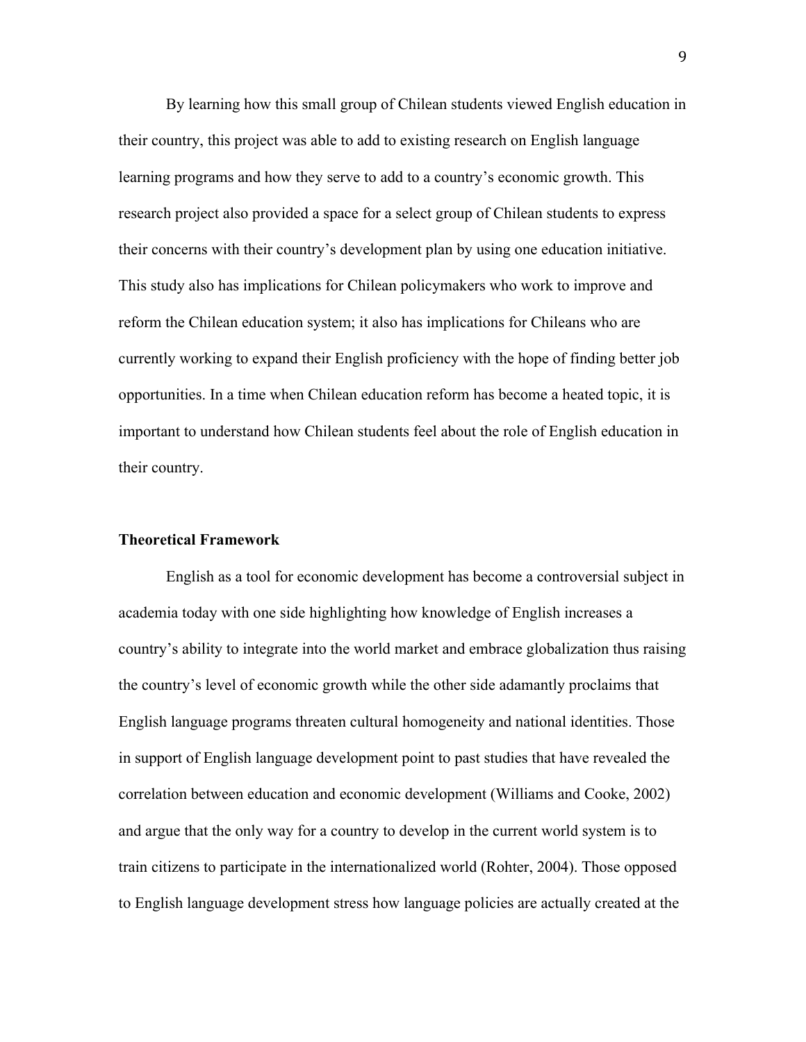By learning how this small group of Chilean students viewed English education in their country, this project was able to add to existing research on English language learning programs and how they serve to add to a country's economic growth. This research project also provided a space for a select group of Chilean students to express their concerns with their country's development plan by using one education initiative. This study also has implications for Chilean policymakers who work to improve and reform the Chilean education system; it also has implications for Chileans who are currently working to expand their English proficiency with the hope of finding better job opportunities. In a time when Chilean education reform has become a heated topic, it is important to understand how Chilean students feel about the role of English education in their country.

## Theoretical Framework

English as a tool for economic development has become a controversial subject in academia today with one side highlighting how knowledge of English increases a country's ability to integrate into the world market and embrace globalization thus raising the country's level of economic growth while the other side adamantly proclaims that English language programs threaten cultural homogeneity and national identities. Those in support of English language development point to past studies that have revealed the correlation between education and economic development (Williams and Cooke, 2002) and argue that the only way for a country to develop in the current world system is to train citizens to participate in the internationalized world (Rohter, 2004). Those opposed to English language development stress how language policies are actually created at the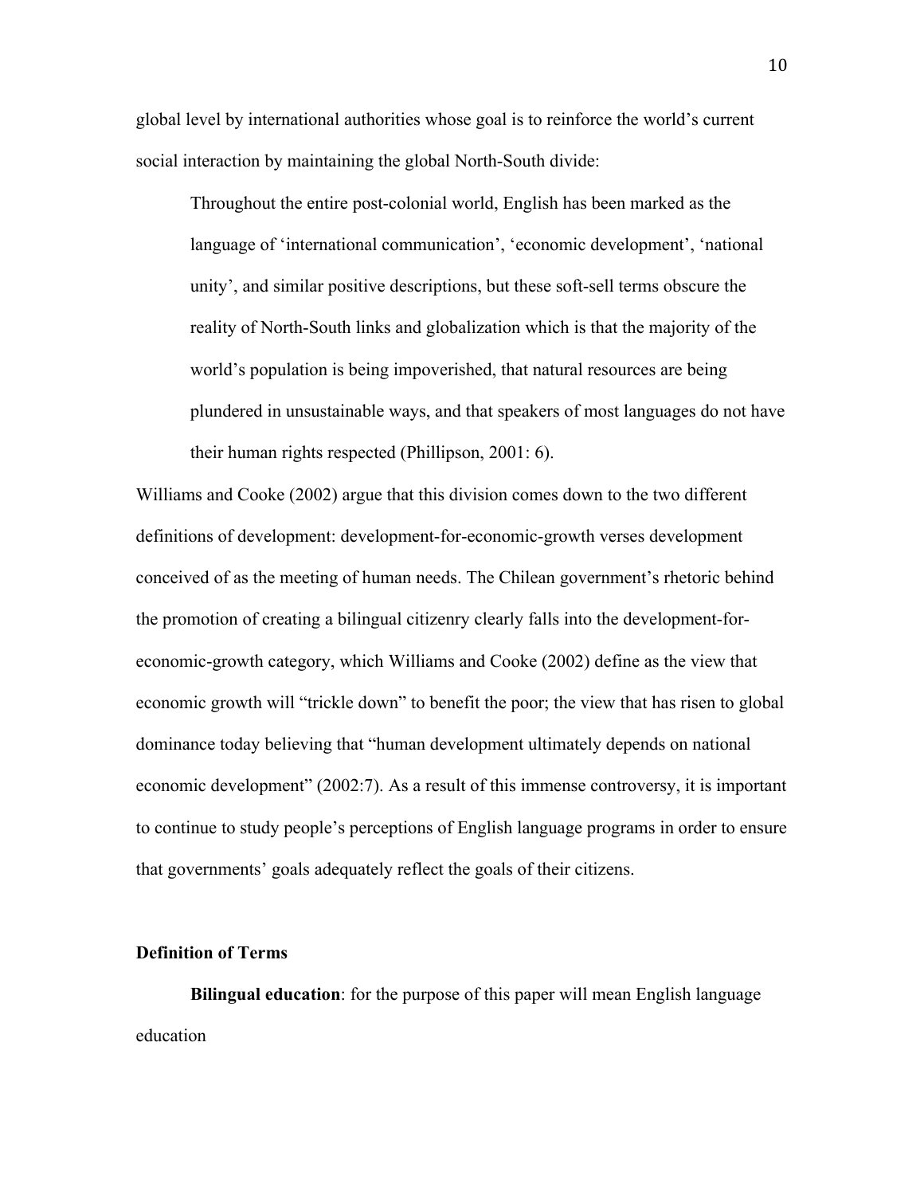global level by international authorities whose goal is to reinforce the world's current social interaction by maintaining the global North-South divide:

> Throughout the entire post-colonial world, English has been marked as the language of 'international communication', 'economic development', 'national unity', and similar positive descriptions, but these soft-sell terms obscure the reality of North-South links and globalization which is that the majority of the world's population is being impoverished, that natural resources are being plundered in unsustainable ways, and that speakers of most languages do not have their human rights respected (Phillipson, 2001: 6).

Williams and Cooke (2002) argue that this division comes down to the two different definitions of development: development-for-economic-growth verses development conceived of as the meeting of human needs. The Chilean government's rhetoric behind the promotion of creating a bilingual citizenry clearly falls into the development-for-economic-growth category, which Williams and Cooke (2002) define as the view that economic growth will "trickle down" to benefit the poor; the view that has risen to global dominance today believing that "human development ultimately depends on national economic development" (2002:7). As a result of this immense controversy, it is important to continue to study people's perceptions of English language programs in order to ensure that governments' goals adequately reflect the goals of their citizens.

**Definition of Terms**

**Bilingual education**: for the purpose of this paper will mean English language education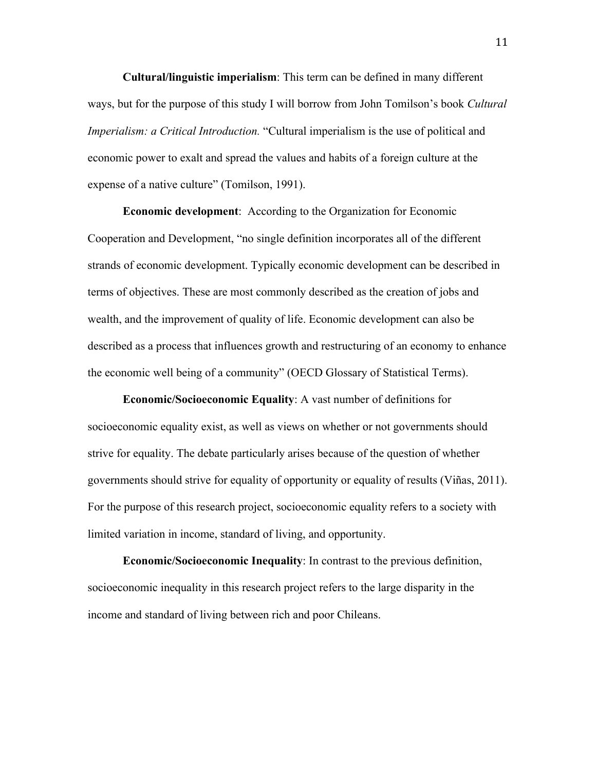**Cultural/linguistic imperialism**: This term can be defined in many different ways, but for the purpose of this study I will borrow from John Tomilson's book *Cultural Imperialism: a Critical Introduction.* "Cultural imperialism is the use of political and economic power to exalt and spread the values and habits of a foreign culture at the expense of a native culture" (Tomilson, 1991).

**Economic development**: According to the Organization for Economic Cooperation and Development, "no single definition incorporates all of the different strands of economic development. Typically economic development can be described in terms of objectives. These are most commonly described as the creation of jobs and wealth, and the improvement of quality of life. Economic development can also be described as a process that influences growth and restructuring of an economy to enhance the economic well being of a community" (OECD Glossary of Statistical Terms).

**Economic/Socioeconomic Equality**: A vast number of definitions for socioeconomic equality exist, as well as views on whether or not governments should strive for equality. The debate particularly arises because of the question of whether governments should strive for equality of opportunity or equality of results (Viñas, 2011). For the purpose of this research project, socioeconomic equality refers to a society with limited variation in income, standard of living, and opportunity.

**Economic/Socioeconomic Inequality**: In contrast to the previous definition, socioeconomic inequality in this research project refers to the large disparity in the income and standard of living between rich and poor Chileans.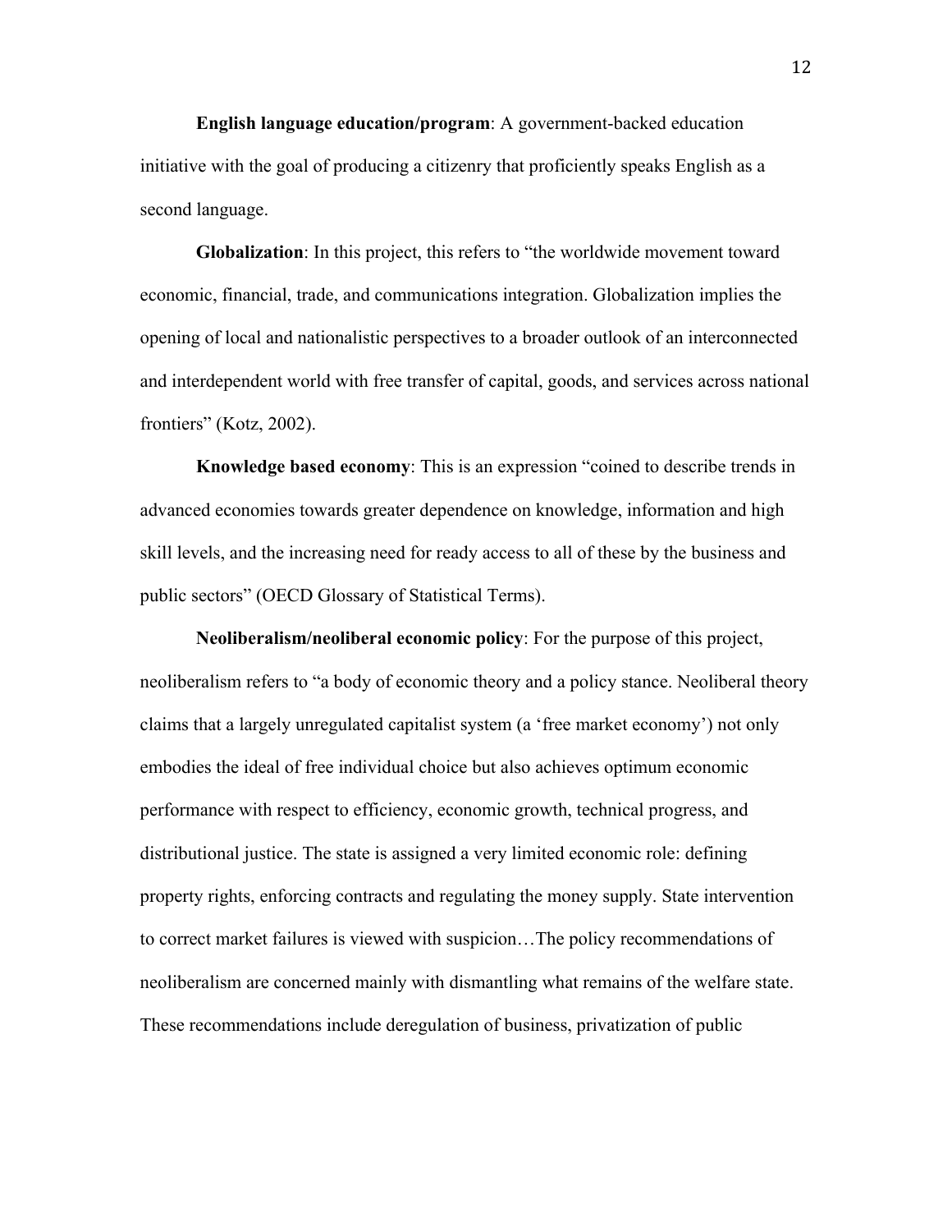**English language education/program**: A government-backed education initiative with the goal of producing a citizenry that proficiently speaks English as a second language.

**Globalization**: In this project, this refers to "the worldwide movement toward economic, financial, trade, and communications integration. Globalization implies the opening of local and nationalistic perspectives to a broader outlook of an interconnected and interdependent world with free transfer of capital, goods, and services across national frontiers" (Kotz, 2002).

**Knowledge based economy**: This is an expression "coined to describe trends in advanced economies towards greater dependence on knowledge, information and high skill levels, and the increasing need for ready access to all of these by the business and public sectors" (OECD Glossary of Statistical Terms).

**Neoliberalism/neoliberal economic policy**: For the purpose of this project, neoliberalism refers to "a body of economic theory and a policy stance. Neoliberal theory claims that a largely unregulated capitalist system (a 'free market economy') not only embodies the ideal of free individual choice but also achieves optimum economic performance with respect to efficiency, economic growth, technical progress, and distributional justice. The state is assigned a very limited economic role: defining property rights, enforcing contracts and regulating the money supply. State intervention to correct market failures is viewed with suspicion…The policy recommendations of neoliberalism are concerned mainly with dismantling what remains of the welfare state. These recommendations include deregulation of business, privatization of public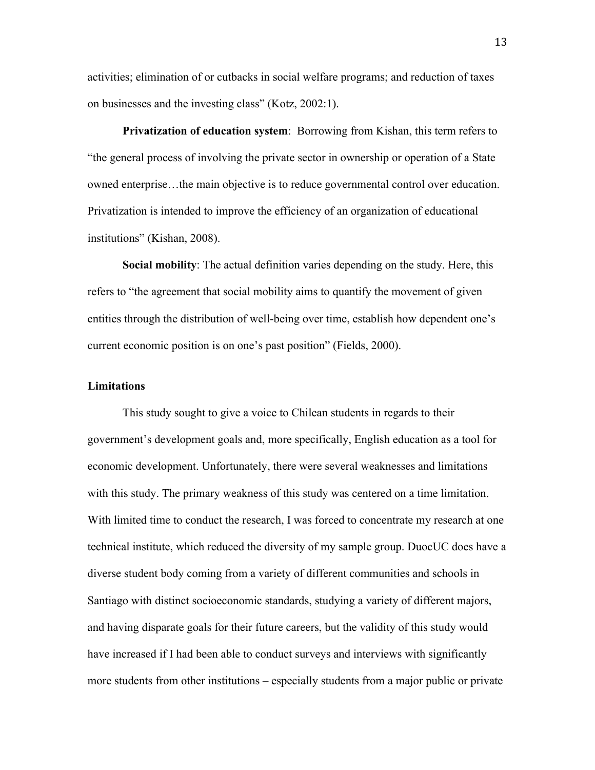activities; elimination of or cutbacks in social welfare programs; and reduction of taxes on businesses and the investing class" (Kotz, 2002:1).

**Privatization of education system**: Borrowing from Kishan, this term refers to "the general process of involving the private sector in ownership or operation of a State owned enterprise…the main objective is to reduce governmental control over education. Privatization is intended to improve the efficiency of an organization of educational institutions" (Kishan, 2008).

**Social mobility**: The actual definition varies depending on the study. Here, this refers to "the agreement that social mobility aims to quantify the movement of given entities through the distribution of well-being over time, establish how dependent one's current economic position is on one's past position" (Fields, 2000).

## Limitations

This study sought to give a voice to Chilean students in regards to their government's development goals and, more specifically, English education as a tool for economic development. Unfortunately, there were several weaknesses and limitations with this study. The primary weakness of this study was centered on a time limitation. With limited time to conduct the research, I was forced to concentrate my research at one technical institute, which reduced the diversity of my sample group. DuocUC does have a diverse student body coming from a variety of different communities and schools in Santiago with distinct socioeconomic standards, studying a variety of different majors, and having disparate goals for their future careers, but the validity of this study would have increased if I had been able to conduct surveys and interviews with significantly more students from other institutions – especially students from a major public or private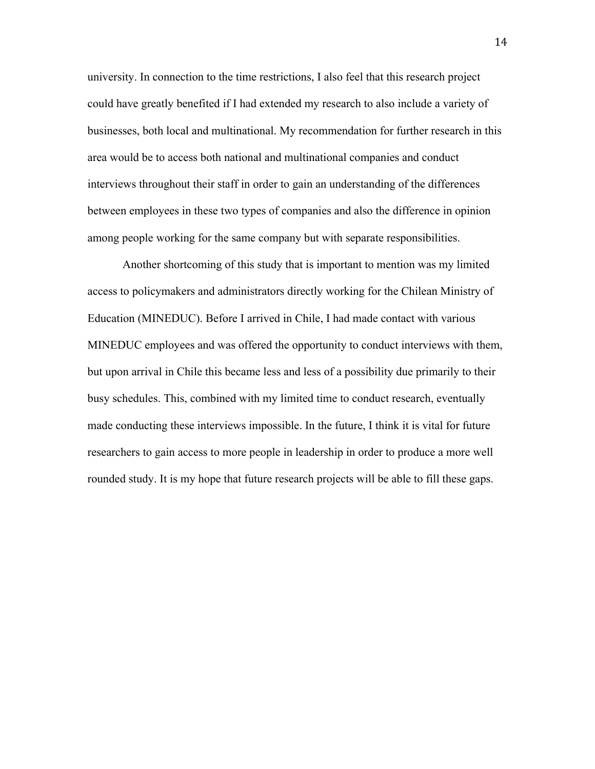university. In connection to the time restrictions, I also feel that this research project could have greatly benefited if I had extended my research to also include a variety of businesses, both local and multinational. My recommendation for further research in this area would be to access both national and multinational companies and conduct interviews throughout their staff in order to gain an understanding of the differences between employees in these two types of companies and also the difference in opinion among people working for the same company but with separate responsibilities.

Another shortcoming of this study that is important to mention was my limited access to policymakers and administrators directly working for the Chilean Ministry of Education (MINEDUC). Before I arrived in Chile, I had made contact with various MINEDUC employees and was offered the opportunity to conduct interviews with them, but upon arrival in Chile this became less and less of a possibility due primarily to their busy schedules. This, combined with my limited time to conduct research, eventually made conducting these interviews impossible. In the future, I think it is vital for future researchers to gain access to more people in leadership in order to produce a more well rounded study. It is my hope that future research projects will be able to fill these gaps.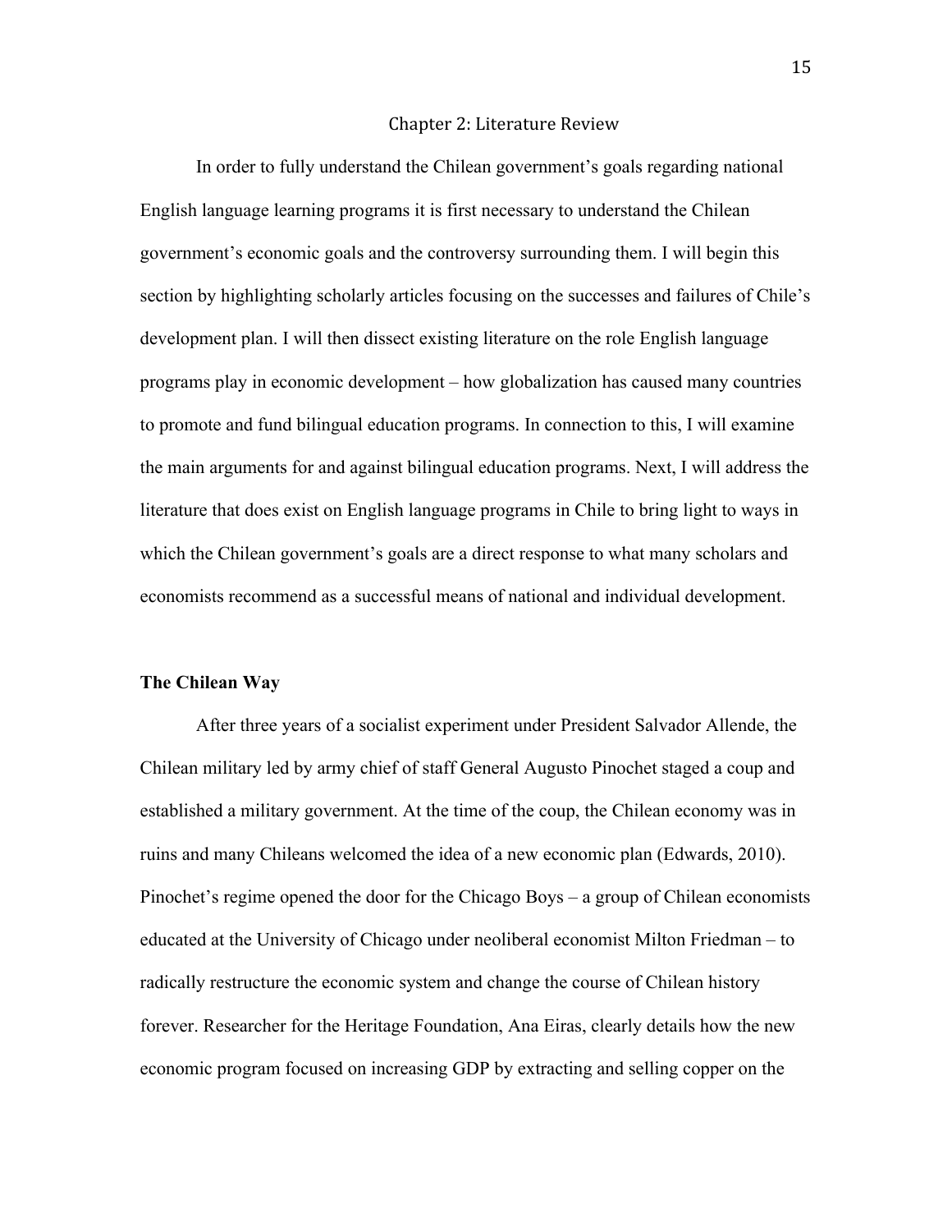## Chapter 2: Literature Review

In order to fully understand the Chilean government's goals regarding national English language learning programs it is first necessary to understand the Chilean government's economic goals and the controversy surrounding them. I will begin this section by highlighting scholarly articles focusing on the successes and failures of Chile's development plan. I will then dissect existing literature on the role English language programs play in economic development – how globalization has caused many countries to promote and fund bilingual education programs. In connection to this, I will examine the main arguments for and against bilingual education programs. Next, I will address the literature that does exist on English language programs in Chile to bring light to ways in which the Chilean government's goals are a direct response to what many scholars and economists recommend as a successful means of national and individual development.

### The Chilean Way

After three years of a socialist experiment under President Salvador Allende, the Chilean military led by army chief of staff General Augusto Pinochet staged a coup and established a military government. At the time of the coup, the Chilean economy was in ruins and many Chileans welcomed the idea of a new economic plan (Edwards, 2010). Pinochet's regime opened the door for the Chicago Boys – a group of Chilean economists educated at the University of Chicago under neoliberal economist Milton Friedman – to radically restructure the economic system and change the course of Chilean history forever. Researcher for the Heritage Foundation, Ana Eiras, clearly details how the new economic program focused on increasing GDP by extracting and selling copper on the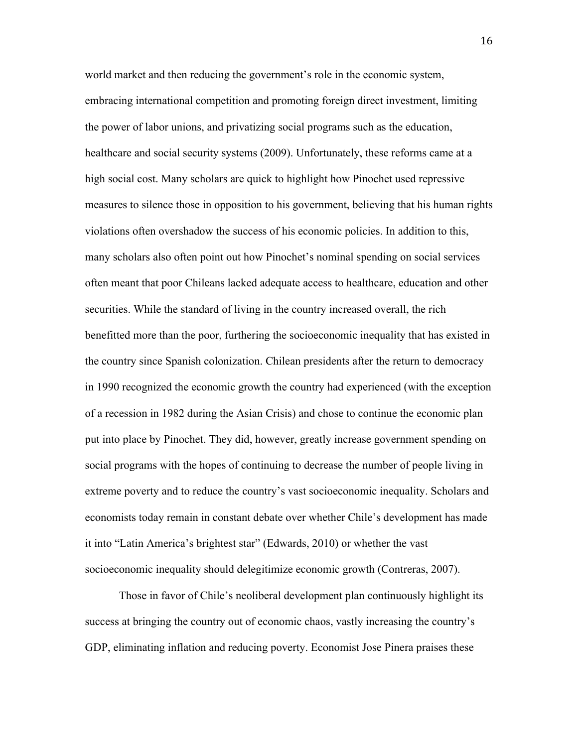world market and then reducing the government's role in the economic system, embracing international competition and promoting foreign direct investment, limiting the power of labor unions, and privatizing social programs such as the education, healthcare and social security systems (2009). Unfortunately, these reforms came at a high social cost. Many scholars are quick to highlight how Pinochet used repressive measures to silence those in opposition to his government, believing that his human rights violations often overshadow the success of his economic policies. In addition to this, many scholars also often point out how Pinochet's nominal spending on social services often meant that poor Chileans lacked adequate access to healthcare, education and other securities. While the standard of living in the country increased overall, the rich benefitted more than the poor, furthering the socioeconomic inequality that has existed in the country since Spanish colonization. Chilean presidents after the return to democracy in 1990 recognized the economic growth the country had experienced (with the exception of a recession in 1982 during the Asian Crisis) and chose to continue the economic plan put into place by Pinochet. They did, however, greatly increase government spending on social programs with the hopes of continuing to decrease the number of people living in extreme poverty and to reduce the country's vast socioeconomic inequality. Scholars and economists today remain in constant debate over whether Chile's development has made it into "Latin America's brightest star" (Edwards, 2010) or whether the vast socioeconomic inequality should delegitimize economic growth (Contreras, 2007).

Those in favor of Chile's neoliberal development plan continuously highlight its success at bringing the country out of economic chaos, vastly increasing the country's GDP, eliminating inflation and reducing poverty. Economist Jose Pinera praises these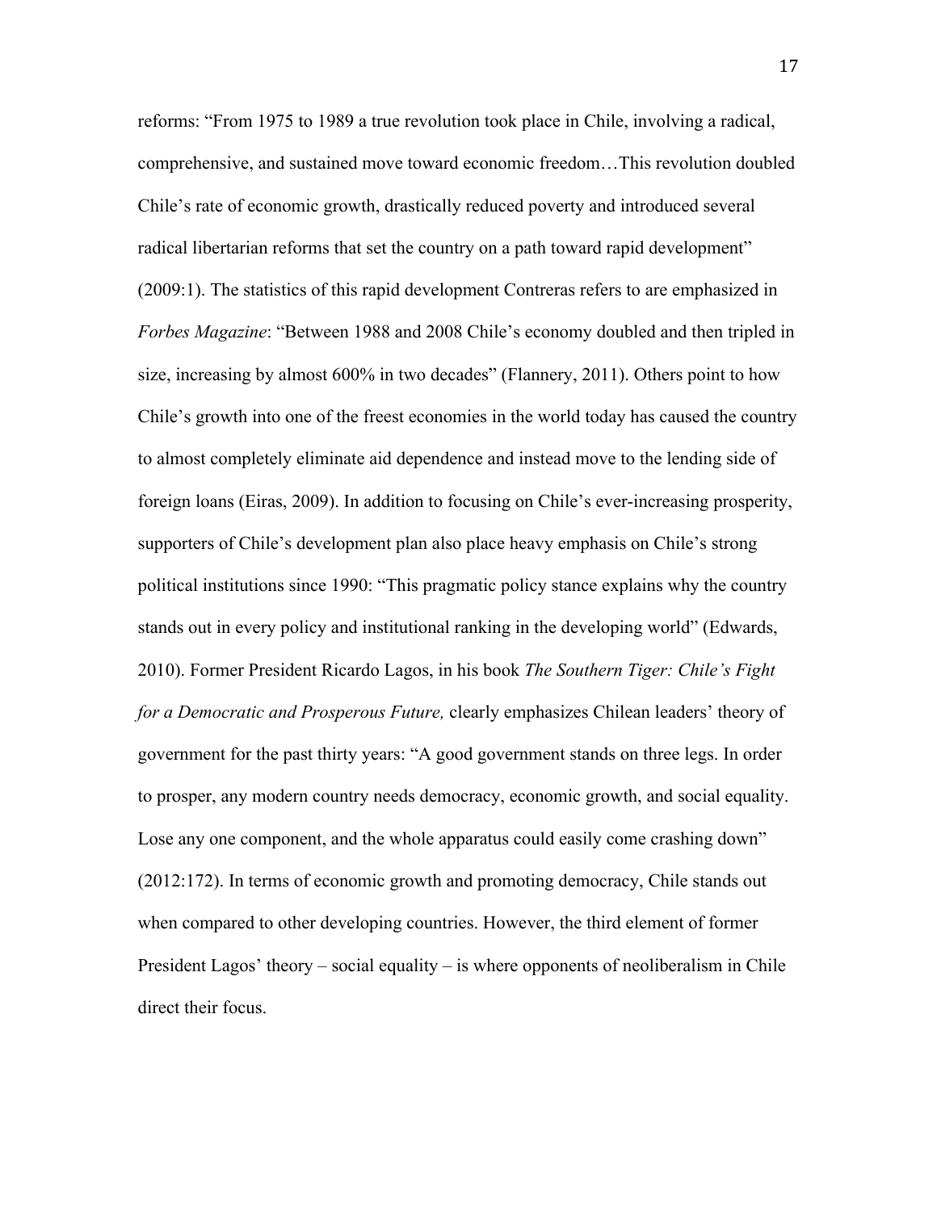reforms: "From 1975 to 1989 a true revolution took place in Chile, involving a radical, comprehensive, and sustained move toward economic freedom…This revolution doubled Chile's rate of economic growth, drastically reduced poverty and introduced several radical libertarian reforms that set the country on a path toward rapid development" (2009:1). The statistics of this rapid development Contreras refers to are emphasized in *Forbes Magazine*: "Between 1988 and 2008 Chile's economy doubled and then tripled in size, increasing by almost 600% in two decades" (Flannery, 2011). Others point to how Chile's growth into one of the freest economies in the world today has caused the country to almost completely eliminate aid dependence and instead move to the lending side of foreign loans (Eiras, 2009). In addition to focusing on Chile's ever-increasing prosperity, supporters of Chile's development plan also place heavy emphasis on Chile's strong political institutions since 1990: "This pragmatic policy stance explains why the country stands out in every policy and institutional ranking in the developing world" (Edwards, 2010). Former President Ricardo Lagos, in his book *The Southern Tiger: Chile's Fight for a Democratic and Prosperous Future,* clearly emphasizes Chilean leaders' theory of government for the past thirty years: "A good government stands on three legs. In order to prosper, any modern country needs democracy, economic growth, and social equality. Lose any one component, and the whole apparatus could easily come crashing down" (2012:172). In terms of economic growth and promoting democracy, Chile stands out when compared to other developing countries. However, the third element of former President Lagos' theory – social equality – is where opponents of neoliberalism in Chile direct their focus.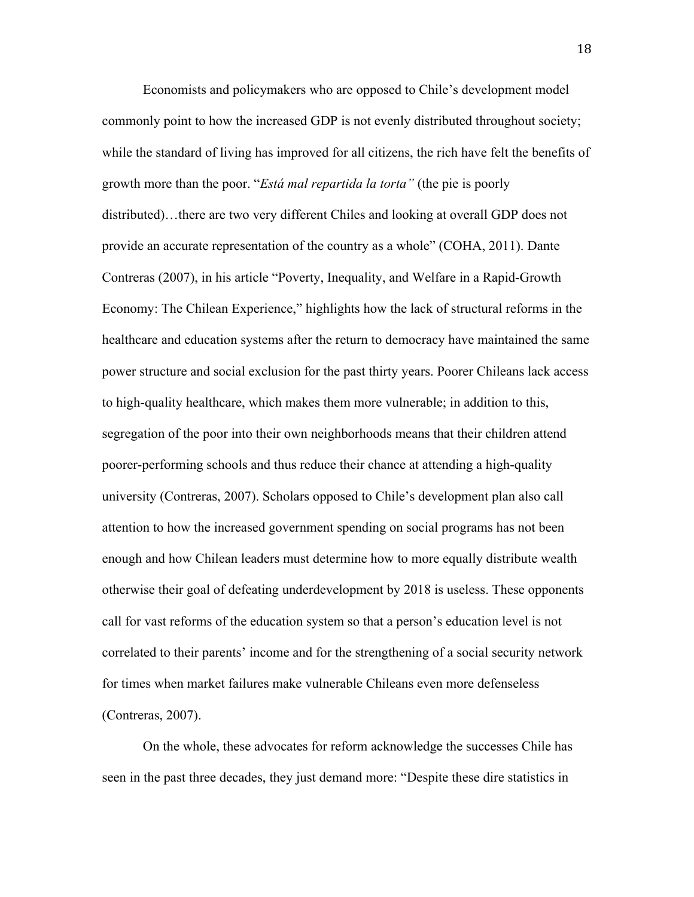Economists and policymakers who are opposed to Chile's development model commonly point to how the increased GDP is not evenly distributed throughout society; while the standard of living has improved for all citizens, the rich have felt the benefits of growth more than the poor. "*Está mal repartida la torta"* (the pie is poorly distributed)…there are two very different Chiles and looking at overall GDP does not provide an accurate representation of the country as a whole" (COHA, 2011). Dante Contreras (2007), in his article "Poverty, Inequality, and Welfare in a Rapid-Growth Economy: The Chilean Experience," highlights how the lack of structural reforms in the healthcare and education systems after the return to democracy have maintained the same power structure and social exclusion for the past thirty years. Poorer Chileans lack access to high-quality healthcare, which makes them more vulnerable; in addition to this, segregation of the poor into their own neighborhoods means that their children attend poorer-performing schools and thus reduce their chance at attending a high-quality university (Contreras, 2007). Scholars opposed to Chile's development plan also call attention to how the increased government spending on social programs has not been enough and how Chilean leaders must determine how to more equally distribute wealth otherwise their goal of defeating underdevelopment by 2018 is useless. These opponents call for vast reforms of the education system so that a person's education level is not correlated to their parents' income and for the strengthening of a social security network for times when market failures make vulnerable Chileans even more defenseless (Contreras, 2007).

On the whole, these advocates for reform acknowledge the successes Chile has seen in the past three decades, they just demand more: "Despite these dire statistics in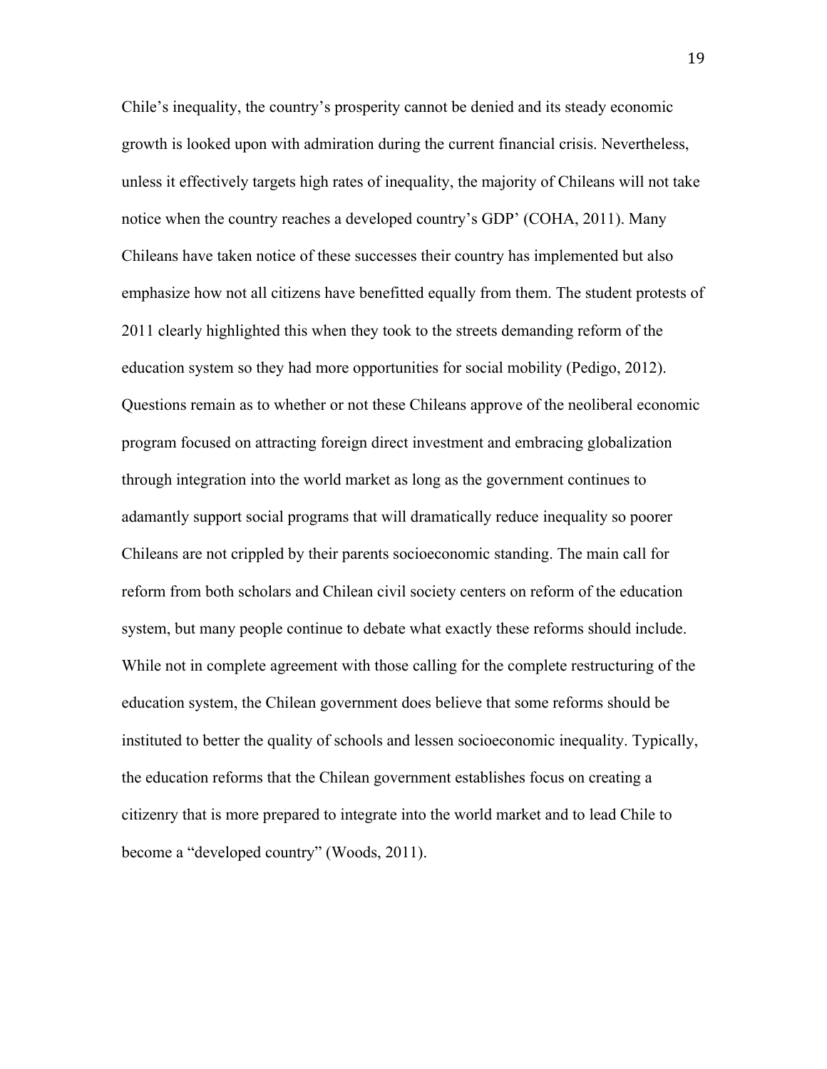Chile's inequality, the country's prosperity cannot be denied and its steady economic growth is looked upon with admiration during the current financial crisis. Nevertheless, unless it effectively targets high rates of inequality, the majority of Chileans will not take notice when the country reaches a developed country's GDP' (COHA, 2011). Many Chileans have taken notice of these successes their country has implemented but also emphasize how not all citizens have benefitted equally from them. The student protests of 2011 clearly highlighted this when they took to the streets demanding reform of the education system so they had more opportunities for social mobility (Pedigo, 2012). Questions remain as to whether or not these Chileans approve of the neoliberal economic program focused on attracting foreign direct investment and embracing globalization through integration into the world market as long as the government continues to adamantly support social programs that will dramatically reduce inequality so poorer Chileans are not crippled by their parents socioeconomic standing. The main call for reform from both scholars and Chilean civil society centers on reform of the education system, but many people continue to debate what exactly these reforms should include. While not in complete agreement with those calling for the complete restructuring of the education system, the Chilean government does believe that some reforms should be instituted to better the quality of schools and lessen socioeconomic inequality. Typically, the education reforms that the Chilean government establishes focus on creating a citizenry that is more prepared to integrate into the world market and to lead Chile to become a "developed country" (Woods, 2011).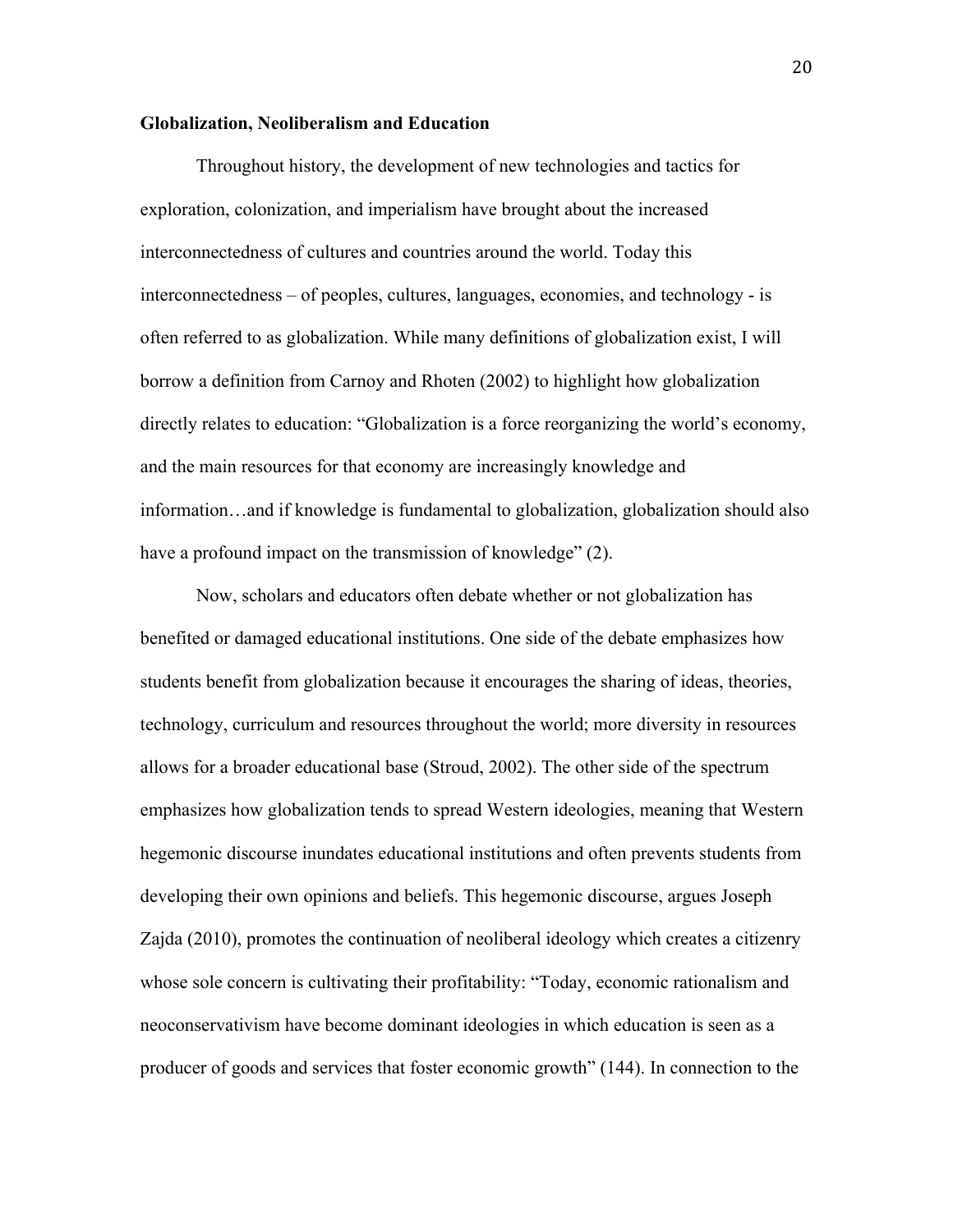**Globalization, Neoliberalism and Education**

Throughout history, the development of new technologies and tactics for exploration, colonization, and imperialism have brought about the increased interconnectedness of cultures and countries around the world. Today this interconnectedness – of peoples, cultures, languages, economies, and technology - is often referred to as globalization. While many definitions of globalization exist, I will borrow a definition from Carnoy and Rhoten (2002) to highlight how globalization directly relates to education: "Globalization is a force reorganizing the world's economy, and the main resources for that economy are increasingly knowledge and information…and if knowledge is fundamental to globalization, globalization should also have a profound impact on the transmission of knowledge" (2).

Now, scholars and educators often debate whether or not globalization has benefited or damaged educational institutions. One side of the debate emphasizes how students benefit from globalization because it encourages the sharing of ideas, theories, technology, curriculum and resources throughout the world; more diversity in resources allows for a broader educational base (Stroud, 2002). The other side of the spectrum emphasizes how globalization tends to spread Western ideologies, meaning that Western hegemonic discourse inundates educational institutions and often prevents students from developing their own opinions and beliefs. This hegemonic discourse, argues Joseph Zajda (2010), promotes the continuation of neoliberal ideology which creates a citizenry whose sole concern is cultivating their profitability: "Today, economic rationalism and neoconservativism have become dominant ideologies in which education is seen as a producer of goods and services that foster economic growth" (144). In connection to the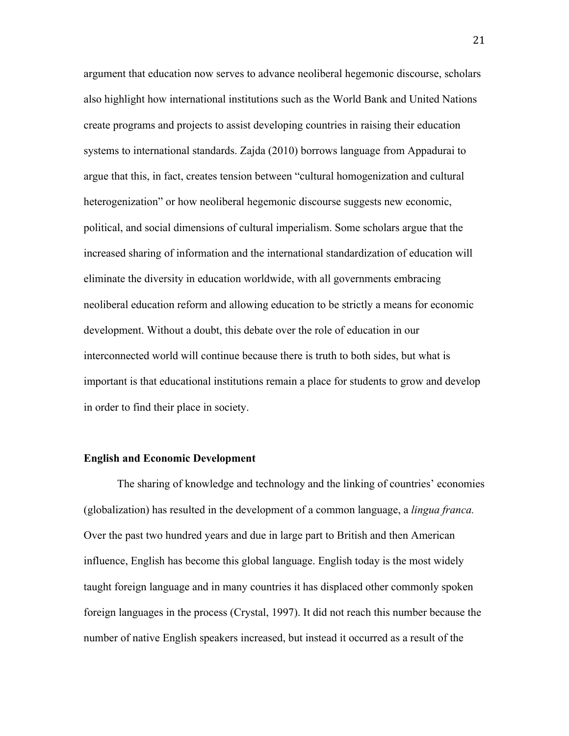argument that education now serves to advance neoliberal hegemonic discourse, scholars also highlight how international institutions such as the World Bank and United Nations create programs and projects to assist developing countries in raising their education systems to international standards. Zajda (2010) borrows language from Appadurai to argue that this, in fact, creates tension between "cultural homogenization and cultural heterogenization" or how neoliberal hegemonic discourse suggests new economic, political, and social dimensions of cultural imperialism. Some scholars argue that the increased sharing of information and the international standardization of education will eliminate the diversity in education worldwide, with all governments embracing neoliberal education reform and allowing education to be strictly a means for economic development. Without a doubt, this debate over the role of education in our interconnected world will continue because there is truth to both sides, but what is important is that educational institutions remain a place for students to grow and develop in order to find their place in society.

**English and Economic Development**

The sharing of knowledge and technology and the linking of countries' economies (globalization) has resulted in the development of a common language, a *lingua franca.* Over the past two hundred years and due in large part to British and then American influence, English has become this global language. English today is the most widely taught foreign language and in many countries it has displaced other commonly spoken foreign languages in the process (Crystal, 1997). It did not reach this number because the number of native English speakers increased, but instead it occurred as a result of the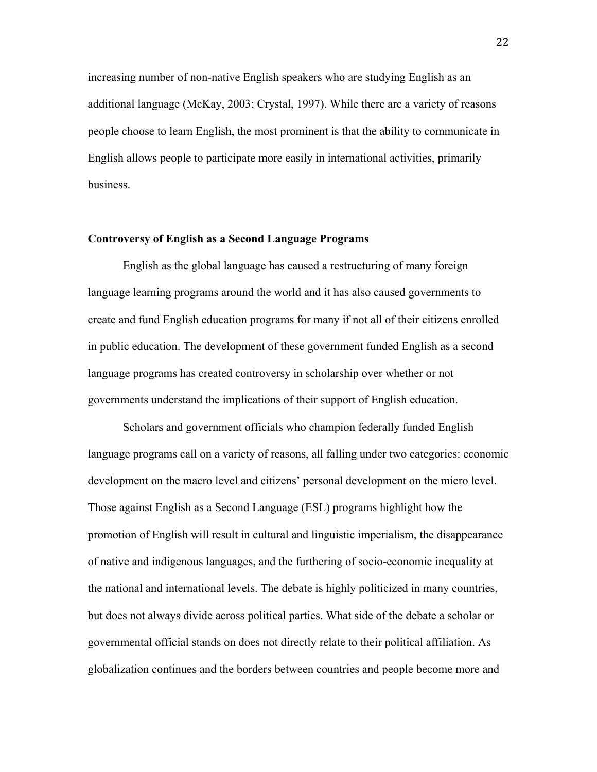increasing number of non-native English speakers who are studying English as an additional language (McKay, 2003; Crystal, 1997). While there are a variety of reasons people choose to learn English, the most prominent is that the ability to communicate in English allows people to participate more easily in international activities, primarily business.

## Controversy of English as a Second Language Programs

English as the global language has caused a restructuring of many foreign language learning programs around the world and it has also caused governments to create and fund English education programs for many if not all of their citizens enrolled in public education. The development of these government funded English as a second language programs has created controversy in scholarship over whether or not governments understand the implications of their support of English education.

Scholars and government officials who champion federally funded English language programs call on a variety of reasons, all falling under two categories: economic development on the macro level and citizens' personal development on the micro level. Those against English as a Second Language (ESL) programs highlight how the promotion of English will result in cultural and linguistic imperialism, the disappearance of native and indigenous languages, and the furthering of socio-economic inequality at the national and international levels. The debate is highly politicized in many countries, but does not always divide across political parties. What side of the debate a scholar or governmental official stands on does not directly relate to their political affiliation. As globalization continues and the borders between countries and people become more and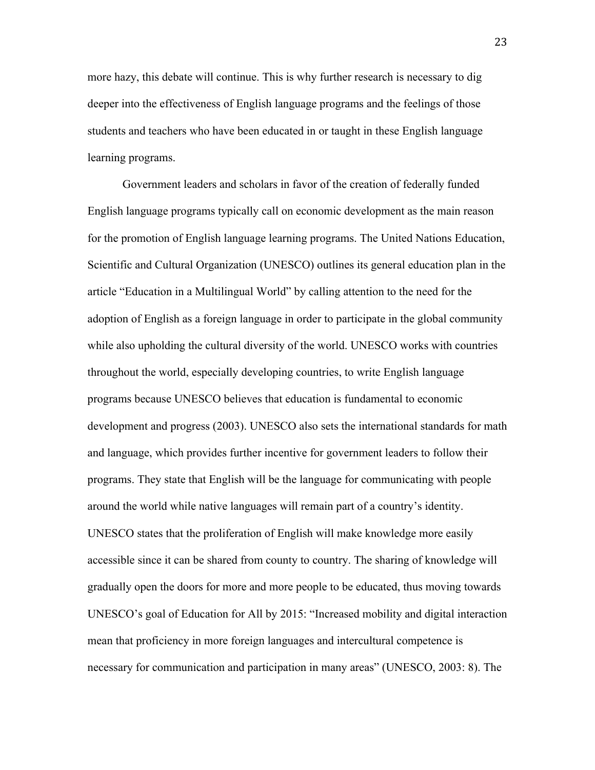more hazy, this debate will continue. This is why further research is necessary to dig deeper into the effectiveness of English language programs and the feelings of those students and teachers who have been educated in or taught in these English language learning programs.

Government leaders and scholars in favor of the creation of federally funded English language programs typically call on economic development as the main reason for the promotion of English language learning programs. The United Nations Education, Scientific and Cultural Organization (UNESCO) outlines its general education plan in the article "Education in a Multilingual World" by calling attention to the need for the adoption of English as a foreign language in order to participate in the global community while also upholding the cultural diversity of the world. UNESCO works with countries throughout the world, especially developing countries, to write English language programs because UNESCO believes that education is fundamental to economic development and progress (2003). UNESCO also sets the international standards for math and language, which provides further incentive for government leaders to follow their programs. They state that English will be the language for communicating with people around the world while native languages will remain part of a country's identity. UNESCO states that the proliferation of English will make knowledge more easily accessible since it can be shared from county to country. The sharing of knowledge will gradually open the doors for more and more people to be educated, thus moving towards UNESCO's goal of Education for All by 2015: "Increased mobility and digital interaction mean that proficiency in more foreign languages and intercultural competence is necessary for communication and participation in many areas" (UNESCO, 2003: 8). The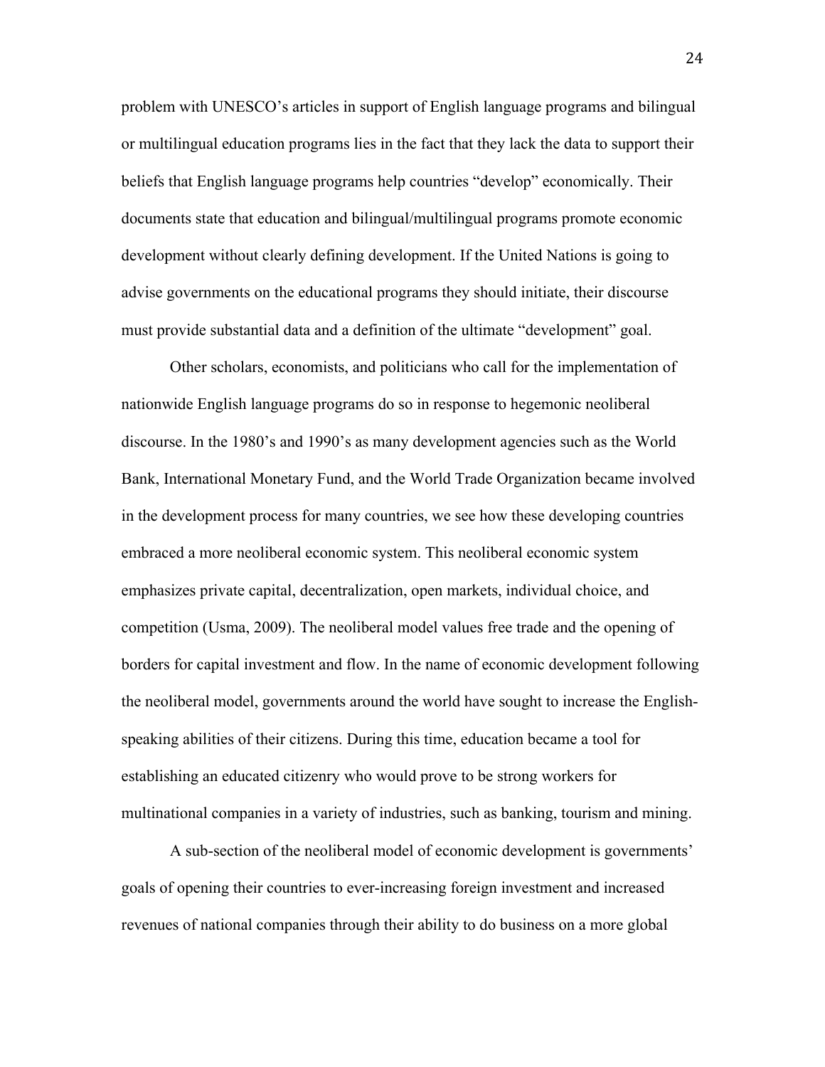problem with UNESCO's articles in support of English language programs and bilingual or multilingual education programs lies in the fact that they lack the data to support their beliefs that English language programs help countries "develop" economically. Their documents state that education and bilingual/multilingual programs promote economic development without clearly defining development. If the United Nations is going to advise governments on the educational programs they should initiate, their discourse must provide substantial data and a definition of the ultimate "development" goal.

Other scholars, economists, and politicians who call for the implementation of nationwide English language programs do so in response to hegemonic neoliberal discourse. In the 1980's and 1990's as many development agencies such as the World Bank, International Monetary Fund, and the World Trade Organization became involved in the development process for many countries, we see how these developing countries embraced a more neoliberal economic system. This neoliberal economic system emphasizes private capital, decentralization, open markets, individual choice, and competition (Usma, 2009). The neoliberal model values free trade and the opening of borders for capital investment and flow. In the name of economic development following the neoliberal model, governments around the world have sought to increase the English-speaking abilities of their citizens. During this time, education became a tool for establishing an educated citizenry who would prove to be strong workers for multinational companies in a variety of industries, such as banking, tourism and mining.

A sub-section of the neoliberal model of economic development is governments' goals of opening their countries to ever-increasing foreign investment and increased revenues of national companies through their ability to do business on a more global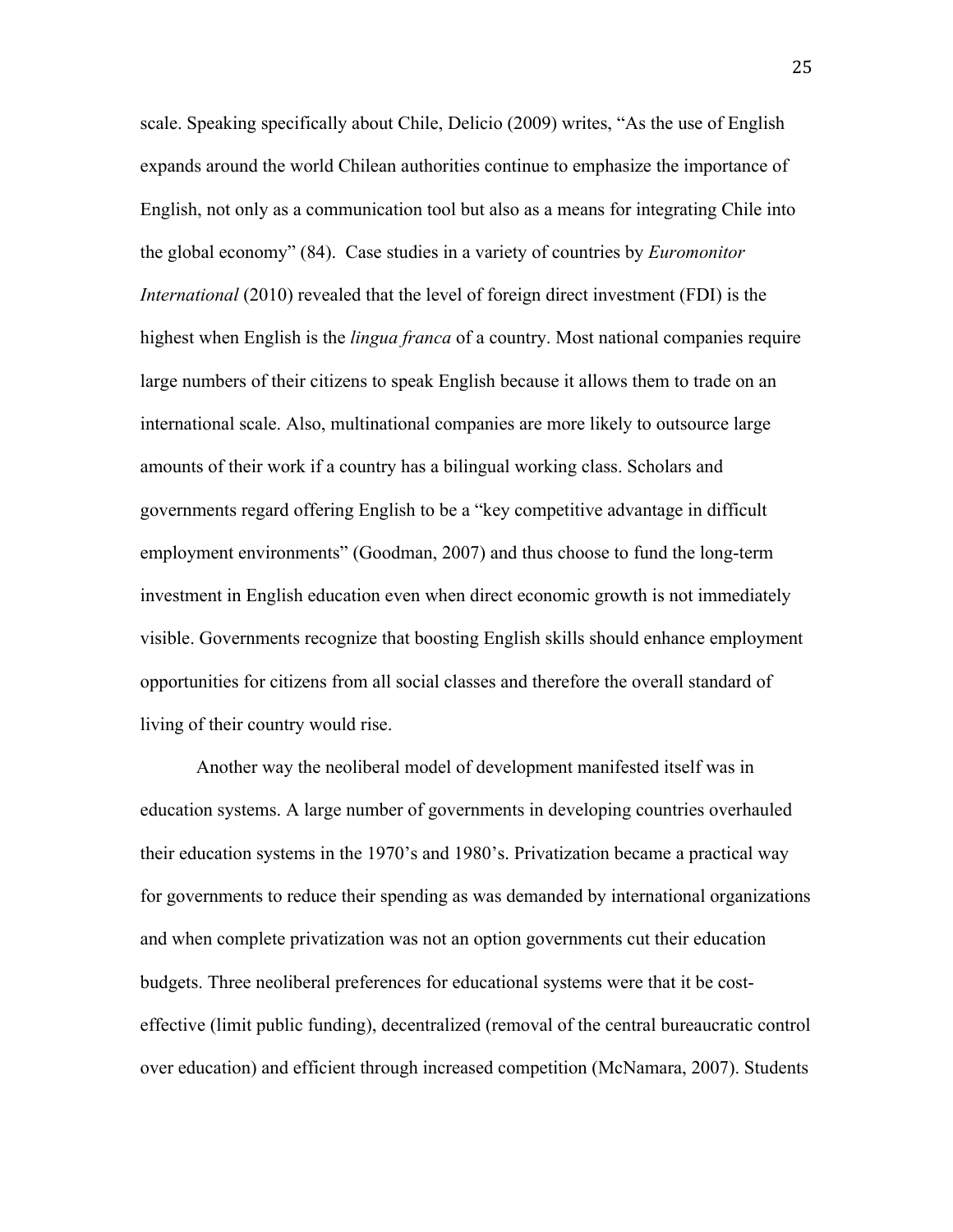scale. Speaking specifically about Chile, Delicio (2009) writes, "As the use of English expands around the world Chilean authorities continue to emphasize the importance of English, not only as a communication tool but also as a means for integrating Chile into the global economy" (84). Case studies in a variety of countries by *Euromonitor International* (2010) revealed that the level of foreign direct investment (FDI) is the highest when English is the *lingua franca* of a country. Most national companies require large numbers of their citizens to speak English because it allows them to trade on an international scale. Also, multinational companies are more likely to outsource large amounts of their work if a country has a bilingual working class. Scholars and governments regard offering English to be a "key competitive advantage in difficult employment environments" (Goodman, 2007) and thus choose to fund the long-term investment in English education even when direct economic growth is not immediately visible. Governments recognize that boosting English skills should enhance employment opportunities for citizens from all social classes and therefore the overall standard of living of their country would rise.

Another way the neoliberal model of development manifested itself was in education systems. A large number of governments in developing countries overhauled their education systems in the 1970's and 1980's. Privatization became a practical way for governments to reduce their spending as was demanded by international organizations and when complete privatization was not an option governments cut their education budgets. Three neoliberal preferences for educational systems were that it be cost-effective (limit public funding), decentralized (removal of the central bureaucratic control over education) and efficient through increased competition (McNamara, 2007). Students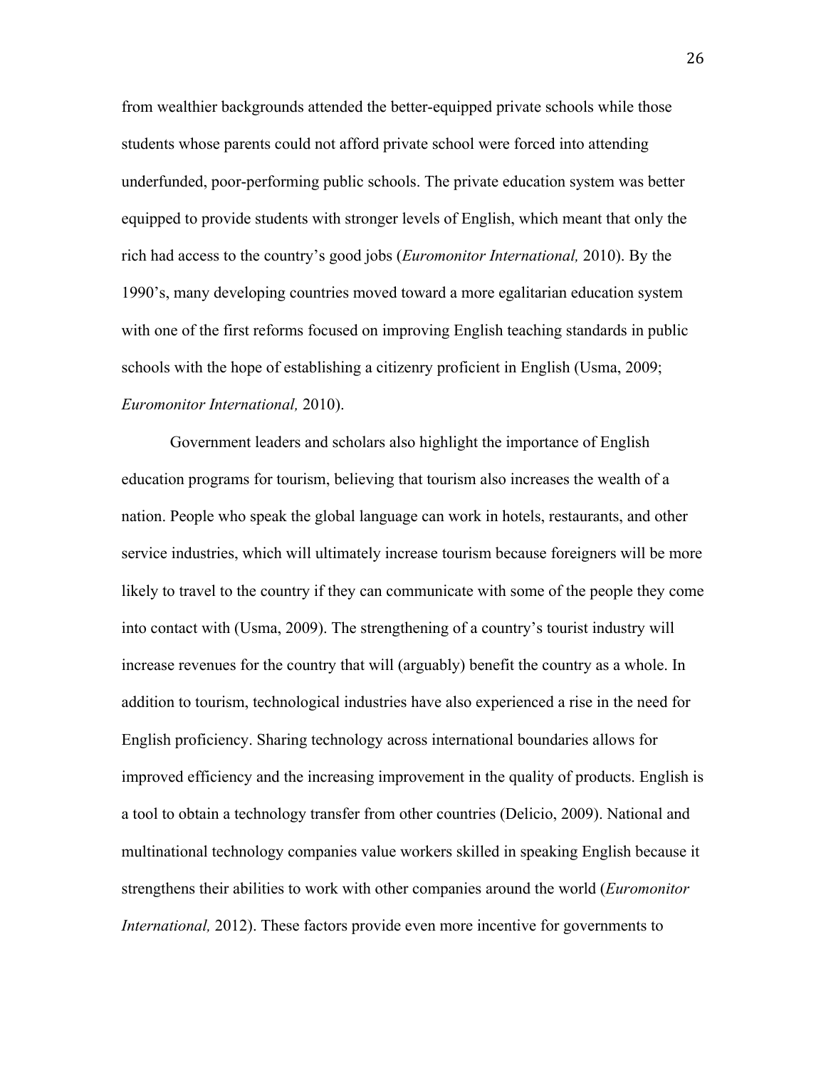from wealthier backgrounds attended the better-equipped private schools while those students whose parents could not afford private school were forced into attending underfunded, poor-performing public schools. The private education system was better equipped to provide students with stronger levels of English, which meant that only the rich had access to the country's good jobs (*Euromonitor International,* 2010). By the 1990's, many developing countries moved toward a more egalitarian education system with one of the first reforms focused on improving English teaching standards in public schools with the hope of establishing a citizenry proficient in English (Usma, 2009; *Euromonitor International,* 2010).

Government leaders and scholars also highlight the importance of English education programs for tourism, believing that tourism also increases the wealth of a nation. People who speak the global language can work in hotels, restaurants, and other service industries, which will ultimately increase tourism because foreigners will be more likely to travel to the country if they can communicate with some of the people they come into contact with (Usma, 2009). The strengthening of a country's tourist industry will increase revenues for the country that will (arguably) benefit the country as a whole. In addition to tourism, technological industries have also experienced a rise in the need for English proficiency. Sharing technology across international boundaries allows for improved efficiency and the increasing improvement in the quality of products. English is a tool to obtain a technology transfer from other countries (Delicio, 2009). National and multinational technology companies value workers skilled in speaking English because it strengthens their abilities to work with other companies around the world (*Euromonitor International,* 2012). These factors provide even more incentive for governments to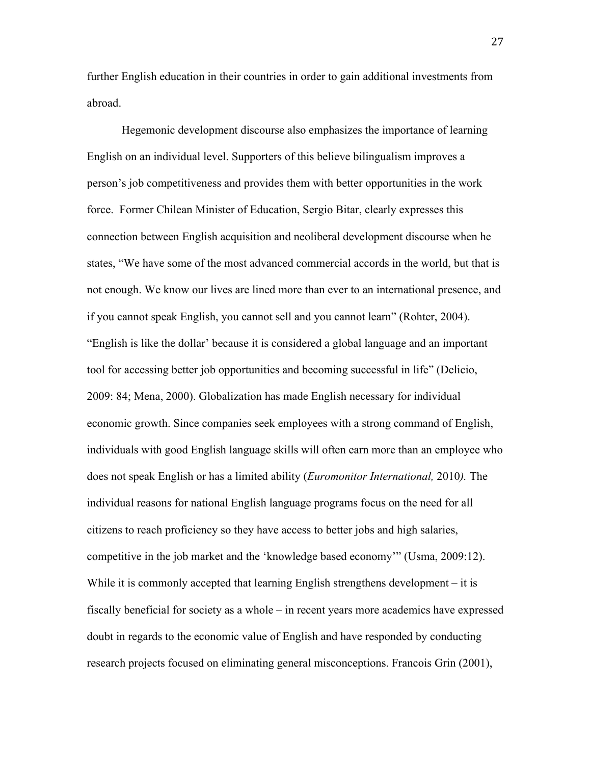further English education in their countries in order to gain additional investments from abroad.

Hegemonic development discourse also emphasizes the importance of learning English on an individual level. Supporters of this believe bilingualism improves a person's job competitiveness and provides them with better opportunities in the work force. Former Chilean Minister of Education, Sergio Bitar, clearly expresses this connection between English acquisition and neoliberal development discourse when he states, "We have some of the most advanced commercial accords in the world, but that is not enough. We know our lives are lined more than ever to an international presence, and if you cannot speak English, you cannot sell and you cannot learn" (Rohter, 2004). "English is like the dollar' because it is considered a global language and an important tool for accessing better job opportunities and becoming successful in life" (Delicio, 2009: 84; Mena, 2000). Globalization has made English necessary for individual economic growth. Since companies seek employees with a strong command of English, individuals with good English language skills will often earn more than an employee who does not speak English or has a limited ability (*Euromonitor International,* 2010*).* The individual reasons for national English language programs focus on the need for all citizens to reach proficiency so they have access to better jobs and high salaries, competitive in the job market and the 'knowledge based economy'" (Usma, 2009:12). While it is commonly accepted that learning English strengthens development – it is fiscally beneficial for society as a whole – in recent years more academics have expressed doubt in regards to the economic value of English and have responded by conducting research projects focused on eliminating general misconceptions. Francois Grin (2001),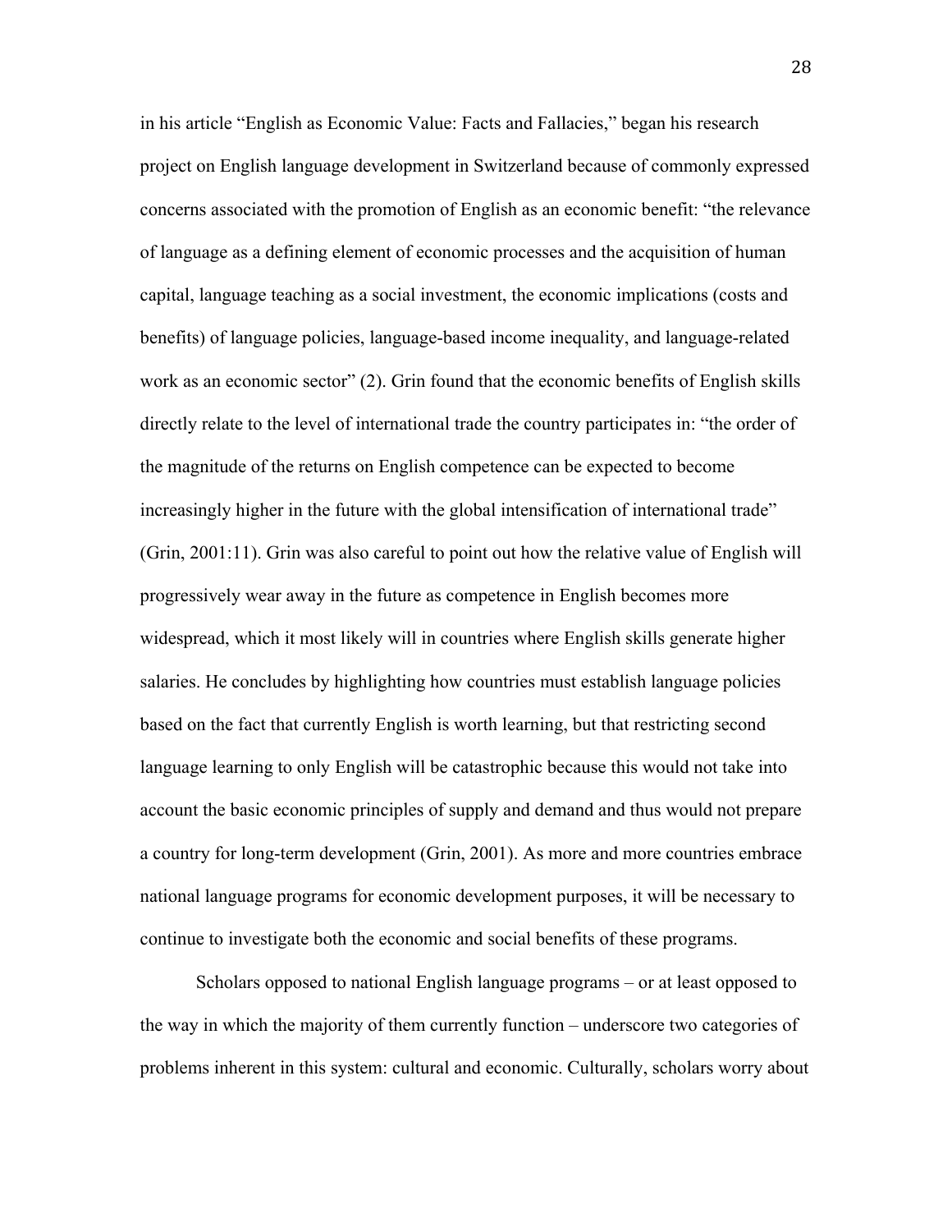in his article "English as Economic Value: Facts and Fallacies," began his research project on English language development in Switzerland because of commonly expressed concerns associated with the promotion of English as an economic benefit: "the relevance of language as a defining element of economic processes and the acquisition of human capital, language teaching as a social investment, the economic implications (costs and benefits) of language policies, language-based income inequality, and language-related work as an economic sector" (2). Grin found that the economic benefits of English skills directly relate to the level of international trade the country participates in: "the order of the magnitude of the returns on English competence can be expected to become increasingly higher in the future with the global intensification of international trade" (Grin, 2001:11). Grin was also careful to point out how the relative value of English will progressively wear away in the future as competence in English becomes more widespread, which it most likely will in countries where English skills generate higher salaries. He concludes by highlighting how countries must establish language policies based on the fact that currently English is worth learning, but that restricting second language learning to only English will be catastrophic because this would not take into account the basic economic principles of supply and demand and thus would not prepare a country for long-term development (Grin, 2001). As more and more countries embrace national language programs for economic development purposes, it will be necessary to continue to investigate both the economic and social benefits of these programs.

Scholars opposed to national English language programs – or at least opposed to the way in which the majority of them currently function – underscore two categories of problems inherent in this system: cultural and economic. Culturally, scholars worry about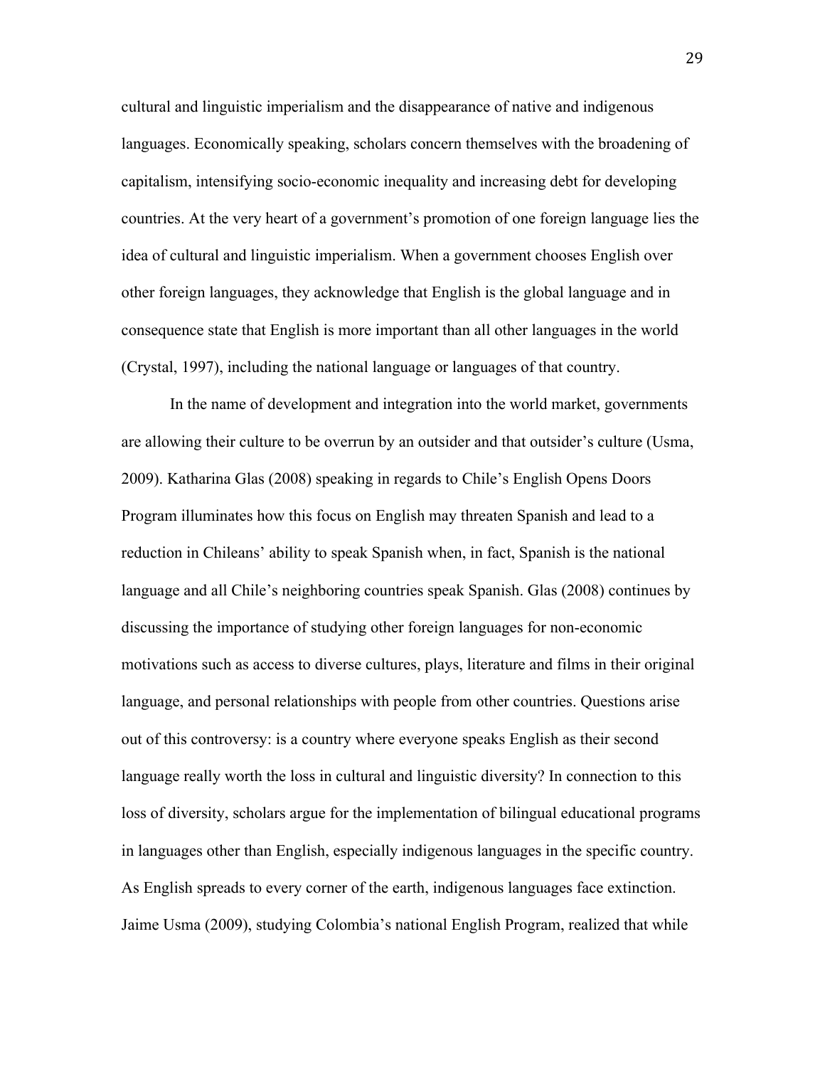cultural and linguistic imperialism and the disappearance of native and indigenous languages. Economically speaking, scholars concern themselves with the broadening of capitalism, intensifying socio-economic inequality and increasing debt for developing countries. At the very heart of a government's promotion of one foreign language lies the idea of cultural and linguistic imperialism. When a government chooses English over other foreign languages, they acknowledge that English is the global language and in consequence state that English is more important than all other languages in the world (Crystal, 1997), including the national language or languages of that country.

In the name of development and integration into the world market, governments are allowing their culture to be overrun by an outsider and that outsider's culture (Usma, 2009). Katharina Glas (2008) speaking in regards to Chile's English Opens Doors Program illuminates how this focus on English may threaten Spanish and lead to a reduction in Chileans' ability to speak Spanish when, in fact, Spanish is the national language and all Chile's neighboring countries speak Spanish. Glas (2008) continues by discussing the importance of studying other foreign languages for non-economic motivations such as access to diverse cultures, plays, literature and films in their original language, and personal relationships with people from other countries. Questions arise out of this controversy: is a country where everyone speaks English as their second language really worth the loss in cultural and linguistic diversity? In connection to this loss of diversity, scholars argue for the implementation of bilingual educational programs in languages other than English, especially indigenous languages in the specific country. As English spreads to every corner of the earth, indigenous languages face extinction. Jaime Usma (2009), studying Colombia's national English Program, realized that while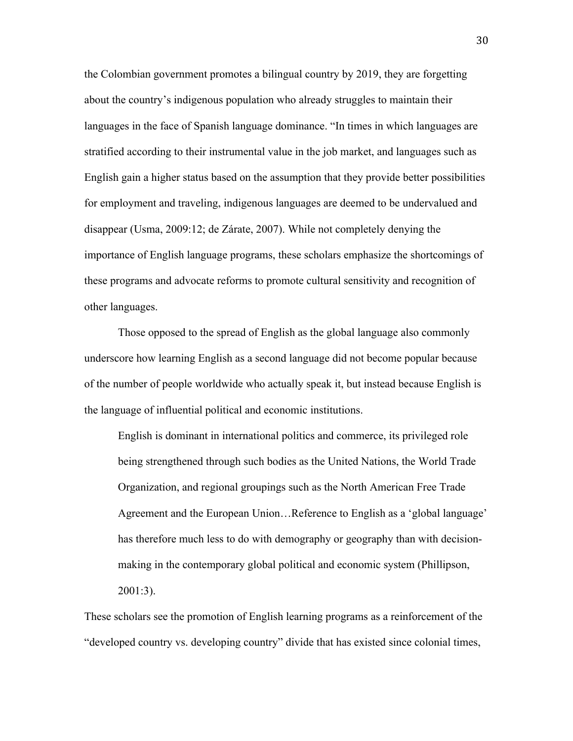the Colombian government promotes a bilingual country by 2019, they are forgetting about the country's indigenous population who already struggles to maintain their languages in the face of Spanish language dominance. "In times in which languages are stratified according to their instrumental value in the job market, and languages such as English gain a higher status based on the assumption that they provide better possibilities for employment and traveling, indigenous languages are deemed to be undervalued and disappear (Usma, 2009:12; de Zárate, 2007). While not completely denying the importance of English language programs, these scholars emphasize the shortcomings of these programs and advocate reforms to promote cultural sensitivity and recognition of other languages.

Those opposed to the spread of English as the global language also commonly underscore how learning English as a second language did not become popular because of the number of people worldwide who actually speak it, but instead because English is the language of influential political and economic institutions.

> English is dominant in international politics and commerce, its privileged role being strengthened through such bodies as the United Nations, the World Trade Organization, and regional groupings such as the North American Free Trade Agreement and the European Union…Reference to English as a 'global language' has therefore much less to do with demography or geography than with decision-making in the contemporary global political and economic system (Phillipson, 2001:3).

These scholars see the promotion of English learning programs as a reinforcement of the "developed country vs. developing country" divide that has existed since colonial times,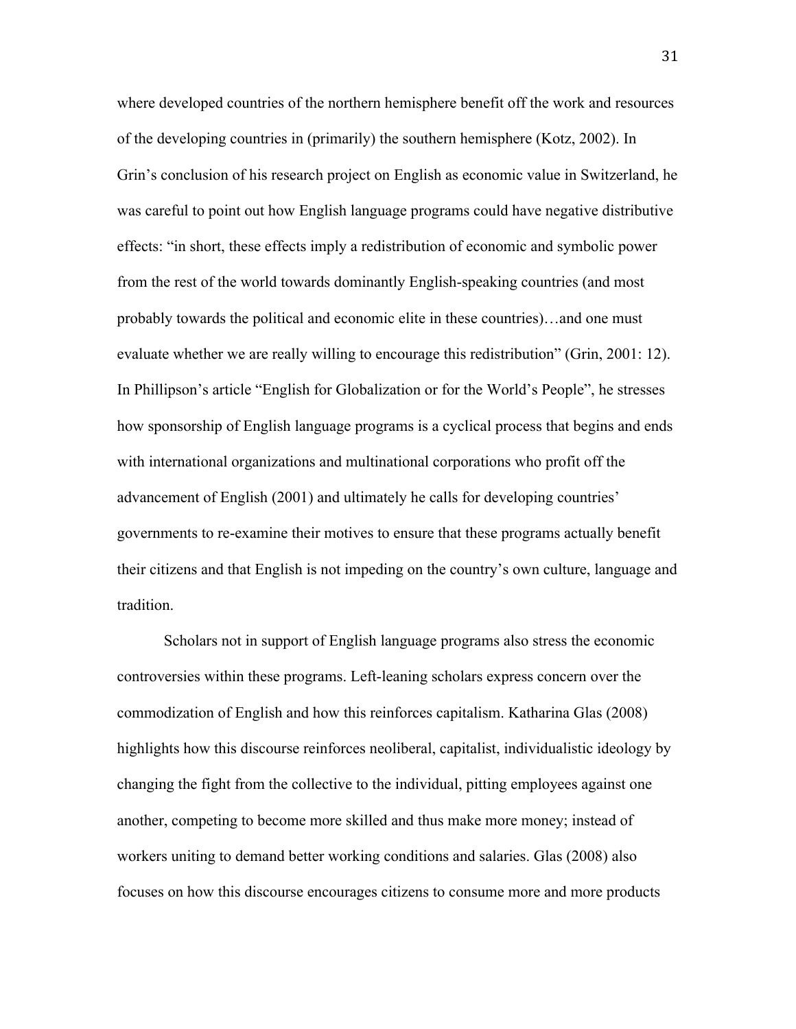where developed countries of the northern hemisphere benefit off the work and resources of the developing countries in (primarily) the southern hemisphere (Kotz, 2002). In Grin's conclusion of his research project on English as economic value in Switzerland, he was careful to point out how English language programs could have negative distributive effects: "in short, these effects imply a redistribution of economic and symbolic power from the rest of the world towards dominantly English-speaking countries (and most probably towards the political and economic elite in these countries)…and one must evaluate whether we are really willing to encourage this redistribution" (Grin, 2001: 12). In Phillipson's article "English for Globalization or for the World's People", he stresses how sponsorship of English language programs is a cyclical process that begins and ends with international organizations and multinational corporations who profit off the advancement of English (2001) and ultimately he calls for developing countries' governments to re-examine their motives to ensure that these programs actually benefit their citizens and that English is not impeding on the country's own culture, language and tradition.

Scholars not in support of English language programs also stress the economic controversies within these programs. Left-leaning scholars express concern over the commodization of English and how this reinforces capitalism. Katharina Glas (2008) highlights how this discourse reinforces neoliberal, capitalist, individualistic ideology by changing the fight from the collective to the individual, pitting employees against one another, competing to become more skilled and thus make more money; instead of workers uniting to demand better working conditions and salaries. Glas (2008) also focuses on how this discourse encourages citizens to consume more and more products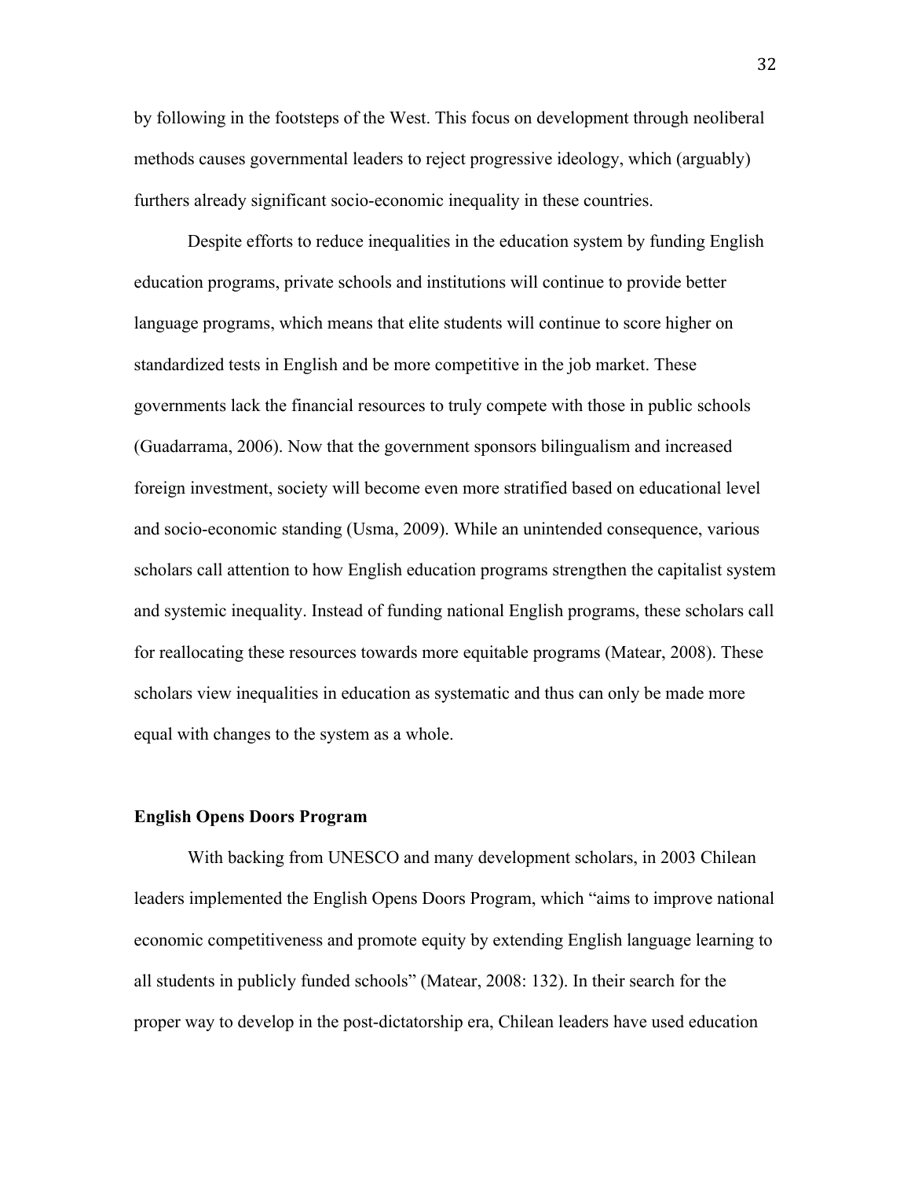by following in the footsteps of the West. This focus on development through neoliberal methods causes governmental leaders to reject progressive ideology, which (arguably) furthers already significant socio-economic inequality in these countries.

Despite efforts to reduce inequalities in the education system by funding English education programs, private schools and institutions will continue to provide better language programs, which means that elite students will continue to score higher on standardized tests in English and be more competitive in the job market. These governments lack the financial resources to truly compete with those in public schools (Guadarrama, 2006). Now that the government sponsors bilingualism and increased foreign investment, society will become even more stratified based on educational level and socio-economic standing (Usma, 2009). While an unintended consequence, various scholars call attention to how English education programs strengthen the capitalist system and systemic inequality. Instead of funding national English programs, these scholars call for reallocating these resources towards more equitable programs (Matear, 2008). These scholars view inequalities in education as systematic and thus can only be made more equal with changes to the system as a whole.

**English Opens Doors Program**

With backing from UNESCO and many development scholars, in 2003 Chilean leaders implemented the English Opens Doors Program, which "aims to improve national economic competitiveness and promote equity by extending English language learning to all students in publicly funded schools" (Matear, 2008: 132). In their search for the proper way to develop in the post-dictatorship era, Chilean leaders have used education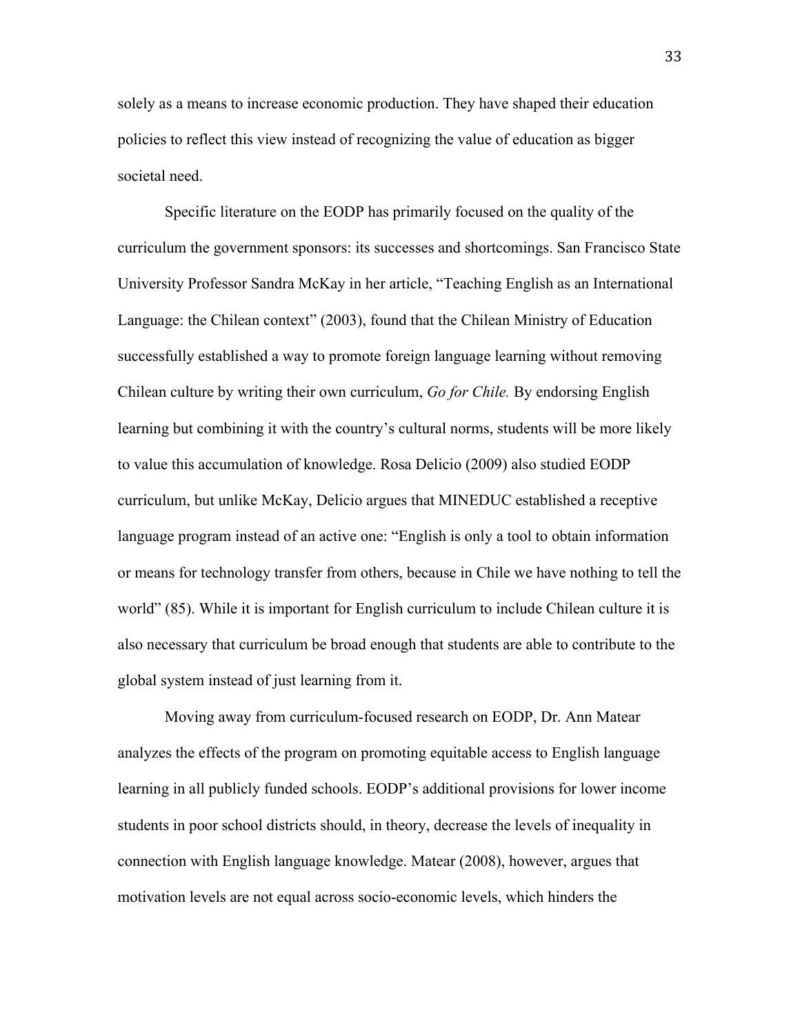solely as a means to increase economic production. They have shaped their education policies to reflect this view instead of recognizing the value of education as bigger societal need.

Specific literature on the EODP has primarily focused on the quality of the curriculum the government sponsors: its successes and shortcomings. San Francisco State University Professor Sandra McKay in her article, "Teaching English as an International Language: the Chilean context" (2003), found that the Chilean Ministry of Education successfully established a way to promote foreign language learning without removing Chilean culture by writing their own curriculum, *Go for Chile.* By endorsing English learning but combining it with the country's cultural norms, students will be more likely to value this accumulation of knowledge. Rosa Delicio (2009) also studied EODP curriculum, but unlike McKay, Delicio argues that MINEDUC established a receptive language program instead of an active one: "English is only a tool to obtain information or means for technology transfer from others, because in Chile we have nothing to tell the world" (85). While it is important for English curriculum to include Chilean culture it is also necessary that curriculum be broad enough that students are able to contribute to the global system instead of just learning from it.

Moving away from curriculum-focused research on EODP, Dr. Ann Matear analyzes the effects of the program on promoting equitable access to English language learning in all publicly funded schools. EODP's additional provisions for lower income students in poor school districts should, in theory, decrease the levels of inequality in connection with English language knowledge. Matear (2008), however, argues that motivation levels are not equal across socio-economic levels, which hinders the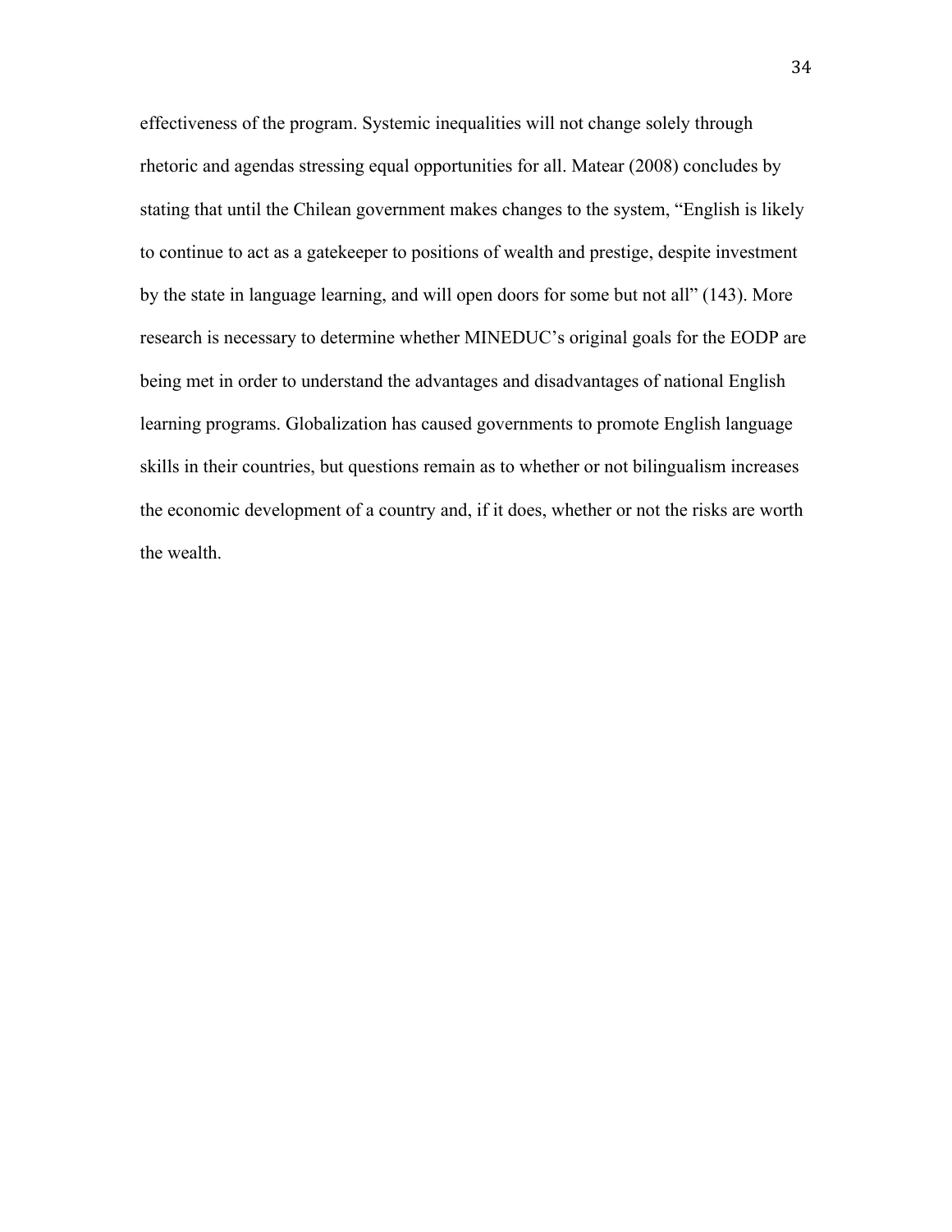effectiveness of the program. Systemic inequalities will not change solely through rhetoric and agendas stressing equal opportunities for all. Matear (2008) concludes by stating that until the Chilean government makes changes to the system, "English is likely to continue to act as a gatekeeper to positions of wealth and prestige, despite investment by the state in language learning, and will open doors for some but not all" (143). More research is necessary to determine whether MINEDUC's original goals for the EODP are being met in order to understand the advantages and disadvantages of national English learning programs. Globalization has caused governments to promote English language skills in their countries, but questions remain as to whether or not bilingualism increases the economic development of a country and, if it does, whether or not the risks are worth the wealth.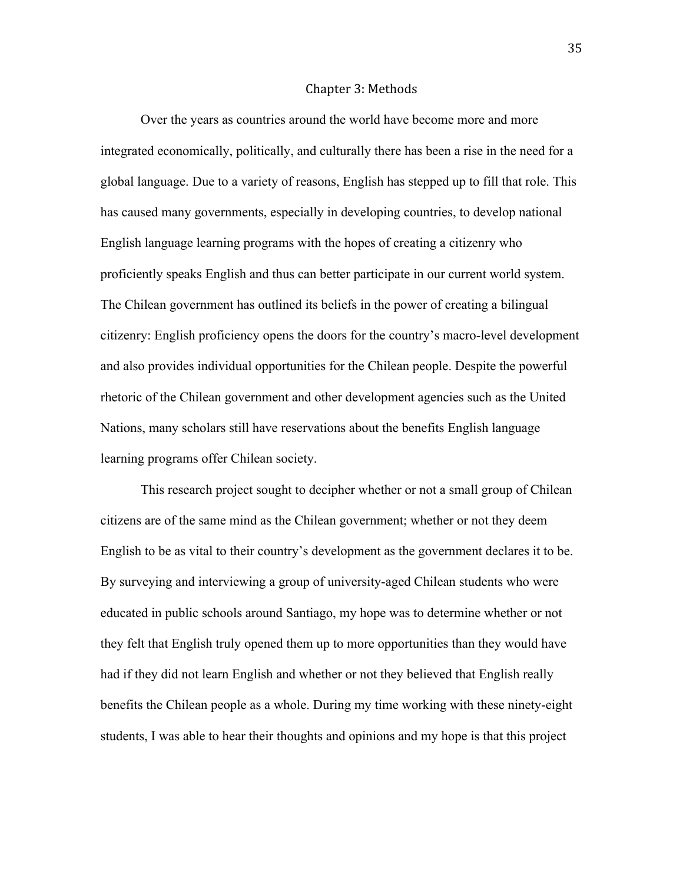# Chapter 3: Methods

Over the years as countries around the world have become more and more integrated economically, politically, and culturally there has been a rise in the need for a global language. Due to a variety of reasons, English has stepped up to fill that role. This has caused many governments, especially in developing countries, to develop national English language learning programs with the hopes of creating a citizenry who proficiently speaks English and thus can better participate in our current world system. The Chilean government has outlined its beliefs in the power of creating a bilingual citizenry: English proficiency opens the doors for the country's macro-level development and also provides individual opportunities for the Chilean people. Despite the powerful rhetoric of the Chilean government and other development agencies such as the United Nations, many scholars still have reservations about the benefits English language learning programs offer Chilean society.

This research project sought to decipher whether or not a small group of Chilean citizens are of the same mind as the Chilean government; whether or not they deem English to be as vital to their country's development as the government declares it to be. By surveying and interviewing a group of university-aged Chilean students who were educated in public schools around Santiago, my hope was to determine whether or not they felt that English truly opened them up to more opportunities than they would have had if they did not learn English and whether or not they believed that English really benefits the Chilean people as a whole. During my time working with these ninety-eight students, I was able to hear their thoughts and opinions and my hope is that this project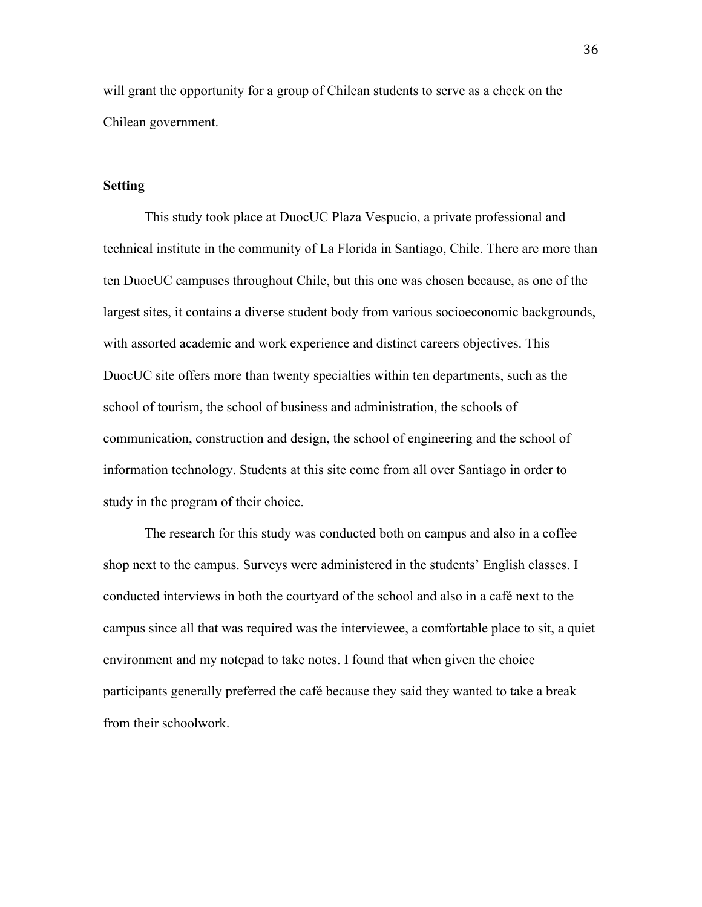will grant the opportunity for a group of Chilean students to serve as a check on the Chilean government.

**Setting**

This study took place at DuocUC Plaza Vespucio, a private professional and technical institute in the community of La Florida in Santiago, Chile. There are more than ten DuocUC campuses throughout Chile, but this one was chosen because, as one of the largest sites, it contains a diverse student body from various socioeconomic backgrounds, with assorted academic and work experience and distinct careers objectives. This DuocUC site offers more than twenty specialties within ten departments, such as the school of tourism, the school of business and administration, the schools of communication, construction and design, the school of engineering and the school of information technology. Students at this site come from all over Santiago in order to study in the program of their choice.

The research for this study was conducted both on campus and also in a coffee shop next to the campus. Surveys were administered in the students' English classes. I conducted interviews in both the courtyard of the school and also in a café next to the campus since all that was required was the interviewee, a comfortable place to sit, a quiet environment and my notepad to take notes. I found that when given the choice participants generally preferred the café because they said they wanted to take a break from their schoolwork.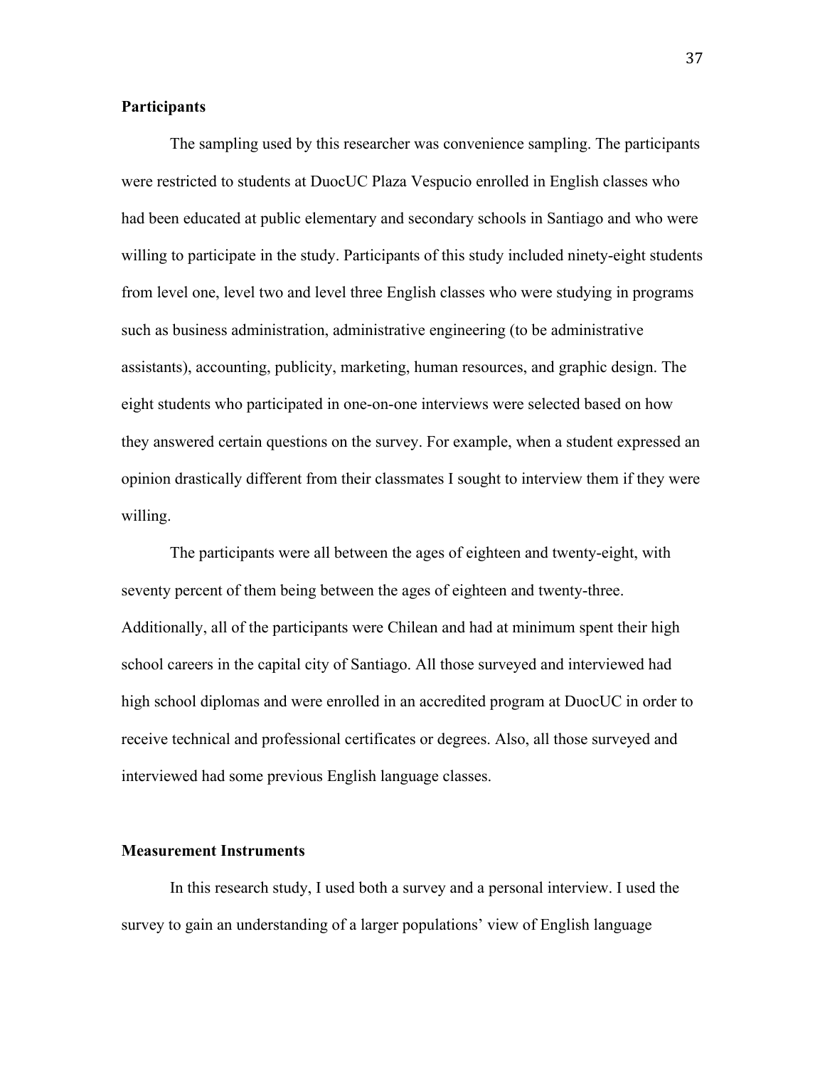**Participants**

The sampling used by this researcher was convenience sampling. The participants were restricted to students at DuocUC Plaza Vespucio enrolled in English classes who had been educated at public elementary and secondary schools in Santiago and who were willing to participate in the study. Participants of this study included ninety-eight students from level one, level two and level three English classes who were studying in programs such as business administration, administrative engineering (to be administrative assistants), accounting, publicity, marketing, human resources, and graphic design. The eight students who participated in one-on-one interviews were selected based on how they answered certain questions on the survey. For example, when a student expressed an opinion drastically different from their classmates I sought to interview them if they were willing.

The participants were all between the ages of eighteen and twenty-eight, with seventy percent of them being between the ages of eighteen and twenty-three. Additionally, all of the participants were Chilean and had at minimum spent their high school careers in the capital city of Santiago. All those surveyed and interviewed had high school diplomas and were enrolled in an accredited program at DuocUC in order to receive technical and professional certificates or degrees. Also, all those surveyed and interviewed had some previous English language classes.

**Measurement Instruments**

In this research study, I used both a survey and a personal interview. I used the survey to gain an understanding of a larger populations' view of English language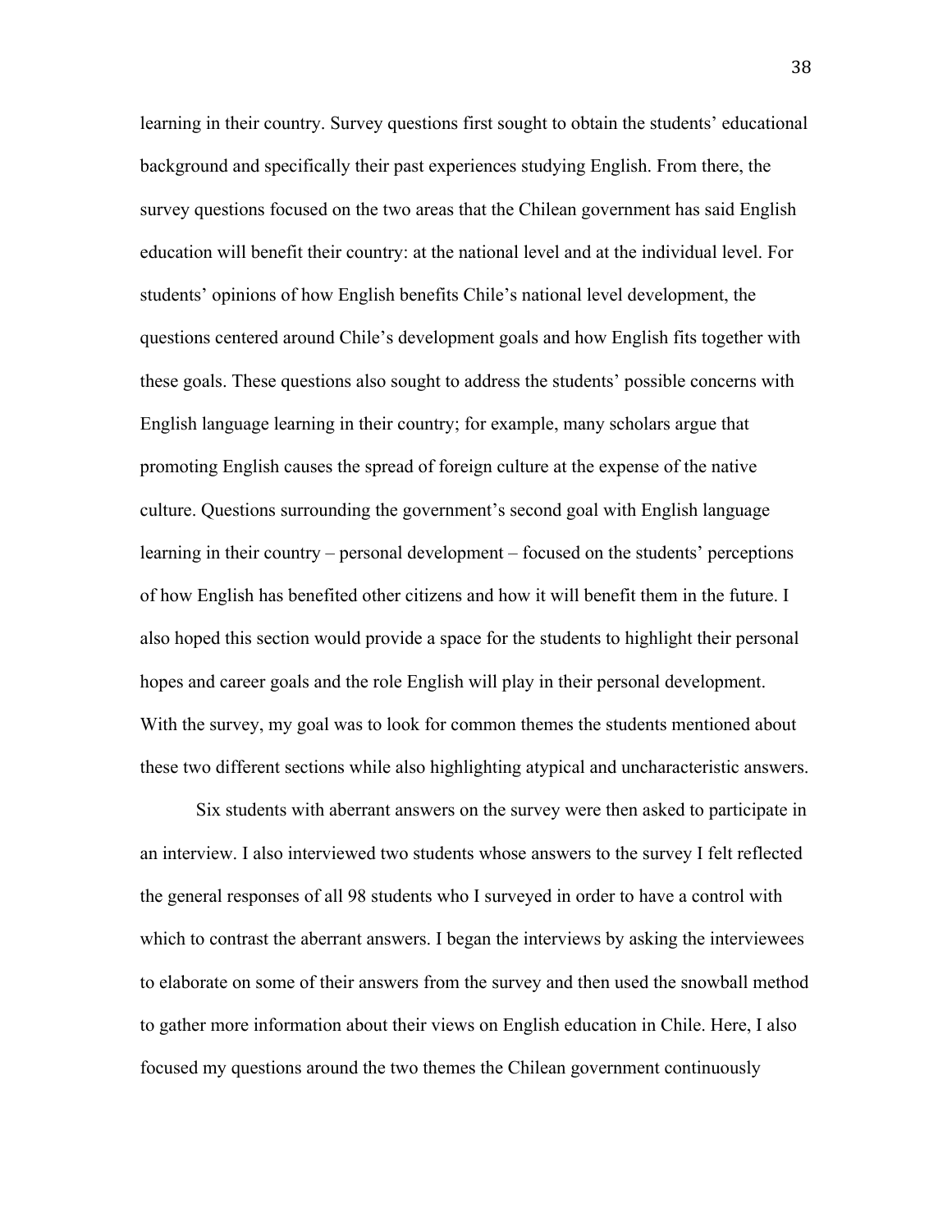learning in their country. Survey questions first sought to obtain the students' educational background and specifically their past experiences studying English. From there, the survey questions focused on the two areas that the Chilean government has said English education will benefit their country: at the national level and at the individual level. For students' opinions of how English benefits Chile's national level development, the questions centered around Chile's development goals and how English fits together with these goals. These questions also sought to address the students' possible concerns with English language learning in their country; for example, many scholars argue that promoting English causes the spread of foreign culture at the expense of the native culture. Questions surrounding the government's second goal with English language learning in their country – personal development – focused on the students' perceptions of how English has benefited other citizens and how it will benefit them in the future. I also hoped this section would provide a space for the students to highlight their personal hopes and career goals and the role English will play in their personal development. With the survey, my goal was to look for common themes the students mentioned about these two different sections while also highlighting atypical and uncharacteristic answers.

Six students with aberrant answers on the survey were then asked to participate in an interview. I also interviewed two students whose answers to the survey I felt reflected the general responses of all 98 students who I surveyed in order to have a control with which to contrast the aberrant answers. I began the interviews by asking the interviewees to elaborate on some of their answers from the survey and then used the snowball method to gather more information about their views on English education in Chile. Here, I also focused my questions around the two themes the Chilean government continuously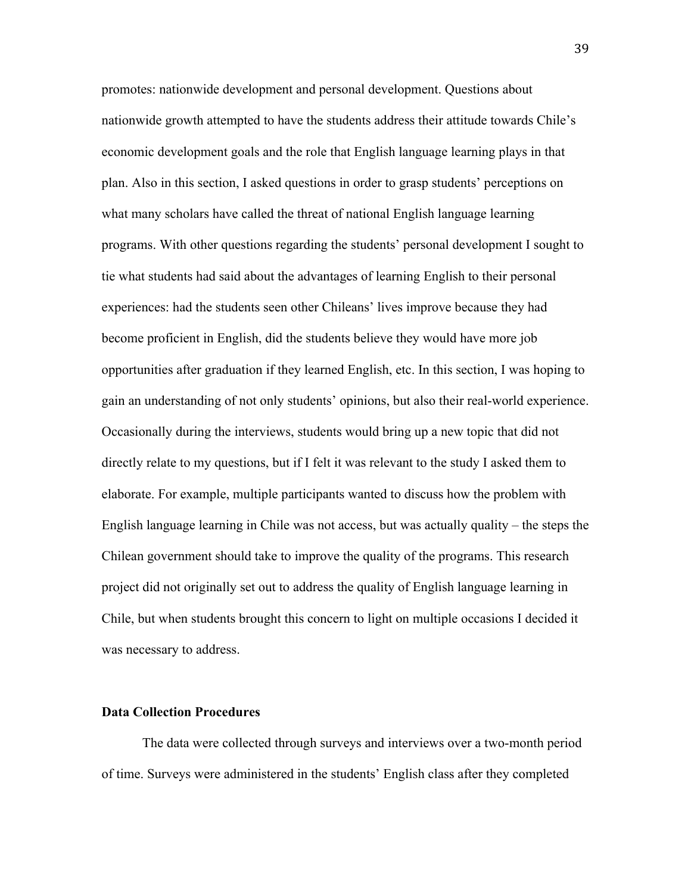promotes: nationwide development and personal development. Questions about nationwide growth attempted to have the students address their attitude towards Chile's economic development goals and the role that English language learning plays in that plan. Also in this section, I asked questions in order to grasp students' perceptions on what many scholars have called the threat of national English language learning programs. With other questions regarding the students' personal development I sought to tie what students had said about the advantages of learning English to their personal experiences: had the students seen other Chileans' lives improve because they had become proficient in English, did the students believe they would have more job opportunities after graduation if they learned English, etc. In this section, I was hoping to gain an understanding of not only students' opinions, but also their real-world experience. Occasionally during the interviews, students would bring up a new topic that did not directly relate to my questions, but if I felt it was relevant to the study I asked them to elaborate. For example, multiple participants wanted to discuss how the problem with English language learning in Chile was not access, but was actually quality – the steps the Chilean government should take to improve the quality of the programs. This research project did not originally set out to address the quality of English language learning in Chile, but when students brought this concern to light on multiple occasions I decided it was necessary to address.

## Data Collection Procedures

The data were collected through surveys and interviews over a two-month period of time. Surveys were administered in the students' English class after they completed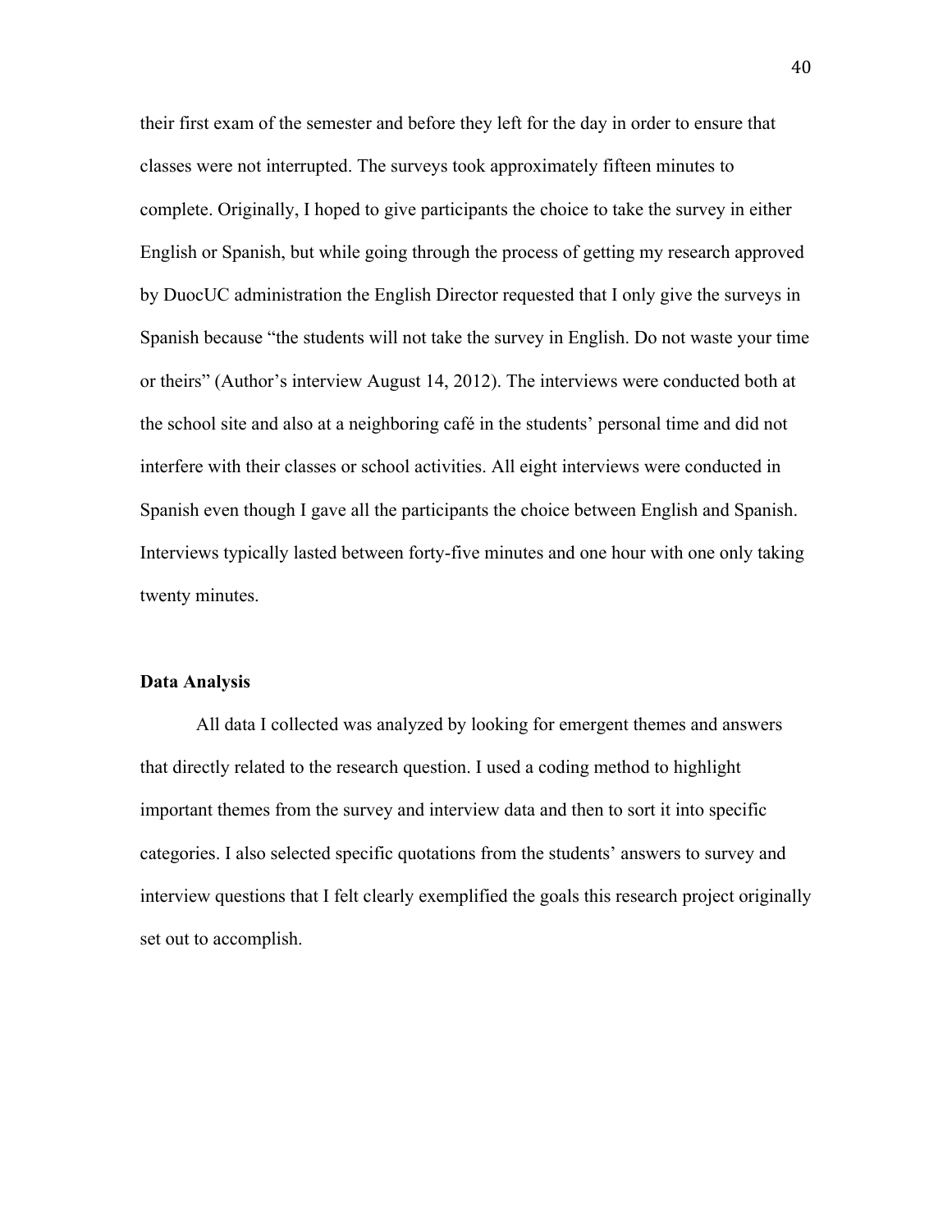their first exam of the semester and before they left for the day in order to ensure that classes were not interrupted. The surveys took approximately fifteen minutes to complete. Originally, I hoped to give participants the choice to take the survey in either English or Spanish, but while going through the process of getting my research approved by DuocUC administration the English Director requested that I only give the surveys in Spanish because "the students will not take the survey in English. Do not waste your time or theirs" (Author's interview August 14, 2012). The interviews were conducted both at the school site and also at a neighboring café in the students' personal time and did not interfere with their classes or school activities. All eight interviews were conducted in Spanish even though I gave all the participants the choice between English and Spanish. Interviews typically lasted between forty-five minutes and one hour with one only taking twenty minutes.

**Data Analysis**

All data I collected was analyzed by looking for emergent themes and answers that directly related to the research question. I used a coding method to highlight important themes from the survey and interview data and then to sort it into specific categories. I also selected specific quotations from the students' answers to survey and interview questions that I felt clearly exemplified the goals this research project originally set out to accomplish.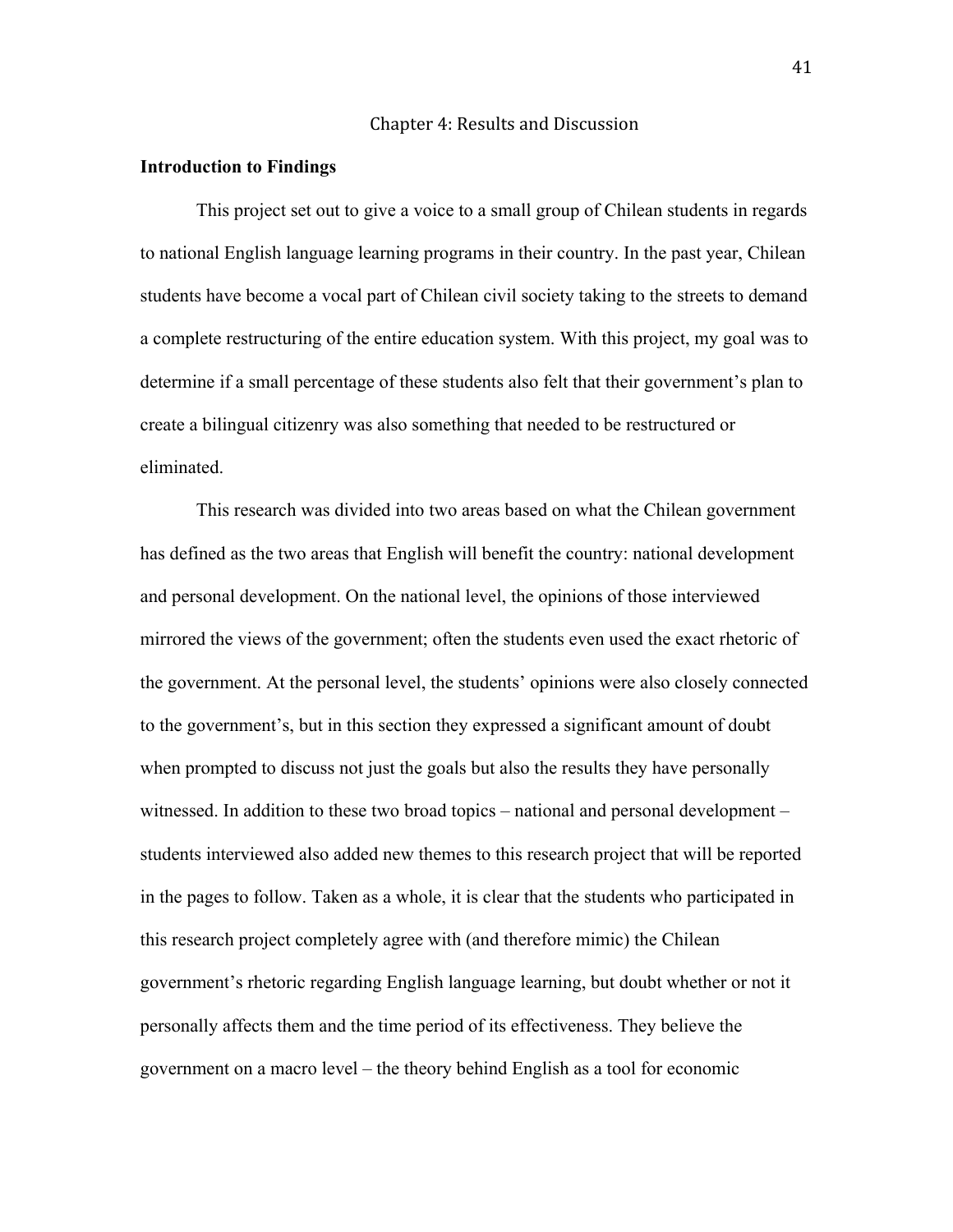# Chapter 4: Results and Discussion

**Introduction to Findings**

This project set out to give a voice to a small group of Chilean students in regards to national English language learning programs in their country. In the past year, Chilean students have become a vocal part of Chilean civil society taking to the streets to demand a complete restructuring of the entire education system. With this project, my goal was to determine if a small percentage of these students also felt that their government's plan to create a bilingual citizenry was also something that needed to be restructured or eliminated.

This research was divided into two areas based on what the Chilean government has defined as the two areas that English will benefit the country: national development and personal development. On the national level, the opinions of those interviewed mirrored the views of the government; often the students even used the exact rhetoric of the government. At the personal level, the students' opinions were also closely connected to the government's, but in this section they expressed a significant amount of doubt when prompted to discuss not just the goals but also the results they have personally witnessed. In addition to these two broad topics – national and personal development – students interviewed also added new themes to this research project that will be reported in the pages to follow. Taken as a whole, it is clear that the students who participated in this research project completely agree with (and therefore mimic) the Chilean government's rhetoric regarding English language learning, but doubt whether or not it personally affects them and the time period of its effectiveness. They believe the government on a macro level – the theory behind English as a tool for economic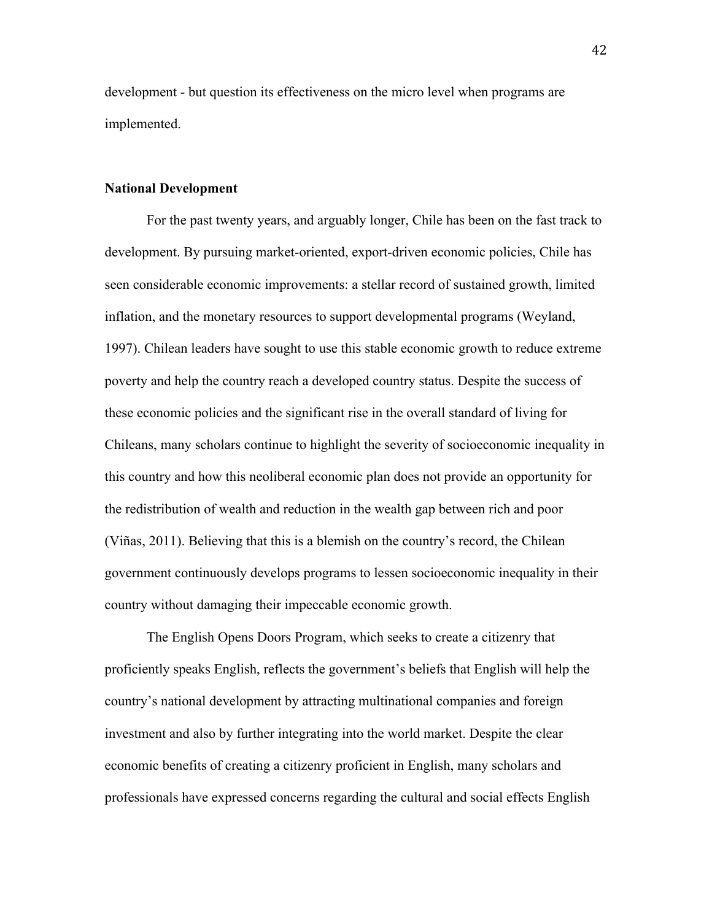development - but question its effectiveness on the micro level when programs are implemented.

**National Development**

For the past twenty years, and arguably longer, Chile has been on the fast track to development. By pursuing market-oriented, export-driven economic policies, Chile has seen considerable economic improvements: a stellar record of sustained growth, limited inflation, and the monetary resources to support developmental programs (Weyland, 1997). Chilean leaders have sought to use this stable economic growth to reduce extreme poverty and help the country reach a developed country status. Despite the success of these economic policies and the significant rise in the overall standard of living for Chileans, many scholars continue to highlight the severity of socioeconomic inequality in this country and how this neoliberal economic plan does not provide an opportunity for the redistribution of wealth and reduction in the wealth gap between rich and poor (Viñas, 2011). Believing that this is a blemish on the country's record, the Chilean government continuously develops programs to lessen socioeconomic inequality in their country without damaging their impeccable economic growth.

The English Opens Doors Program, which seeks to create a citizenry that proficiently speaks English, reflects the government's beliefs that English will help the country's national development by attracting multinational companies and foreign investment and also by further integrating into the world market. Despite the clear economic benefits of creating a citizenry proficient in English, many scholars and professionals have expressed concerns regarding the cultural and social effects English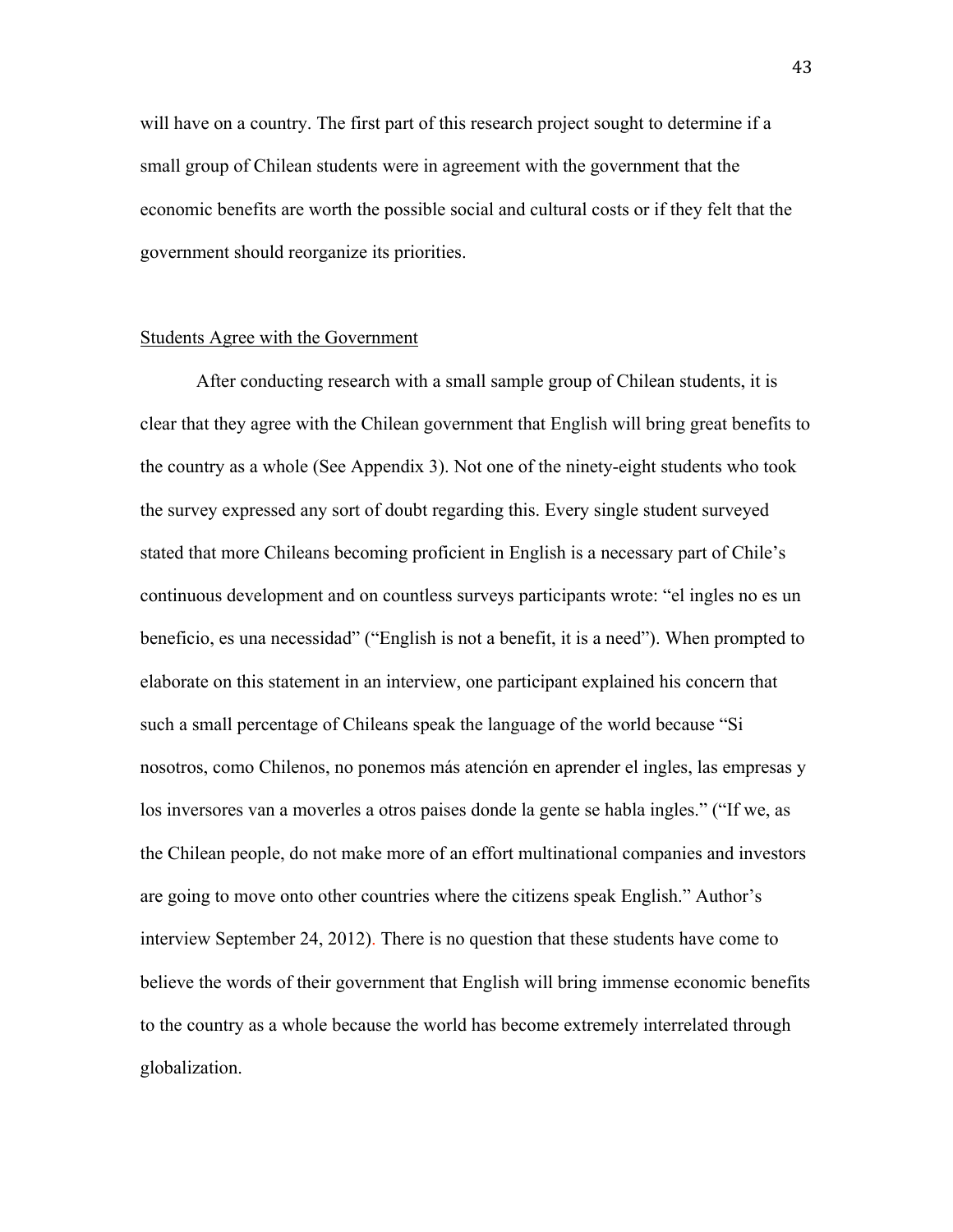will have on a country. The first part of this research project sought to determine if a small group of Chilean students were in agreement with the government that the economic benefits are worth the possible social and cultural costs or if they felt that the government should reorganize its priorities.

<u>Students Agree with the Government</u>

After conducting research with a small sample group of Chilean students, it is clear that they agree with the Chilean government that English will bring great benefits to the country as a whole (See Appendix 3). Not one of the ninety-eight students who took the survey expressed any sort of doubt regarding this. Every single student surveyed stated that more Chileans becoming proficient in English is a necessary part of Chile's continuous development and on countless surveys participants wrote: "el ingles no es un beneficio, es una necessidad" ("English is not a benefit, it is a need"). When prompted to elaborate on this statement in an interview, one participant explained his concern that such a small percentage of Chileans speak the language of the world because "Si nosotros, como Chilenos, no ponemos más atención en aprender el ingles, las empresas y los inversores van a moverles a otros paises donde la gente se habla ingles." ("If we, as the Chilean people, do not make more of an effort multinational companies and investors are going to move onto other countries where the citizens speak English." Author's interview September 24, 2012). There is no question that these students have come to believe the words of their government that English will bring immense economic benefits to the country as a whole because the world has become extremely interrelated through globalization.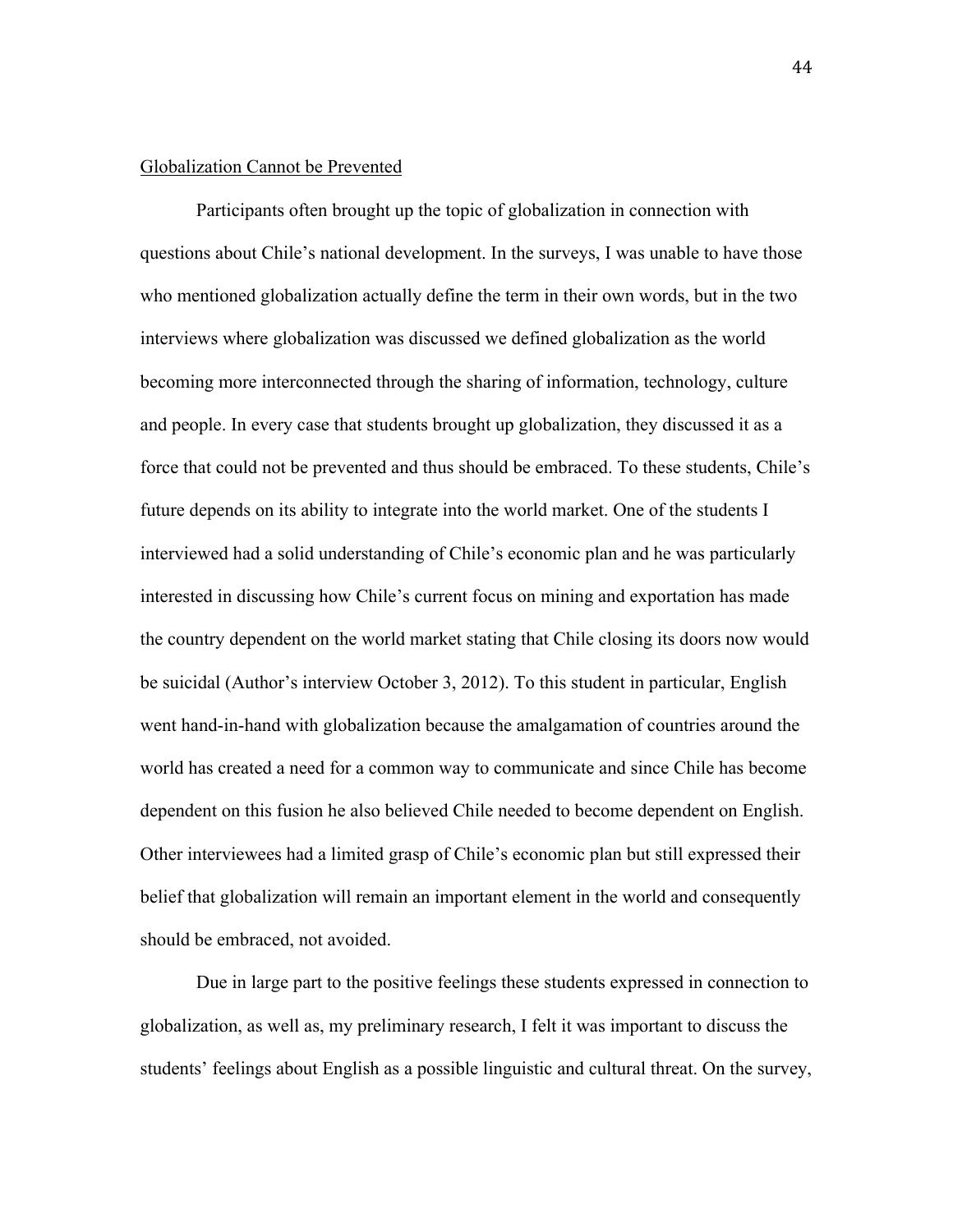Globalization Cannot be Prevented

Participants often brought up the topic of globalization in connection with questions about Chile's national development. In the surveys, I was unable to have those who mentioned globalization actually define the term in their own words, but in the two interviews where globalization was discussed we defined globalization as the world becoming more interconnected through the sharing of information, technology, culture and people. In every case that students brought up globalization, they discussed it as a force that could not be prevented and thus should be embraced. To these students, Chile's future depends on its ability to integrate into the world market. One of the students I interviewed had a solid understanding of Chile's economic plan and he was particularly interested in discussing how Chile's current focus on mining and exportation has made the country dependent on the world market stating that Chile closing its doors now would be suicidal (Author's interview October 3, 2012). To this student in particular, English went hand-in-hand with globalization because the amalgamation of countries around the world has created a need for a common way to communicate and since Chile has become dependent on this fusion he also believed Chile needed to become dependent on English. Other interviewees had a limited grasp of Chile's economic plan but still expressed their belief that globalization will remain an important element in the world and consequently should be embraced, not avoided.

Due in large part to the positive feelings these students expressed in connection to globalization, as well as, my preliminary research, I felt it was important to discuss the students' feelings about English as a possible linguistic and cultural threat. On the survey,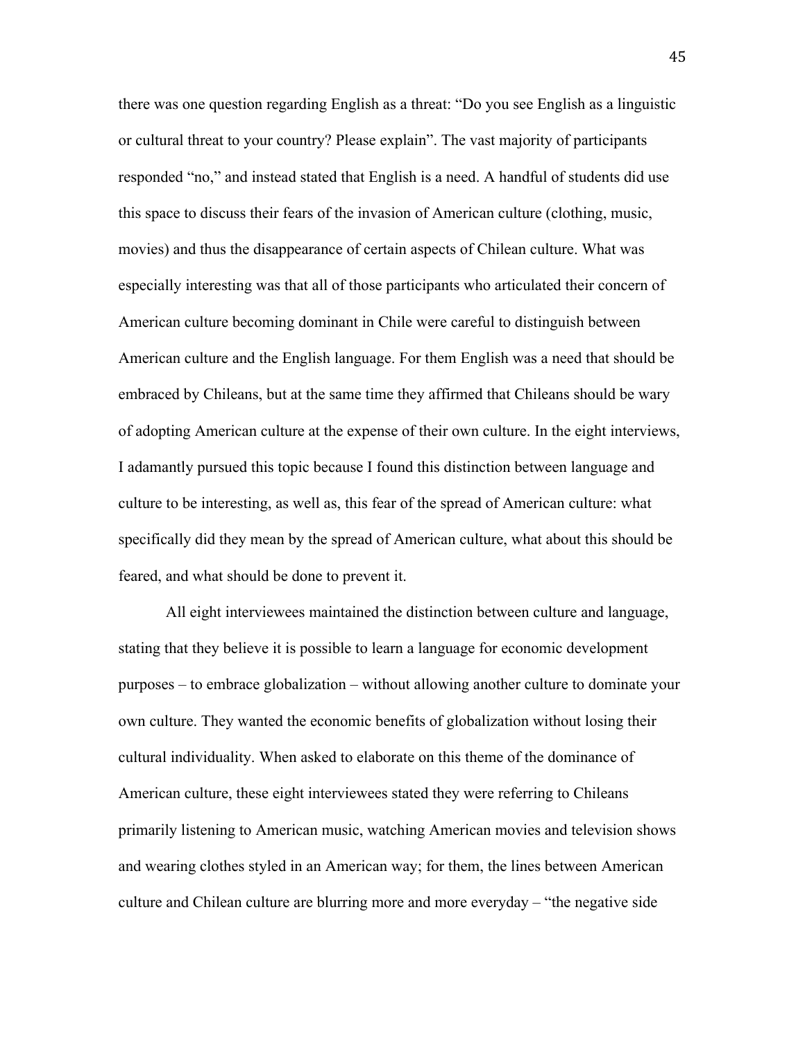there was one question regarding English as a threat: "Do you see English as a linguistic or cultural threat to your country? Please explain". The vast majority of participants responded "no," and instead stated that English is a need. A handful of students did use this space to discuss their fears of the invasion of American culture (clothing, music, movies) and thus the disappearance of certain aspects of Chilean culture. What was especially interesting was that all of those participants who articulated their concern of American culture becoming dominant in Chile were careful to distinguish between American culture and the English language. For them English was a need that should be embraced by Chileans, but at the same time they affirmed that Chileans should be wary of adopting American culture at the expense of their own culture. In the eight interviews, I adamantly pursued this topic because I found this distinction between language and culture to be interesting, as well as, this fear of the spread of American culture: what specifically did they mean by the spread of American culture, what about this should be feared, and what should be done to prevent it.

All eight interviewees maintained the distinction between culture and language, stating that they believe it is possible to learn a language for economic development purposes – to embrace globalization – without allowing another culture to dominate your own culture. They wanted the economic benefits of globalization without losing their cultural individuality. When asked to elaborate on this theme of the dominance of American culture, these eight interviewees stated they were referring to Chileans primarily listening to American music, watching American movies and television shows and wearing clothes styled in an American way; for them, the lines between American culture and Chilean culture are blurring more and more everyday – "the negative side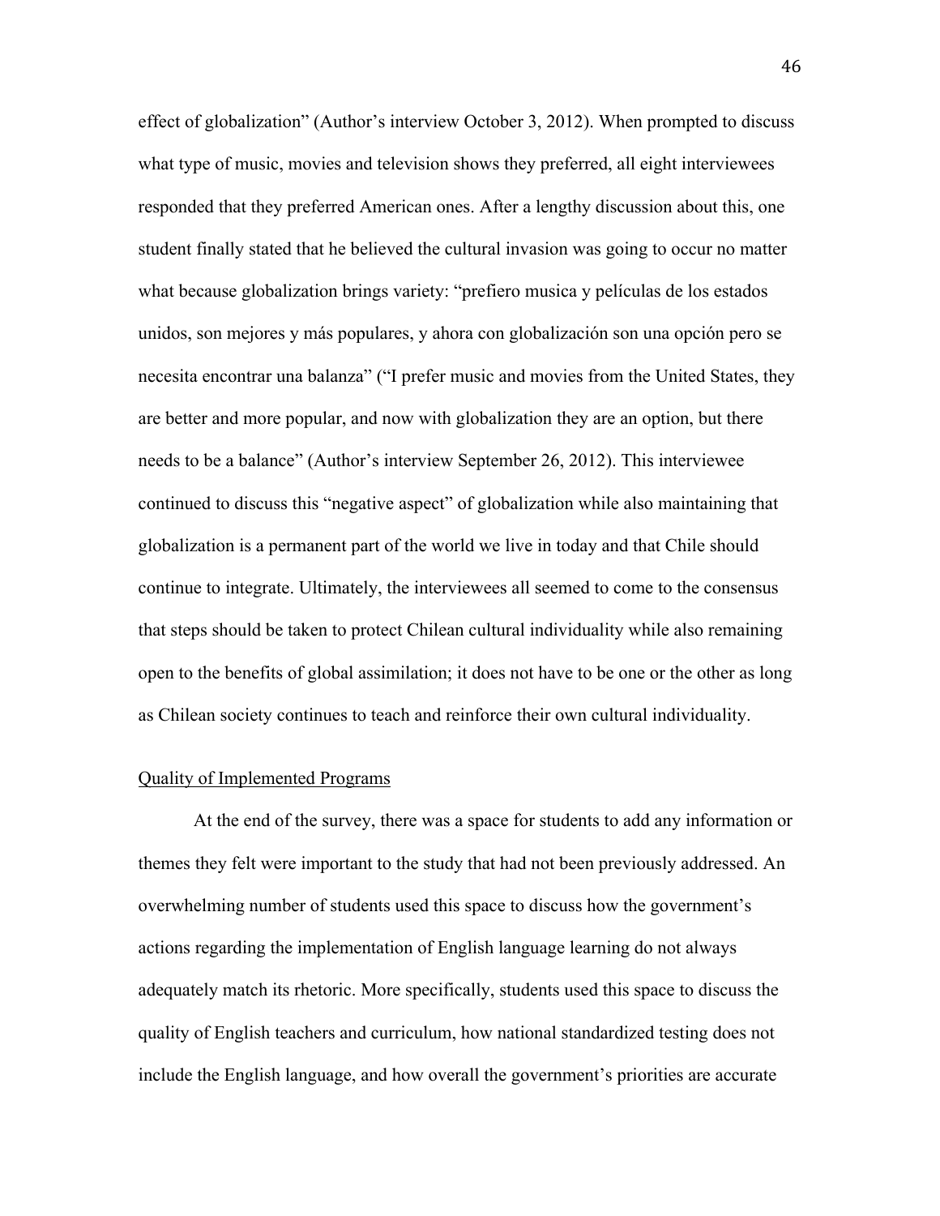effect of globalization" (Author's interview October 3, 2012). When prompted to discuss what type of music, movies and television shows they preferred, all eight interviewees responded that they preferred American ones. After a lengthy discussion about this, one student finally stated that he believed the cultural invasion was going to occur no matter what because globalization brings variety: "prefiero musica y películas de los estados unidos, son mejores y más populares, y ahora con globalización son una opción pero se necesita encontrar una balanza" ("I prefer music and movies from the United States, they are better and more popular, and now with globalization they are an option, but there needs to be a balance" (Author's interview September 26, 2012). This interviewee continued to discuss this "negative aspect" of globalization while also maintaining that globalization is a permanent part of the world we live in today and that Chile should continue to integrate. Ultimately, the interviewees all seemed to come to the consensus that steps should be taken to protect Chilean cultural individuality while also remaining open to the benefits of global assimilation; it does not have to be one or the other as long as Chilean society continues to teach and reinforce their own cultural individuality.

## Quality of Implemented Programs

At the end of the survey, there was a space for students to add any information or themes they felt were important to the study that had not been previously addressed. An overwhelming number of students used this space to discuss how the government's actions regarding the implementation of English language learning do not always adequately match its rhetoric. More specifically, students used this space to discuss the quality of English teachers and curriculum, how national standardized testing does not include the English language, and how overall the government's priorities are accurate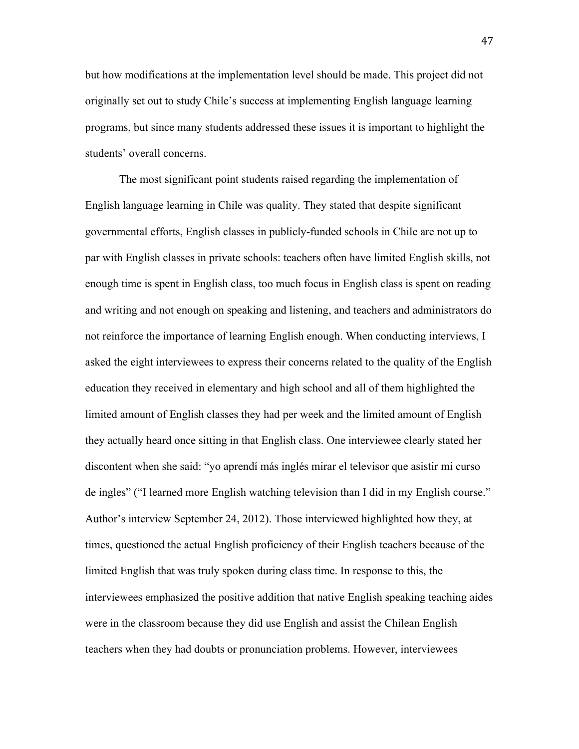but how modifications at the implementation level should be made. This project did not originally set out to study Chile's success at implementing English language learning programs, but since many students addressed these issues it is important to highlight the students' overall concerns.

The most significant point students raised regarding the implementation of English language learning in Chile was quality. They stated that despite significant governmental efforts, English classes in publicly-funded schools in Chile are not up to par with English classes in private schools: teachers often have limited English skills, not enough time is spent in English class, too much focus in English class is spent on reading and writing and not enough on speaking and listening, and teachers and administrators do not reinforce the importance of learning English enough. When conducting interviews, I asked the eight interviewees to express their concerns related to the quality of the English education they received in elementary and high school and all of them highlighted the limited amount of English classes they had per week and the limited amount of English they actually heard once sitting in that English class. One interviewee clearly stated her discontent when she said: "yo aprendí más inglés mirar el televisor que asistir mi curso de ingles" ("I learned more English watching television than I did in my English course." Author's interview September 24, 2012). Those interviewed highlighted how they, at times, questioned the actual English proficiency of their English teachers because of the limited English that was truly spoken during class time. In response to this, the interviewees emphasized the positive addition that native English speaking teaching aides were in the classroom because they did use English and assist the Chilean English teachers when they had doubts or pronunciation problems. However, interviewees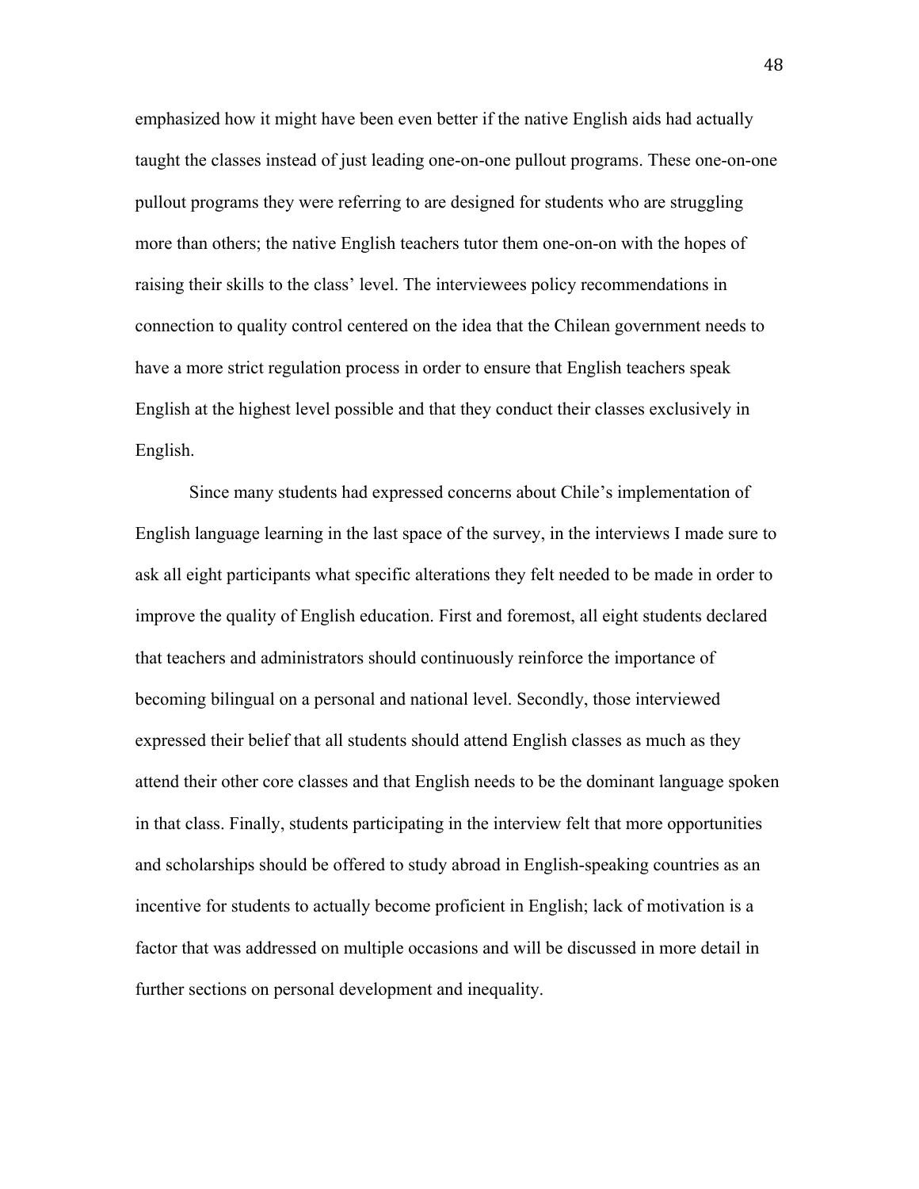emphasized how it might have been even better if the native English aids had actually taught the classes instead of just leading one-on-one pullout programs. These one-on-one pullout programs they were referring to are designed for students who are struggling more than others; the native English teachers tutor them one-on-on with the hopes of raising their skills to the class' level. The interviewees policy recommendations in connection to quality control centered on the idea that the Chilean government needs to have a more strict regulation process in order to ensure that English teachers speak English at the highest level possible and that they conduct their classes exclusively in English.

Since many students had expressed concerns about Chile's implementation of English language learning in the last space of the survey, in the interviews I made sure to ask all eight participants what specific alterations they felt needed to be made in order to improve the quality of English education. First and foremost, all eight students declared that teachers and administrators should continuously reinforce the importance of becoming bilingual on a personal and national level. Secondly, those interviewed expressed their belief that all students should attend English classes as much as they attend their other core classes and that English needs to be the dominant language spoken in that class. Finally, students participating in the interview felt that more opportunities and scholarships should be offered to study abroad in English-speaking countries as an incentive for students to actually become proficient in English; lack of motivation is a factor that was addressed on multiple occasions and will be discussed in more detail in further sections on personal development and inequality.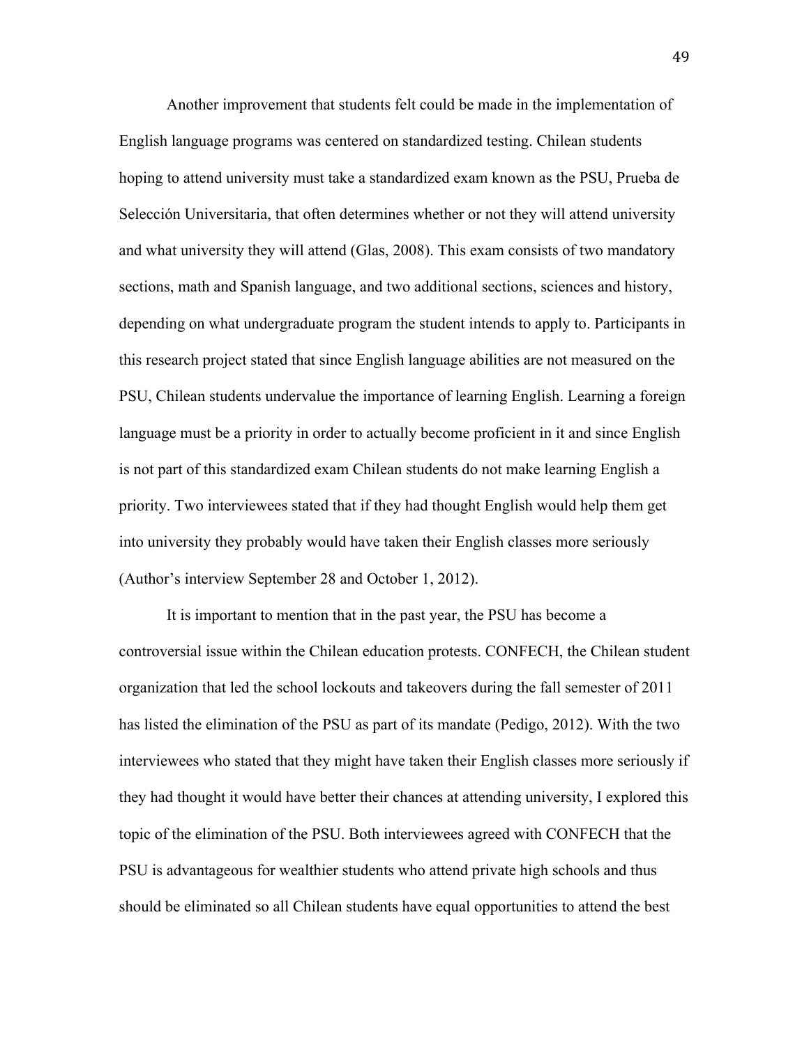Another improvement that students felt could be made in the implementation of English language programs was centered on standardized testing. Chilean students hoping to attend university must take a standardized exam known as the PSU, Prueba de Selección Universitaria, that often determines whether or not they will attend university and what university they will attend (Glas, 2008). This exam consists of two mandatory sections, math and Spanish language, and two additional sections, sciences and history, depending on what undergraduate program the student intends to apply to. Participants in this research project stated that since English language abilities are not measured on the PSU, Chilean students undervalue the importance of learning English. Learning a foreign language must be a priority in order to actually become proficient in it and since English is not part of this standardized exam Chilean students do not make learning English a priority. Two interviewees stated that if they had thought English would help them get into university they probably would have taken their English classes more seriously (Author's interview September 28 and October 1, 2012).

It is important to mention that in the past year, the PSU has become a controversial issue within the Chilean education protests. CONFECH, the Chilean student organization that led the school lockouts and takeovers during the fall semester of 2011 has listed the elimination of the PSU as part of its mandate (Pedigo, 2012). With the two interviewees who stated that they might have taken their English classes more seriously if they had thought it would have better their chances at attending university, I explored this topic of the elimination of the PSU. Both interviewees agreed with CONFECH that the PSU is advantageous for wealthier students who attend private high schools and thus should be eliminated so all Chilean students have equal opportunities to attend the best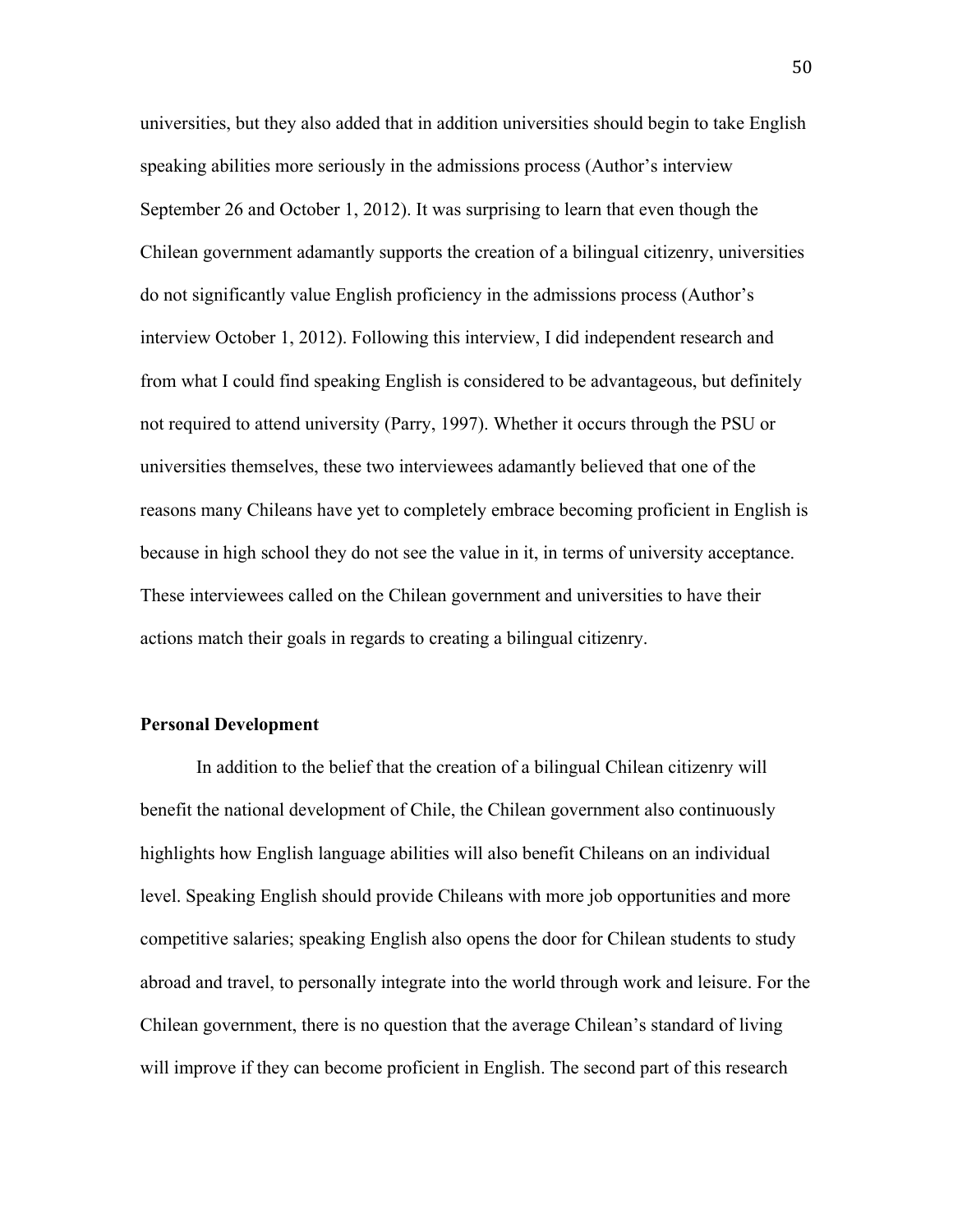universities, but they also added that in addition universities should begin to take English speaking abilities more seriously in the admissions process (Author's interview September 26 and October 1, 2012). It was surprising to learn that even though the Chilean government adamantly supports the creation of a bilingual citizenry, universities do not significantly value English proficiency in the admissions process (Author's interview October 1, 2012). Following this interview, I did independent research and from what I could find speaking English is considered to be advantageous, but definitely not required to attend university (Parry, 1997). Whether it occurs through the PSU or universities themselves, these two interviewees adamantly believed that one of the reasons many Chileans have yet to completely embrace becoming proficient in English is because in high school they do not see the value in it, in terms of university acceptance. These interviewees called on the Chilean government and universities to have their actions match their goals in regards to creating a bilingual citizenry.

**Personal Development**

In addition to the belief that the creation of a bilingual Chilean citizenry will benefit the national development of Chile, the Chilean government also continuously highlights how English language abilities will also benefit Chileans on an individual level. Speaking English should provide Chileans with more job opportunities and more competitive salaries; speaking English also opens the door for Chilean students to study abroad and travel, to personally integrate into the world through work and leisure. For the Chilean government, there is no question that the average Chilean's standard of living will improve if they can become proficient in English. The second part of this research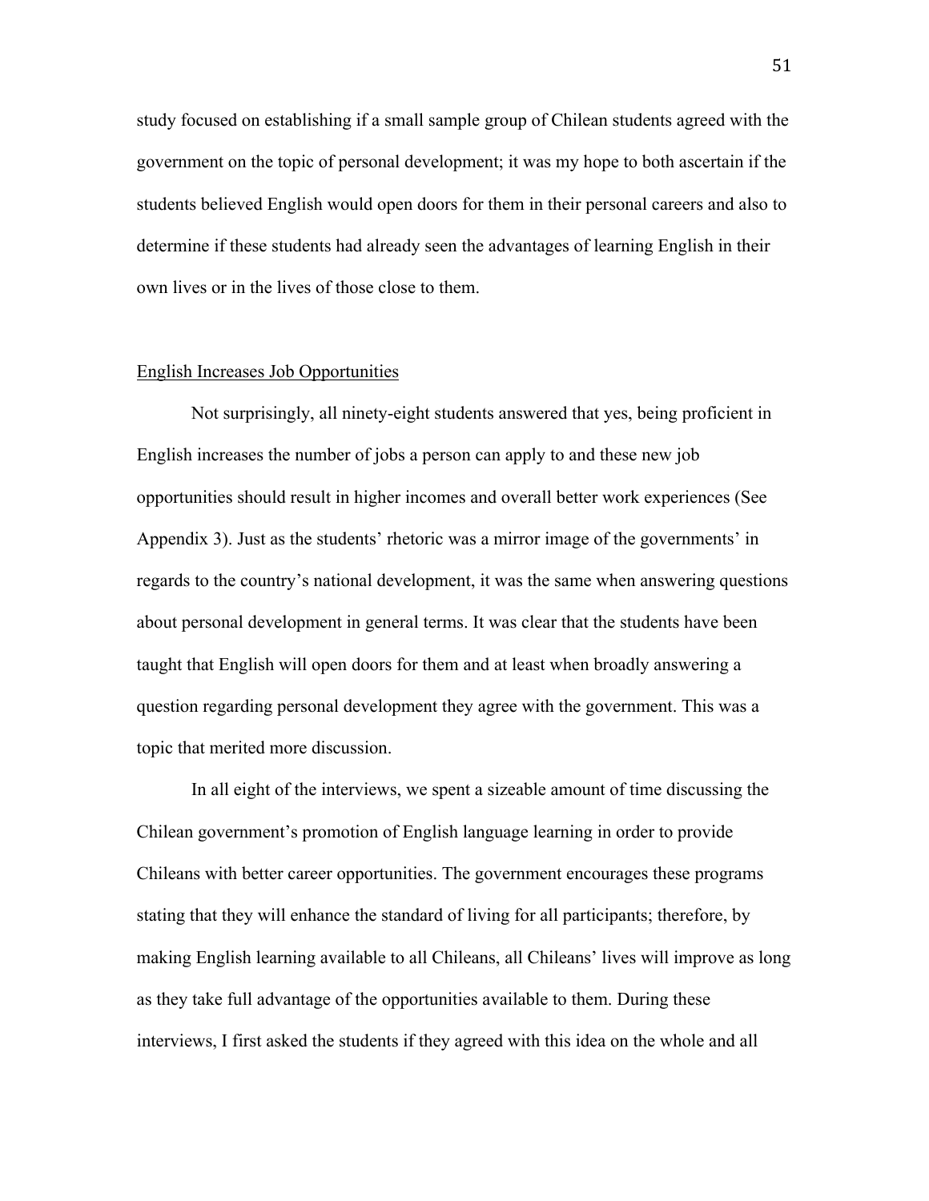study focused on establishing if a small sample group of Chilean students agreed with the government on the topic of personal development; it was my hope to both ascertain if the students believed English would open doors for them in their personal careers and also to determine if these students had already seen the advantages of learning English in their own lives or in the lives of those close to them.

<u>English Increases Job Opportunities</u>

Not surprisingly, all ninety-eight students answered that yes, being proficient in English increases the number of jobs a person can apply to and these new job opportunities should result in higher incomes and overall better work experiences (See Appendix 3). Just as the students' rhetoric was a mirror image of the governments' in regards to the country's national development, it was the same when answering questions about personal development in general terms. It was clear that the students have been taught that English will open doors for them and at least when broadly answering a question regarding personal development they agree with the government. This was a topic that merited more discussion.

In all eight of the interviews, we spent a sizeable amount of time discussing the Chilean government's promotion of English language learning in order to provide Chileans with better career opportunities. The government encourages these programs stating that they will enhance the standard of living for all participants; therefore, by making English learning available to all Chileans, all Chileans' lives will improve as long as they take full advantage of the opportunities available to them. During these interviews, I first asked the students if they agreed with this idea on the whole and all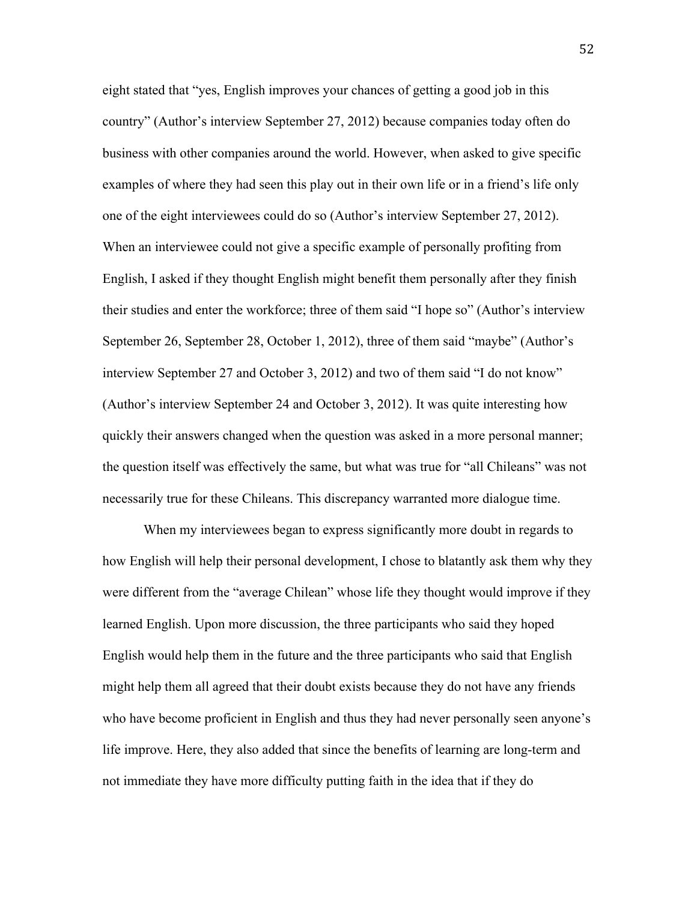eight stated that "yes, English improves your chances of getting a good job in this country" (Author's interview September 27, 2012) because companies today often do business with other companies around the world. However, when asked to give specific examples of where they had seen this play out in their own life or in a friend's life only one of the eight interviewees could do so (Author's interview September 27, 2012). When an interviewee could not give a specific example of personally profiting from English, I asked if they thought English might benefit them personally after they finish their studies and enter the workforce; three of them said "I hope so" (Author's interview September 26, September 28, October 1, 2012), three of them said "maybe" (Author's interview September 27 and October 3, 2012) and two of them said "I do not know" (Author's interview September 24 and October 3, 2012). It was quite interesting how quickly their answers changed when the question was asked in a more personal manner; the question itself was effectively the same, but what was true for "all Chileans" was not necessarily true for these Chileans. This discrepancy warranted more dialogue time.

When my interviewees began to express significantly more doubt in regards to how English will help their personal development, I chose to blatantly ask them why they were different from the "average Chilean" whose life they thought would improve if they learned English. Upon more discussion, the three participants who said they hoped English would help them in the future and the three participants who said that English might help them all agreed that their doubt exists because they do not have any friends who have become proficient in English and thus they had never personally seen anyone's life improve. Here, they also added that since the benefits of learning are long-term and not immediate they have more difficulty putting faith in the idea that if they do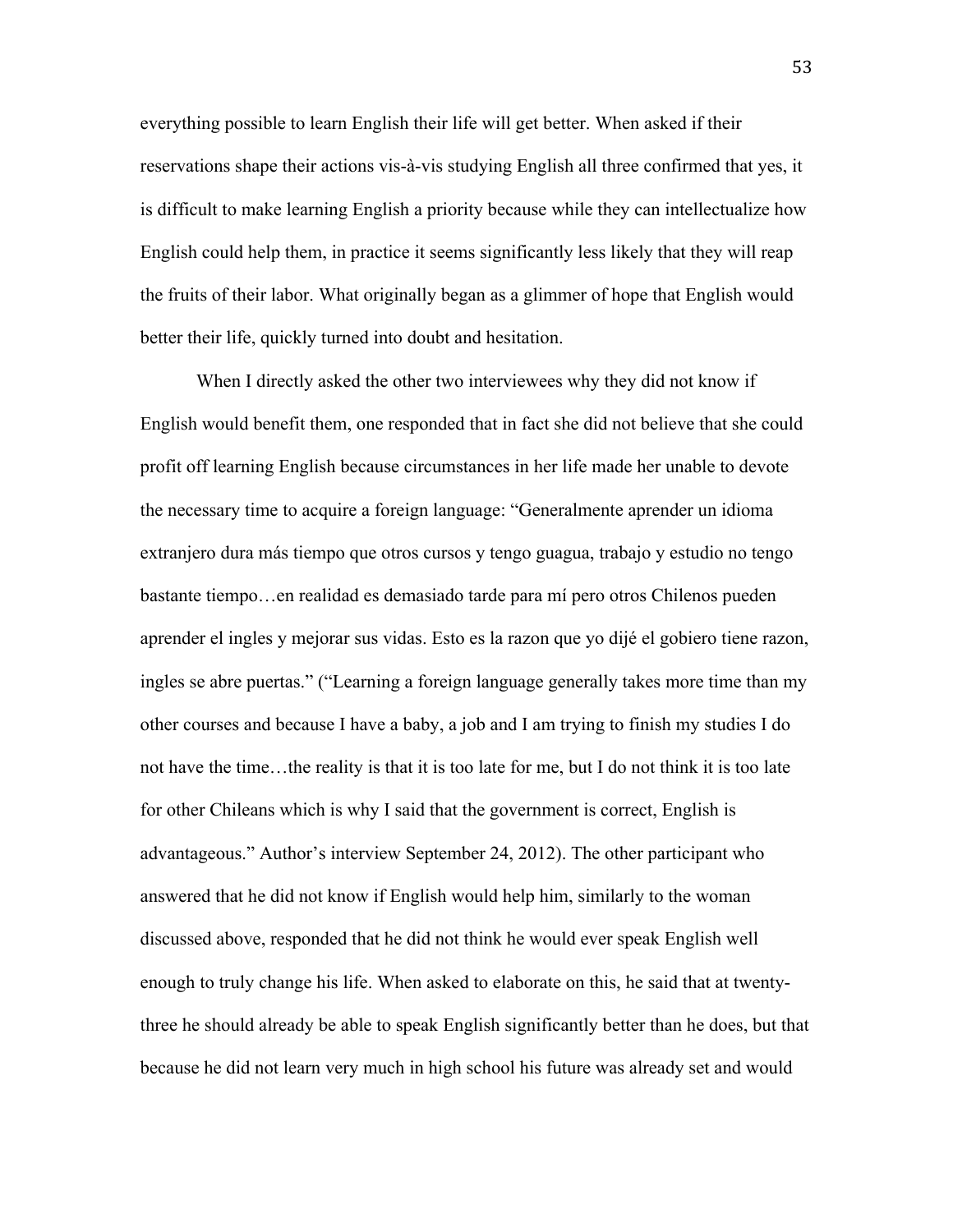everything possible to learn English their life will get better. When asked if their reservations shape their actions vis-à-vis studying English all three confirmed that yes, it is difficult to make learning English a priority because while they can intellectualize how English could help them, in practice it seems significantly less likely that they will reap the fruits of their labor. What originally began as a glimmer of hope that English would better their life, quickly turned into doubt and hesitation.

When I directly asked the other two interviewees why they did not know if English would benefit them, one responded that in fact she did not believe that she could profit off learning English because circumstances in her life made her unable to devote the necessary time to acquire a foreign language: "Generalmente aprender un idioma extranjero dura más tiempo que otros cursos y tengo guagua, trabajo y estudio no tengo bastante tiempo…en realidad es demasiado tarde para mí pero otros Chilenos pueden aprender el ingles y mejorar sus vidas. Esto es la razon que yo dijé el gobiero tiene razon, ingles se abre puertas." ("Learning a foreign language generally takes more time than my other courses and because I have a baby, a job and I am trying to finish my studies I do not have the time…the reality is that it is too late for me, but I do not think it is too late for other Chileans which is why I said that the government is correct, English is advantageous." Author's interview September 24, 2012). The other participant who answered that he did not know if English would help him, similarly to the woman discussed above, responded that he did not think he would ever speak English well enough to truly change his life. When asked to elaborate on this, he said that at twenty-three he should already be able to speak English significantly better than he does, but that because he did not learn very much in high school his future was already set and would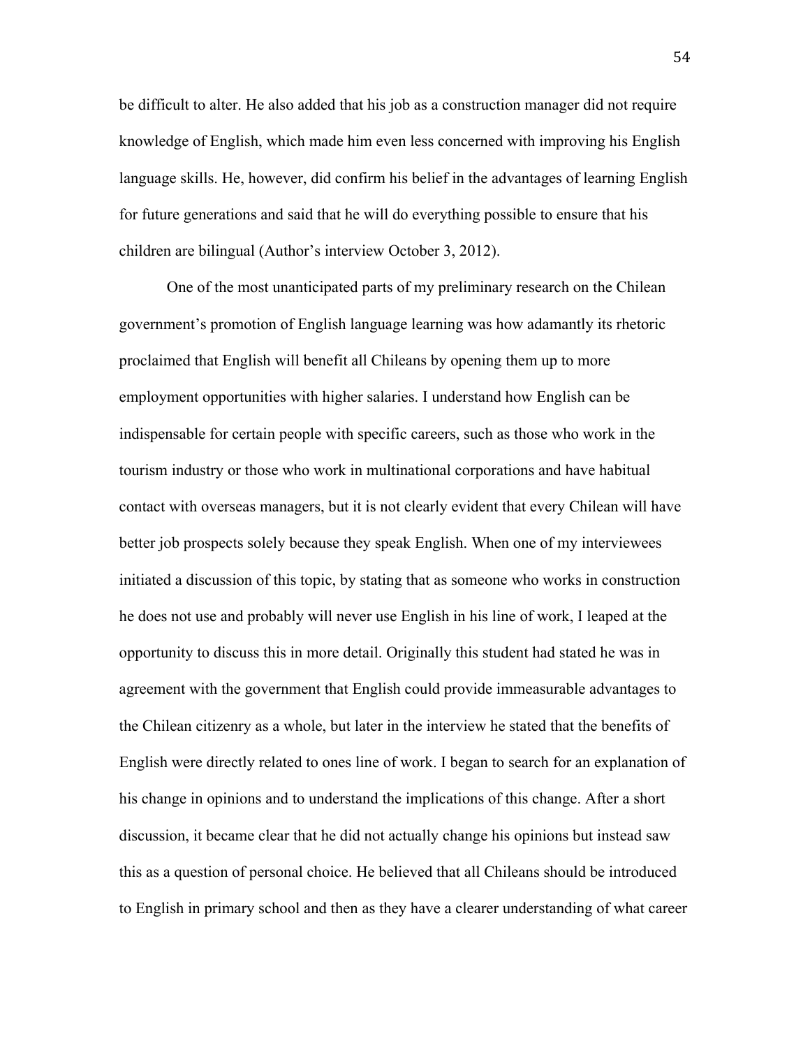be difficult to alter. He also added that his job as a construction manager did not require knowledge of English, which made him even less concerned with improving his English language skills. He, however, did confirm his belief in the advantages of learning English for future generations and said that he will do everything possible to ensure that his children are bilingual (Author's interview October 3, 2012).

One of the most unanticipated parts of my preliminary research on the Chilean government's promotion of English language learning was how adamantly its rhetoric proclaimed that English will benefit all Chileans by opening them up to more employment opportunities with higher salaries. I understand how English can be indispensable for certain people with specific careers, such as those who work in the tourism industry or those who work in multinational corporations and have habitual contact with overseas managers, but it is not clearly evident that every Chilean will have better job prospects solely because they speak English. When one of my interviewees initiated a discussion of this topic, by stating that as someone who works in construction he does not use and probably will never use English in his line of work, I leaped at the opportunity to discuss this in more detail. Originally this student had stated he was in agreement with the government that English could provide immeasurable advantages to the Chilean citizenry as a whole, but later in the interview he stated that the benefits of English were directly related to ones line of work. I began to search for an explanation of his change in opinions and to understand the implications of this change. After a short discussion, it became clear that he did not actually change his opinions but instead saw this as a question of personal choice. He believed that all Chileans should be introduced to English in primary school and then as they have a clearer understanding of what career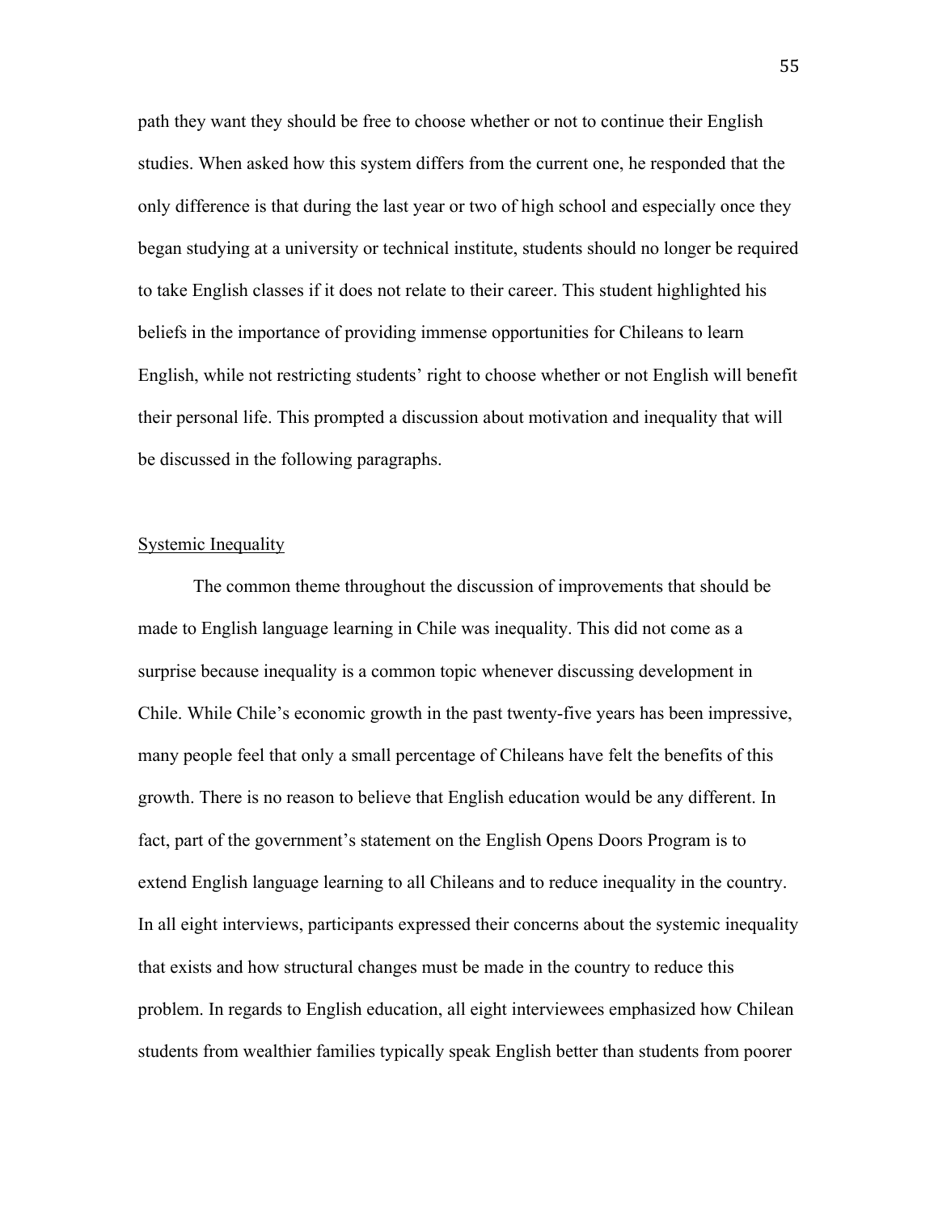path they want they should be free to choose whether or not to continue their English studies. When asked how this system differs from the current one, he responded that the only difference is that during the last year or two of high school and especially once they began studying at a university or technical institute, students should no longer be required to take English classes if it does not relate to their career. This student highlighted his beliefs in the importance of providing immense opportunities for Chileans to learn English, while not restricting students' right to choose whether or not English will benefit their personal life. This prompted a discussion about motivation and inequality that will be discussed in the following paragraphs.

## Systemic Inequality

The common theme throughout the discussion of improvements that should be made to English language learning in Chile was inequality. This did not come as a surprise because inequality is a common topic whenever discussing development in Chile. While Chile's economic growth in the past twenty-five years has been impressive, many people feel that only a small percentage of Chileans have felt the benefits of this growth. There is no reason to believe that English education would be any different. In fact, part of the government's statement on the English Opens Doors Program is to extend English language learning to all Chileans and to reduce inequality in the country. In all eight interviews, participants expressed their concerns about the systemic inequality that exists and how structural changes must be made in the country to reduce this problem. In regards to English education, all eight interviewees emphasized how Chilean students from wealthier families typically speak English better than students from poorer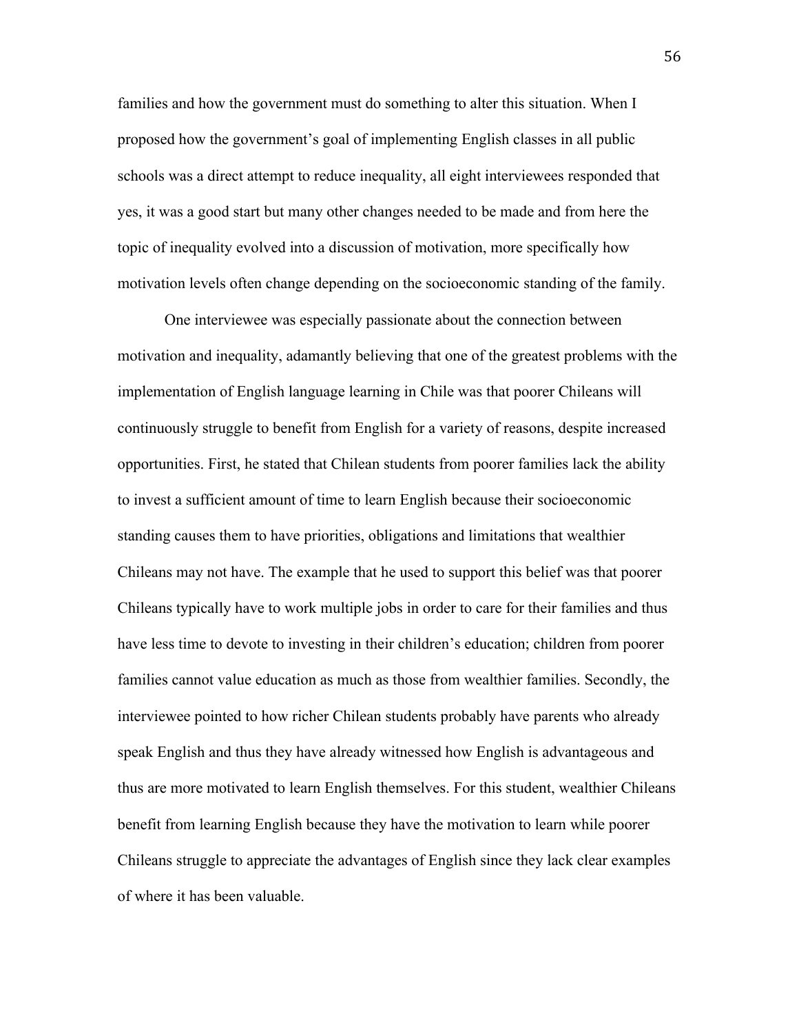families and how the government must do something to alter this situation. When I proposed how the government's goal of implementing English classes in all public schools was a direct attempt to reduce inequality, all eight interviewees responded that yes, it was a good start but many other changes needed to be made and from here the topic of inequality evolved into a discussion of motivation, more specifically how motivation levels often change depending on the socioeconomic standing of the family.

One interviewee was especially passionate about the connection between motivation and inequality, adamantly believing that one of the greatest problems with the implementation of English language learning in Chile was that poorer Chileans will continuously struggle to benefit from English for a variety of reasons, despite increased opportunities. First, he stated that Chilean students from poorer families lack the ability to invest a sufficient amount of time to learn English because their socioeconomic standing causes them to have priorities, obligations and limitations that wealthier Chileans may not have. The example that he used to support this belief was that poorer Chileans typically have to work multiple jobs in order to care for their families and thus have less time to devote to investing in their children's education; children from poorer families cannot value education as much as those from wealthier families. Secondly, the interviewee pointed to how richer Chilean students probably have parents who already speak English and thus they have already witnessed how English is advantageous and thus are more motivated to learn English themselves. For this student, wealthier Chileans benefit from learning English because they have the motivation to learn while poorer Chileans struggle to appreciate the advantages of English since they lack clear examples of where it has been valuable.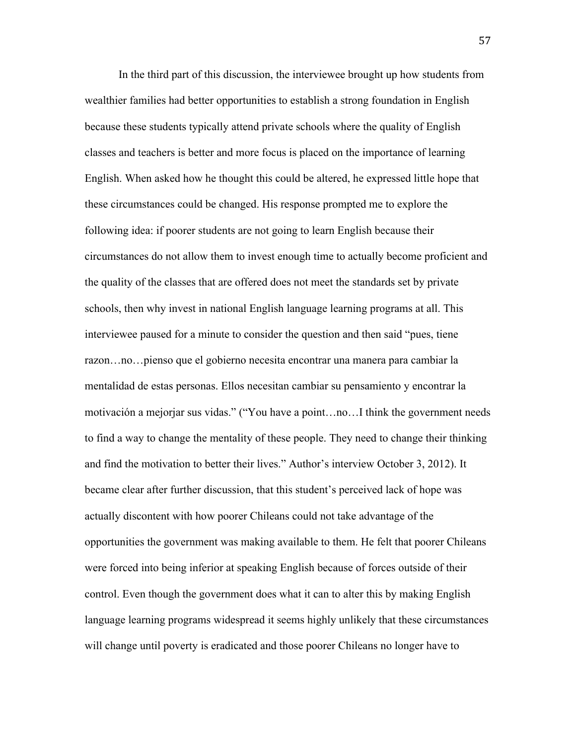In the third part of this discussion, the interviewee brought up how students from wealthier families had better opportunities to establish a strong foundation in English because these students typically attend private schools where the quality of English classes and teachers is better and more focus is placed on the importance of learning English. When asked how he thought this could be altered, he expressed little hope that these circumstances could be changed. His response prompted me to explore the following idea: if poorer students are not going to learn English because their circumstances do not allow them to invest enough time to actually become proficient and the quality of the classes that are offered does not meet the standards set by private schools, then why invest in national English language learning programs at all. This interviewee paused for a minute to consider the question and then said "pues, tiene razon…no…pienso que el gobierno necesita encontrar una manera para cambiar la mentalidad de estas personas. Ellos necesitan cambiar su pensamiento y encontrar la motivación a mejorjar sus vidas." ("You have a point…no…I think the government needs to find a way to change the mentality of these people. They need to change their thinking and find the motivation to better their lives." Author's interview October 3, 2012). It became clear after further discussion, that this student's perceived lack of hope was actually discontent with how poorer Chileans could not take advantage of the opportunities the government was making available to them. He felt that poorer Chileans were forced into being inferior at speaking English because of forces outside of their control. Even though the government does what it can to alter this by making English language learning programs widespread it seems highly unlikely that these circumstances will change until poverty is eradicated and those poorer Chileans no longer have to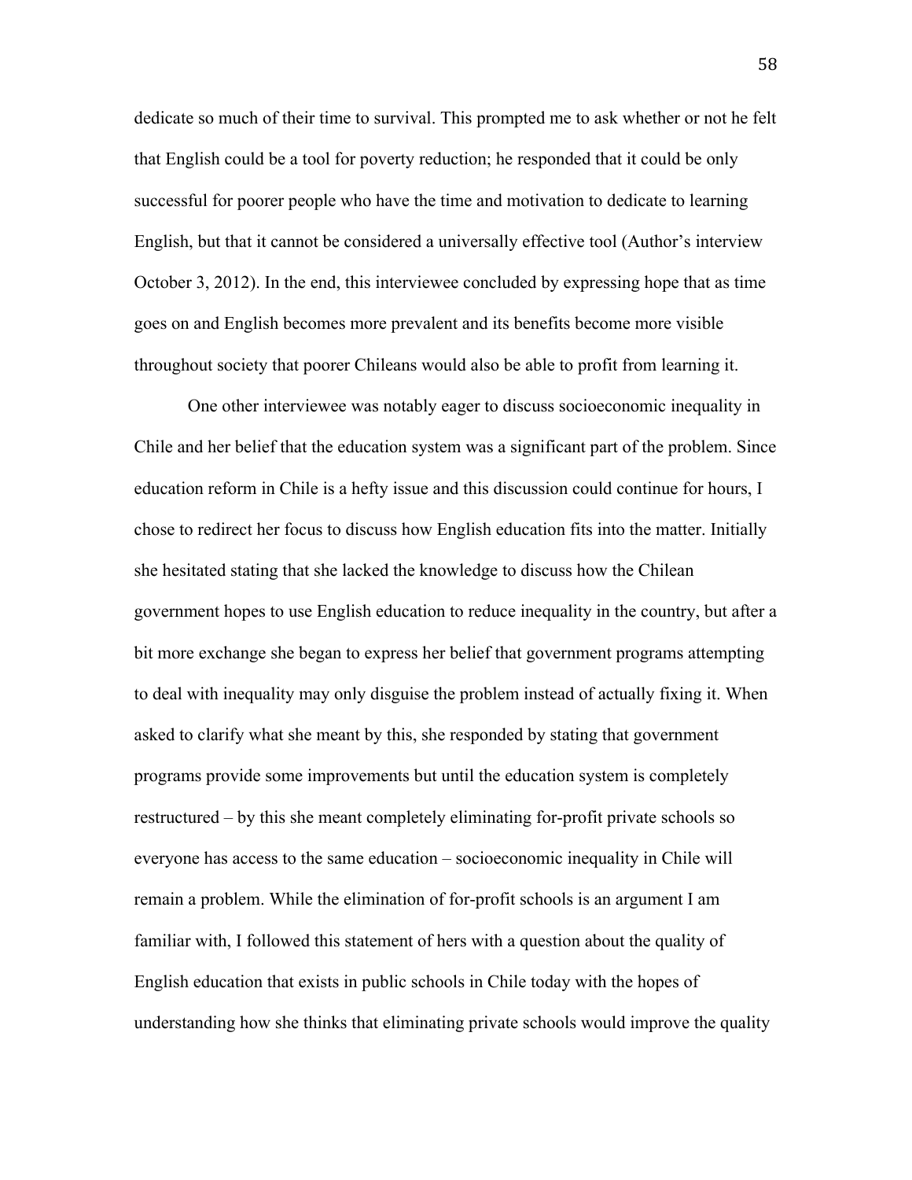dedicate so much of their time to survival. This prompted me to ask whether or not he felt that English could be a tool for poverty reduction; he responded that it could be only successful for poorer people who have the time and motivation to dedicate to learning English, but that it cannot be considered a universally effective tool (Author's interview October 3, 2012). In the end, this interviewee concluded by expressing hope that as time goes on and English becomes more prevalent and its benefits become more visible throughout society that poorer Chileans would also be able to profit from learning it.

One other interviewee was notably eager to discuss socioeconomic inequality in Chile and her belief that the education system was a significant part of the problem. Since education reform in Chile is a hefty issue and this discussion could continue for hours, I chose to redirect her focus to discuss how English education fits into the matter. Initially she hesitated stating that she lacked the knowledge to discuss how the Chilean government hopes to use English education to reduce inequality in the country, but after a bit more exchange she began to express her belief that government programs attempting to deal with inequality may only disguise the problem instead of actually fixing it. When asked to clarify what she meant by this, she responded by stating that government programs provide some improvements but until the education system is completely restructured – by this she meant completely eliminating for-profit private schools so everyone has access to the same education – socioeconomic inequality in Chile will remain a problem. While the elimination of for-profit schools is an argument I am familiar with, I followed this statement of hers with a question about the quality of English education that exists in public schools in Chile today with the hopes of understanding how she thinks that eliminating private schools would improve the quality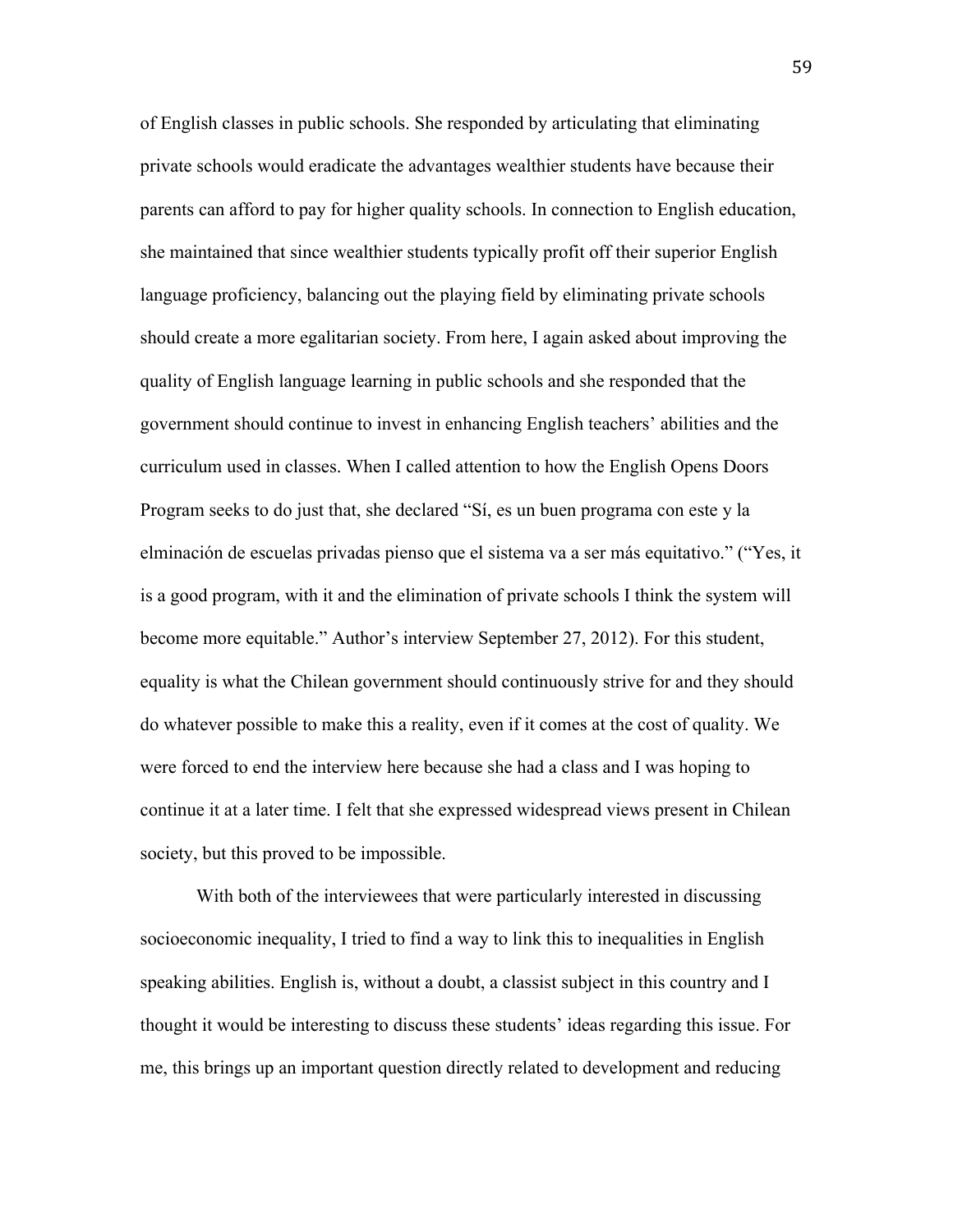of English classes in public schools. She responded by articulating that eliminating private schools would eradicate the advantages wealthier students have because their parents can afford to pay for higher quality schools. In connection to English education, she maintained that since wealthier students typically profit off their superior English language proficiency, balancing out the playing field by eliminating private schools should create a more egalitarian society. From here, I again asked about improving the quality of English language learning in public schools and she responded that the government should continue to invest in enhancing English teachers' abilities and the curriculum used in classes. When I called attention to how the English Opens Doors Program seeks to do just that, she declared "Sí, es un buen programa con este y la elminación de escuelas privadas pienso que el sistema va a ser más equitativo." ("Yes, it is a good program, with it and the elimination of private schools I think the system will become more equitable." Author's interview September 27, 2012). For this student, equality is what the Chilean government should continuously strive for and they should do whatever possible to make this a reality, even if it comes at the cost of quality. We were forced to end the interview here because she had a class and I was hoping to continue it at a later time. I felt that she expressed widespread views present in Chilean society, but this proved to be impossible.

With both of the interviewees that were particularly interested in discussing socioeconomic inequality, I tried to find a way to link this to inequalities in English speaking abilities. English is, without a doubt, a classist subject in this country and I thought it would be interesting to discuss these students' ideas regarding this issue. For me, this brings up an important question directly related to development and reducing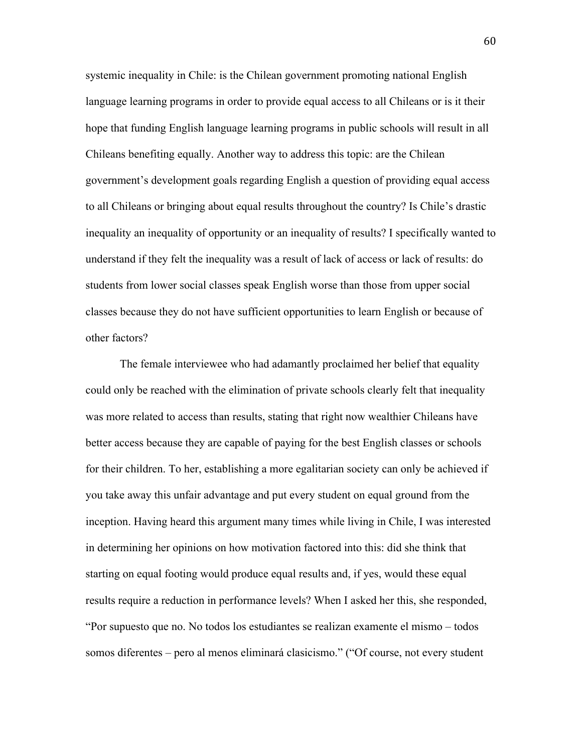systemic inequality in Chile: is the Chilean government promoting national English language learning programs in order to provide equal access to all Chileans or is it their hope that funding English language learning programs in public schools will result in all Chileans benefiting equally. Another way to address this topic: are the Chilean government's development goals regarding English a question of providing equal access to all Chileans or bringing about equal results throughout the country? Is Chile's drastic inequality an inequality of opportunity or an inequality of results? I specifically wanted to understand if they felt the inequality was a result of lack of access or lack of results: do students from lower social classes speak English worse than those from upper social classes because they do not have sufficient opportunities to learn English or because of other factors?

The female interviewee who had adamantly proclaimed her belief that equality could only be reached with the elimination of private schools clearly felt that inequality was more related to access than results, stating that right now wealthier Chileans have better access because they are capable of paying for the best English classes or schools for their children. To her, establishing a more egalitarian society can only be achieved if you take away this unfair advantage and put every student on equal ground from the inception. Having heard this argument many times while living in Chile, I was interested in determining her opinions on how motivation factored into this: did she think that starting on equal footing would produce equal results and, if yes, would these equal results require a reduction in performance levels? When I asked her this, she responded, "Por supuesto que no. No todos los estudiantes se realizan examente el mismo – todos somos diferentes – pero al menos eliminará clasicismo." ("Of course, not every student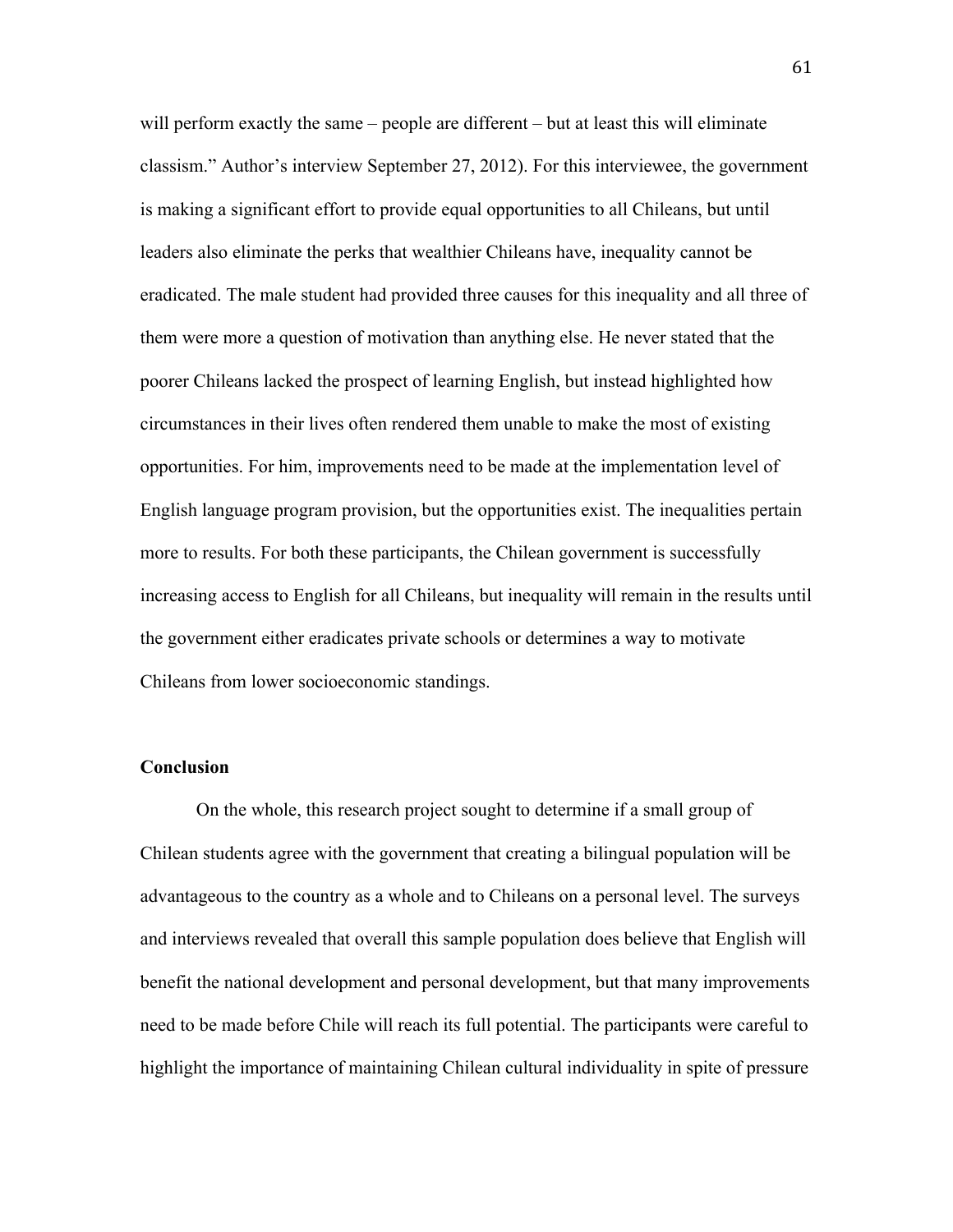will perform exactly the same – people are different – but at least this will eliminate classism." Author's interview September 27, 2012). For this interviewee, the government is making a significant effort to provide equal opportunities to all Chileans, but until leaders also eliminate the perks that wealthier Chileans have, inequality cannot be eradicated. The male student had provided three causes for this inequality and all three of them were more a question of motivation than anything else. He never stated that the poorer Chileans lacked the prospect of learning English, but instead highlighted how circumstances in their lives often rendered them unable to make the most of existing opportunities. For him, improvements need to be made at the implementation level of English language program provision, but the opportunities exist. The inequalities pertain more to results. For both these participants, the Chilean government is successfully increasing access to English for all Chileans, but inequality will remain in the results until the government either eradicates private schools or determines a way to motivate Chileans from lower socioeconomic standings.

## Conclusion

On the whole, this research project sought to determine if a small group of Chilean students agree with the government that creating a bilingual population will be advantageous to the country as a whole and to Chileans on a personal level. The surveys and interviews revealed that overall this sample population does believe that English will benefit the national development and personal development, but that many improvements need to be made before Chile will reach its full potential. The participants were careful to highlight the importance of maintaining Chilean cultural individuality in spite of pressure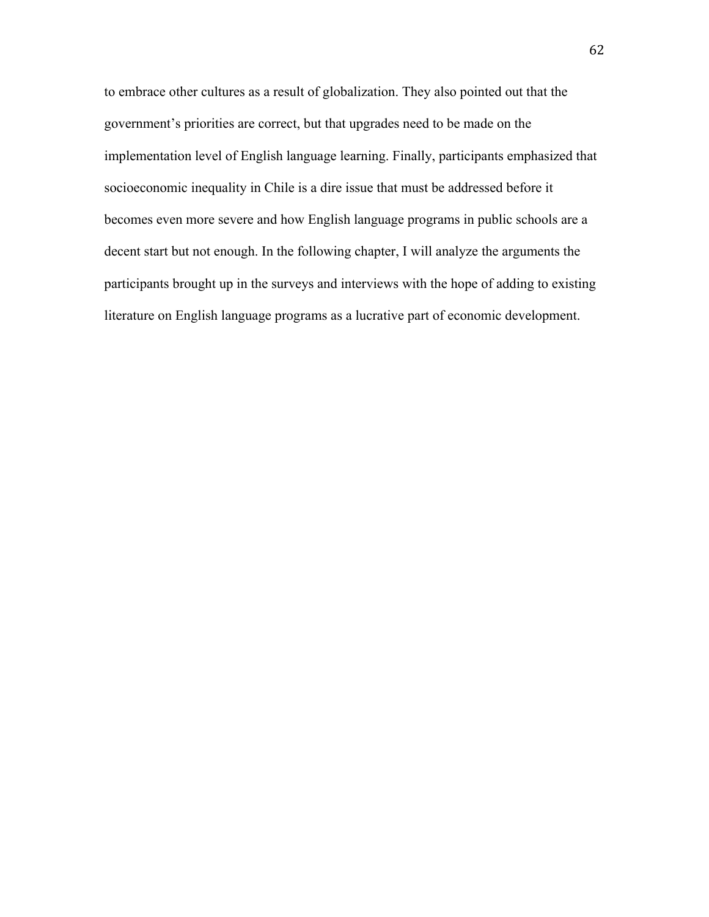to embrace other cultures as a result of globalization. They also pointed out that the government's priorities are correct, but that upgrades need to be made on the implementation level of English language learning. Finally, participants emphasized that socioeconomic inequality in Chile is a dire issue that must be addressed before it becomes even more severe and how English language programs in public schools are a decent start but not enough. In the following chapter, I will analyze the arguments the participants brought up in the surveys and interviews with the hope of adding to existing literature on English language programs as a lucrative part of economic development.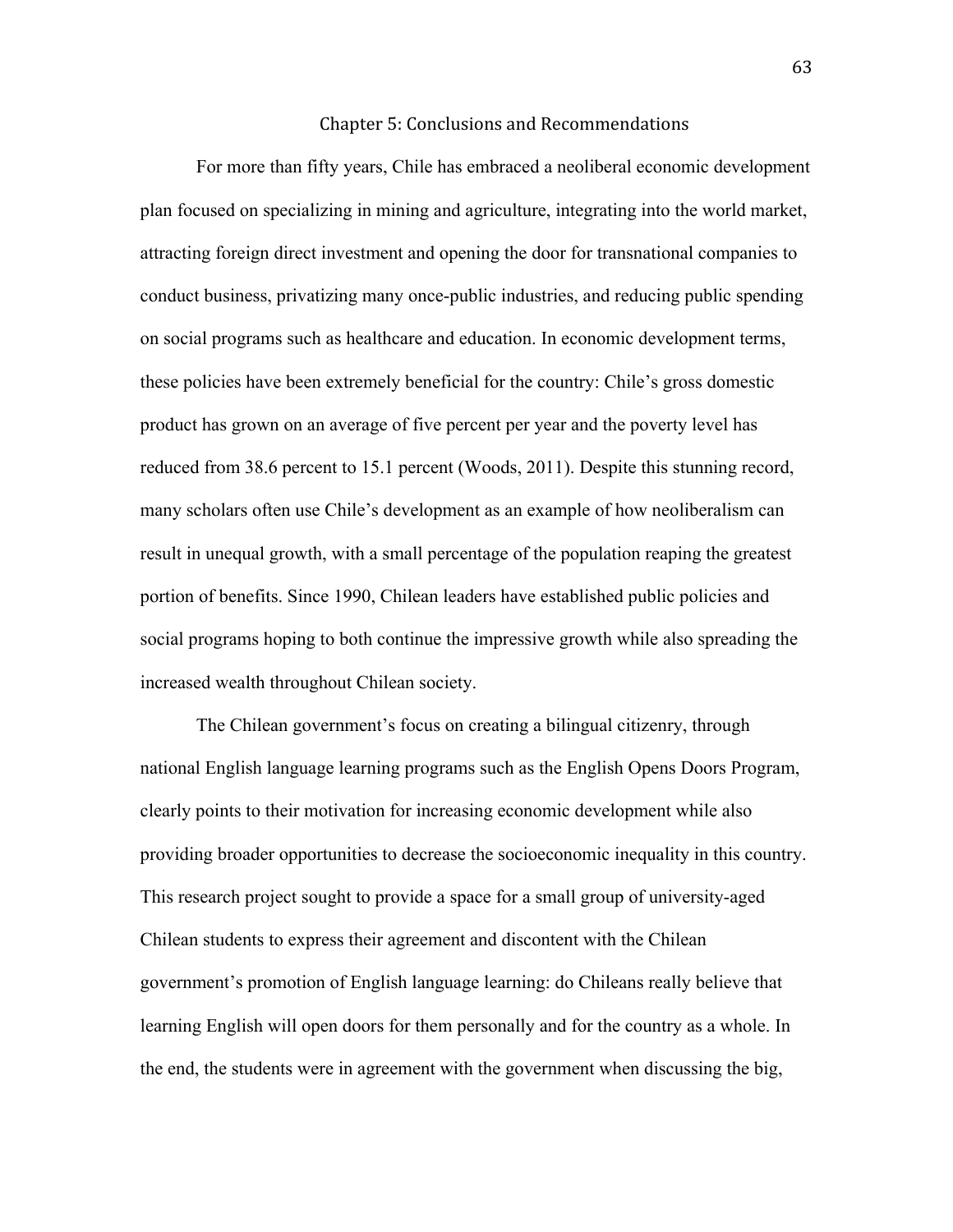# Chapter 5: Conclusions and Recommendations

For more than fifty years, Chile has embraced a neoliberal economic development plan focused on specializing in mining and agriculture, integrating into the world market, attracting foreign direct investment and opening the door for transnational companies to conduct business, privatizing many once-public industries, and reducing public spending on social programs such as healthcare and education. In economic development terms, these policies have been extremely beneficial for the country: Chile's gross domestic product has grown on an average of five percent per year and the poverty level has reduced from 38.6 percent to 15.1 percent (Woods, 2011). Despite this stunning record, many scholars often use Chile's development as an example of how neoliberalism can result in unequal growth, with a small percentage of the population reaping the greatest portion of benefits. Since 1990, Chilean leaders have established public policies and social programs hoping to both continue the impressive growth while also spreading the increased wealth throughout Chilean society.

The Chilean government's focus on creating a bilingual citizenry, through national English language learning programs such as the English Opens Doors Program, clearly points to their motivation for increasing economic development while also providing broader opportunities to decrease the socioeconomic inequality in this country. This research project sought to provide a space for a small group of university-aged Chilean students to express their agreement and discontent with the Chilean government's promotion of English language learning: do Chileans really believe that learning English will open doors for them personally and for the country as a whole. In the end, the students were in agreement with the government when discussing the big,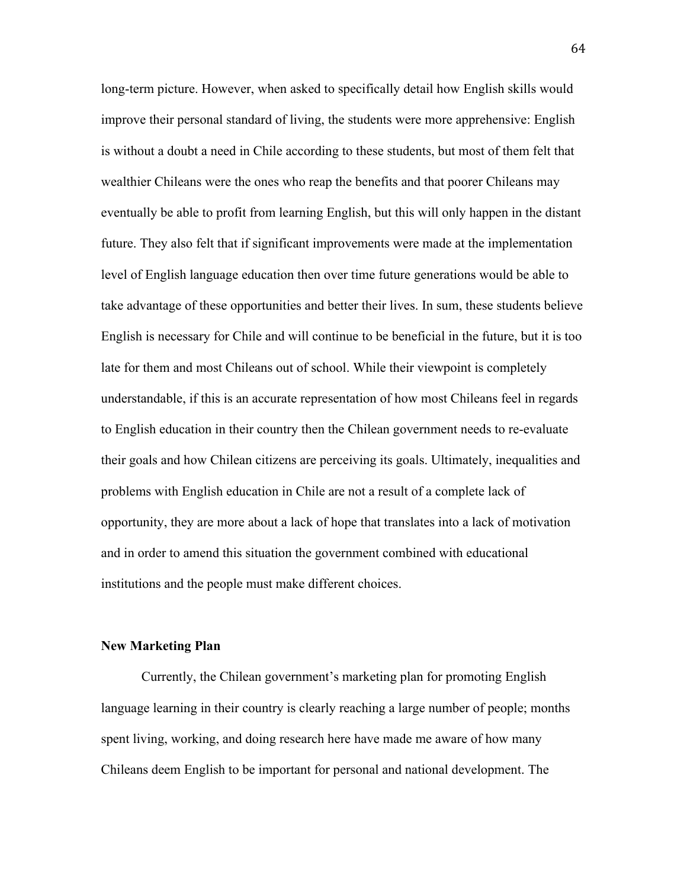long-term picture. However, when asked to specifically detail how English skills would improve their personal standard of living, the students were more apprehensive: English is without a doubt a need in Chile according to these students, but most of them felt that wealthier Chileans were the ones who reap the benefits and that poorer Chileans may eventually be able to profit from learning English, but this will only happen in the distant future. They also felt that if significant improvements were made at the implementation level of English language education then over time future generations would be able to take advantage of these opportunities and better their lives. In sum, these students believe English is necessary for Chile and will continue to be beneficial in the future, but it is too late for them and most Chileans out of school. While their viewpoint is completely understandable, if this is an accurate representation of how most Chileans feel in regards to English education in their country then the Chilean government needs to re-evaluate their goals and how Chilean citizens are perceiving its goals. Ultimately, inequalities and problems with English education in Chile are not a result of a complete lack of opportunity, they are more about a lack of hope that translates into a lack of motivation and in order to amend this situation the government combined with educational institutions and the people must make different choices.

**New Marketing Plan**

Currently, the Chilean government's marketing plan for promoting English language learning in their country is clearly reaching a large number of people; months spent living, working, and doing research here have made me aware of how many Chileans deem English to be important for personal and national development. The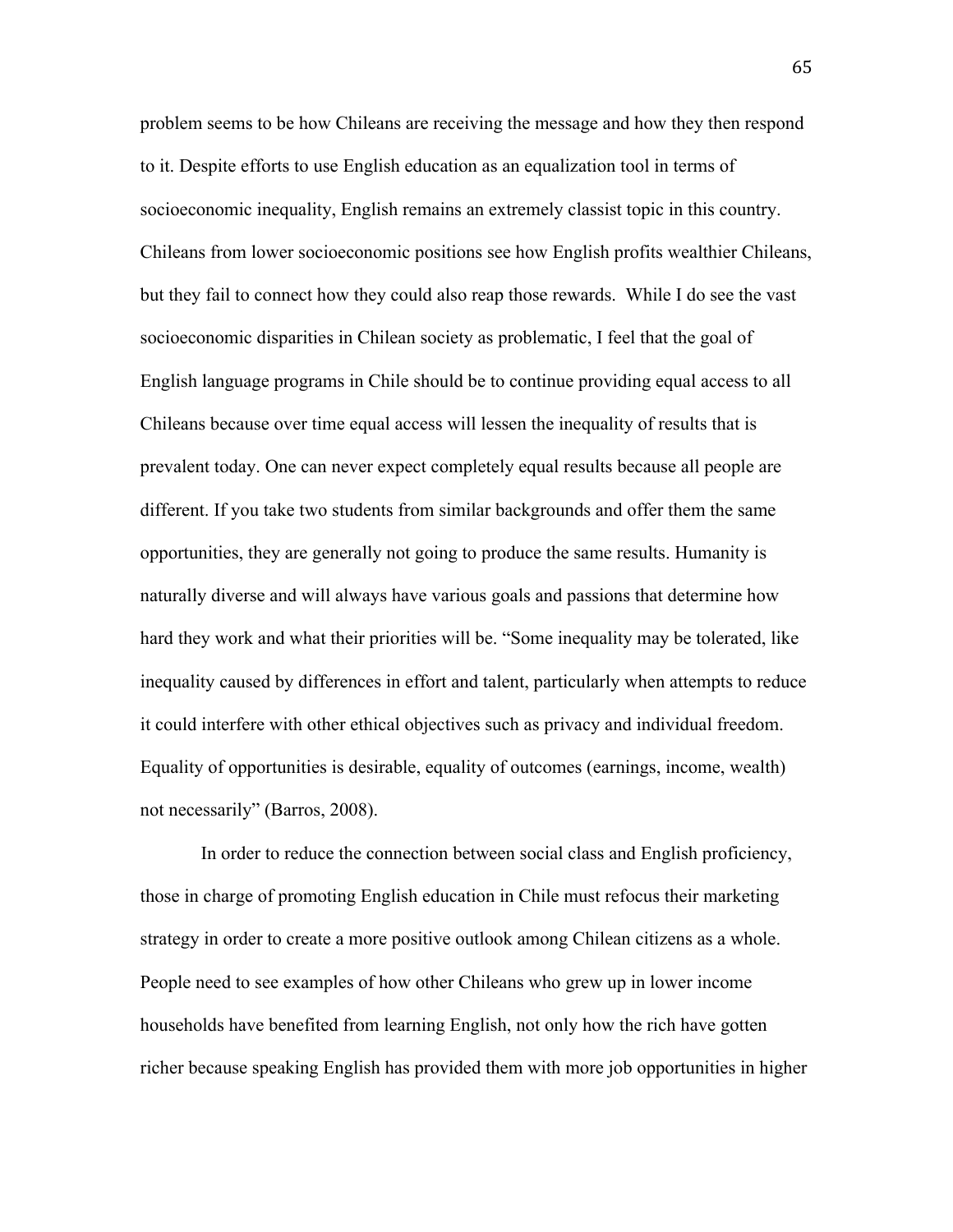problem seems to be how Chileans are receiving the message and how they then respond to it. Despite efforts to use English education as an equalization tool in terms of socioeconomic inequality, English remains an extremely classist topic in this country. Chileans from lower socioeconomic positions see how English profits wealthier Chileans, but they fail to connect how they could also reap those rewards. While I do see the vast socioeconomic disparities in Chilean society as problematic, I feel that the goal of English language programs in Chile should be to continue providing equal access to all Chileans because over time equal access will lessen the inequality of results that is prevalent today. One can never expect completely equal results because all people are different. If you take two students from similar backgrounds and offer them the same opportunities, they are generally not going to produce the same results. Humanity is naturally diverse and will always have various goals and passions that determine how hard they work and what their priorities will be. "Some inequality may be tolerated, like inequality caused by differences in effort and talent, particularly when attempts to reduce it could interfere with other ethical objectives such as privacy and individual freedom. Equality of opportunities is desirable, equality of outcomes (earnings, income, wealth) not necessarily" (Barros, 2008).

In order to reduce the connection between social class and English proficiency, those in charge of promoting English education in Chile must refocus their marketing strategy in order to create a more positive outlook among Chilean citizens as a whole. People need to see examples of how other Chileans who grew up in lower income households have benefited from learning English, not only how the rich have gotten richer because speaking English has provided them with more job opportunities in higher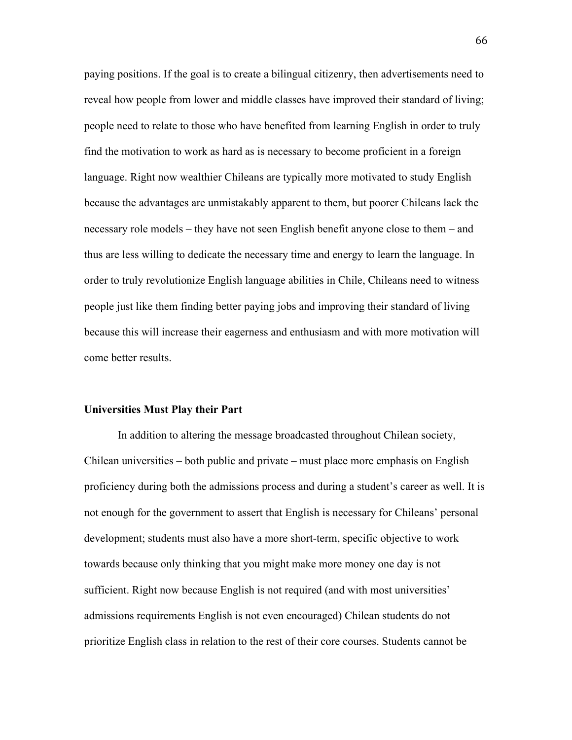paying positions. If the goal is to create a bilingual citizenry, then advertisements need to reveal how people from lower and middle classes have improved their standard of living; people need to relate to those who have benefited from learning English in order to truly find the motivation to work as hard as is necessary to become proficient in a foreign language. Right now wealthier Chileans are typically more motivated to study English because the advantages are unmistakably apparent to them, but poorer Chileans lack the necessary role models – they have not seen English benefit anyone close to them – and thus are less willing to dedicate the necessary time and energy to learn the language. In order to truly revolutionize English language abilities in Chile, Chileans need to witness people just like them finding better paying jobs and improving their standard of living because this will increase their eagerness and enthusiasm and with more motivation will come better results.

### Universities Must Play their Part

In addition to altering the message broadcasted throughout Chilean society, Chilean universities – both public and private – must place more emphasis on English proficiency during both the admissions process and during a student's career as well. It is not enough for the government to assert that English is necessary for Chileans' personal development; students must also have a more short-term, specific objective to work towards because only thinking that you might make more money one day is not sufficient. Right now because English is not required (and with most universities' admissions requirements English is not even encouraged) Chilean students do not prioritize English class in relation to the rest of their core courses. Students cannot be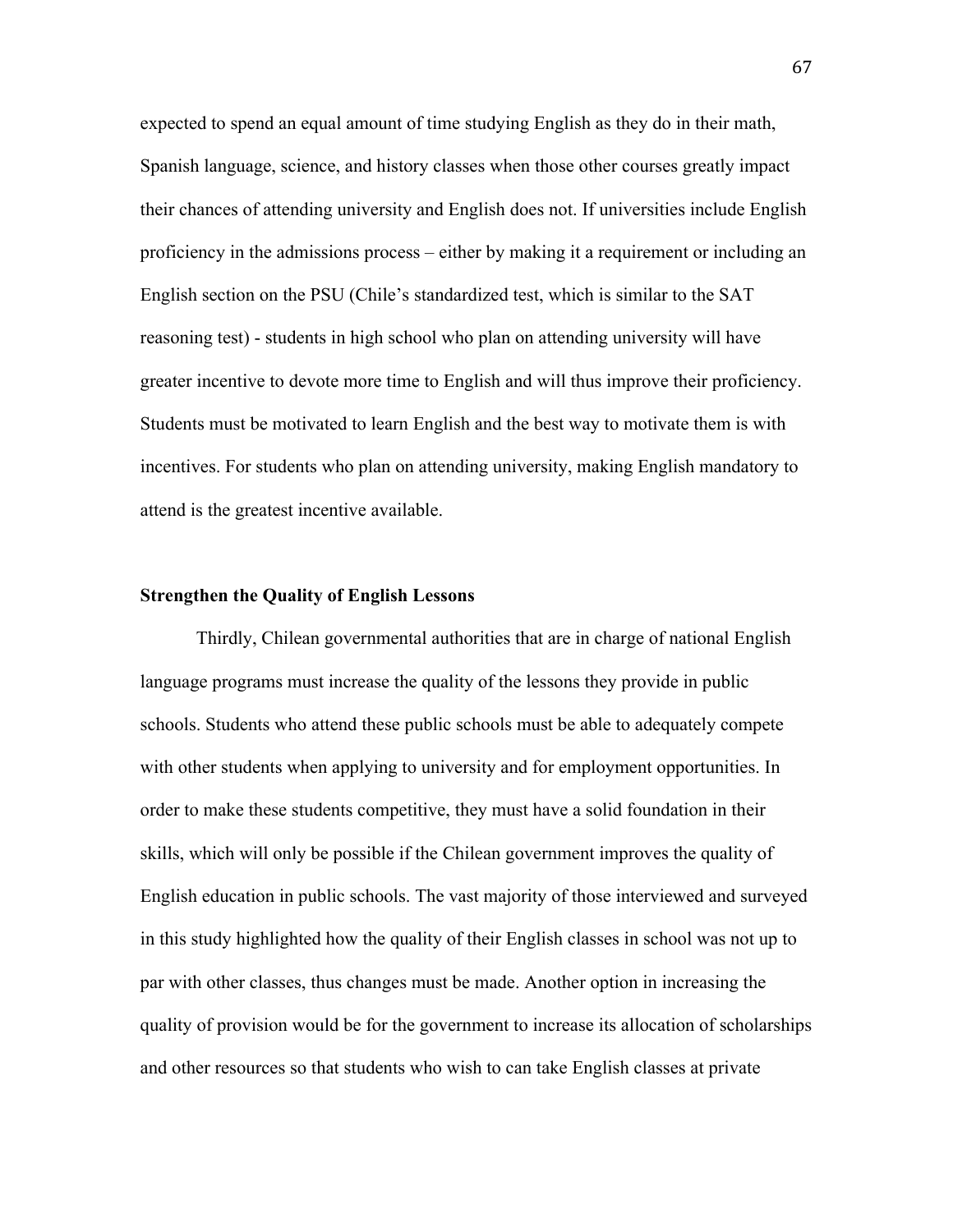expected to spend an equal amount of time studying English as they do in their math, Spanish language, science, and history classes when those other courses greatly impact their chances of attending university and English does not. If universities include English proficiency in the admissions process – either by making it a requirement or including an English section on the PSU (Chile's standardized test, which is similar to the SAT reasoning test) - students in high school who plan on attending university will have greater incentive to devote more time to English and will thus improve their proficiency. Students must be motivated to learn English and the best way to motivate them is with incentives. For students who plan on attending university, making English mandatory to attend is the greatest incentive available.

## Strengthen the Quality of English Lessons

Thirdly, Chilean governmental authorities that are in charge of national English language programs must increase the quality of the lessons they provide in public schools. Students who attend these public schools must be able to adequately compete with other students when applying to university and for employment opportunities. In order to make these students competitive, they must have a solid foundation in their skills, which will only be possible if the Chilean government improves the quality of English education in public schools. The vast majority of those interviewed and surveyed in this study highlighted how the quality of their English classes in school was not up to par with other classes, thus changes must be made. Another option in increasing the quality of provision would be for the government to increase its allocation of scholarships and other resources so that students who wish to can take English classes at private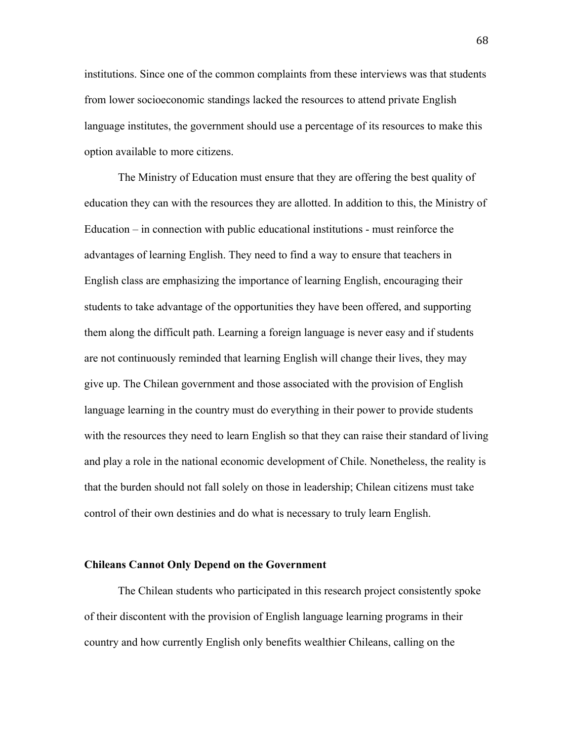institutions. Since one of the common complaints from these interviews was that students from lower socioeconomic standings lacked the resources to attend private English language institutes, the government should use a percentage of its resources to make this option available to more citizens.

The Ministry of Education must ensure that they are offering the best quality of education they can with the resources they are allotted. In addition to this, the Ministry of Education – in connection with public educational institutions - must reinforce the advantages of learning English. They need to find a way to ensure that teachers in English class are emphasizing the importance of learning English, encouraging their students to take advantage of the opportunities they have been offered, and supporting them along the difficult path. Learning a foreign language is never easy and if students are not continuously reminded that learning English will change their lives, they may give up. The Chilean government and those associated with the provision of English language learning in the country must do everything in their power to provide students with the resources they need to learn English so that they can raise their standard of living and play a role in the national economic development of Chile. Nonetheless, the reality is that the burden should not fall solely on those in leadership; Chilean citizens must take control of their own destinies and do what is necessary to truly learn English.

**Chileans Cannot Only Depend on the Government**

The Chilean students who participated in this research project consistently spoke of their discontent with the provision of English language learning programs in their country and how currently English only benefits wealthier Chileans, calling on the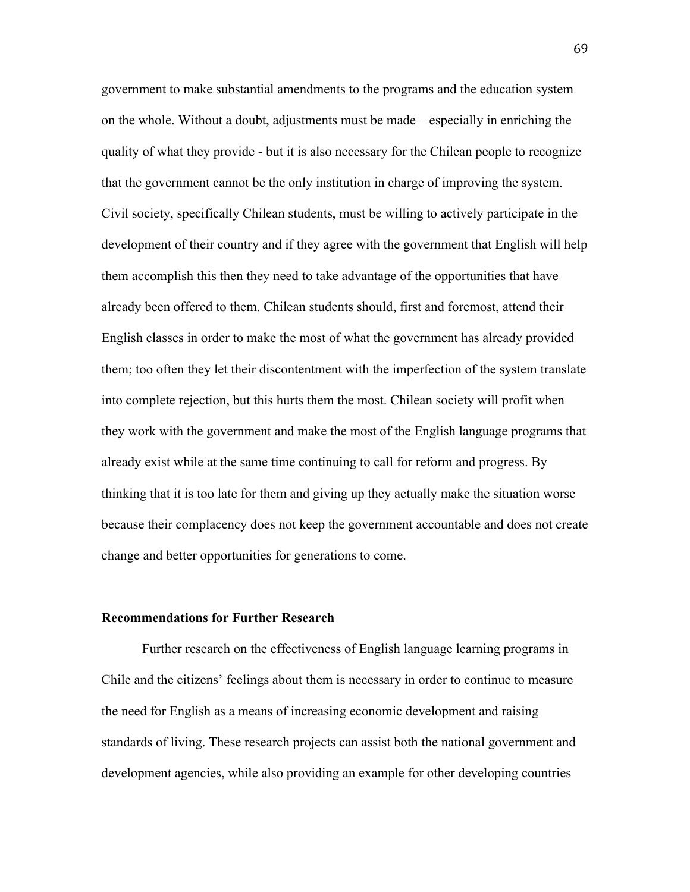government to make substantial amendments to the programs and the education system on the whole. Without a doubt, adjustments must be made – especially in enriching the quality of what they provide - but it is also necessary for the Chilean people to recognize that the government cannot be the only institution in charge of improving the system. Civil society, specifically Chilean students, must be willing to actively participate in the development of their country and if they agree with the government that English will help them accomplish this then they need to take advantage of the opportunities that have already been offered to them. Chilean students should, first and foremost, attend their English classes in order to make the most of what the government has already provided them; too often they let their discontentment with the imperfection of the system translate into complete rejection, but this hurts them the most. Chilean society will profit when they work with the government and make the most of the English language programs that already exist while at the same time continuing to call for reform and progress. By thinking that it is too late for them and giving up they actually make the situation worse because their complacency does not keep the government accountable and does not create change and better opportunities for generations to come.

**Recommendations for Further Research**

Further research on the effectiveness of English language learning programs in Chile and the citizens' feelings about them is necessary in order to continue to measure the need for English as a means of increasing economic development and raising standards of living. These research projects can assist both the national government and development agencies, while also providing an example for other developing countries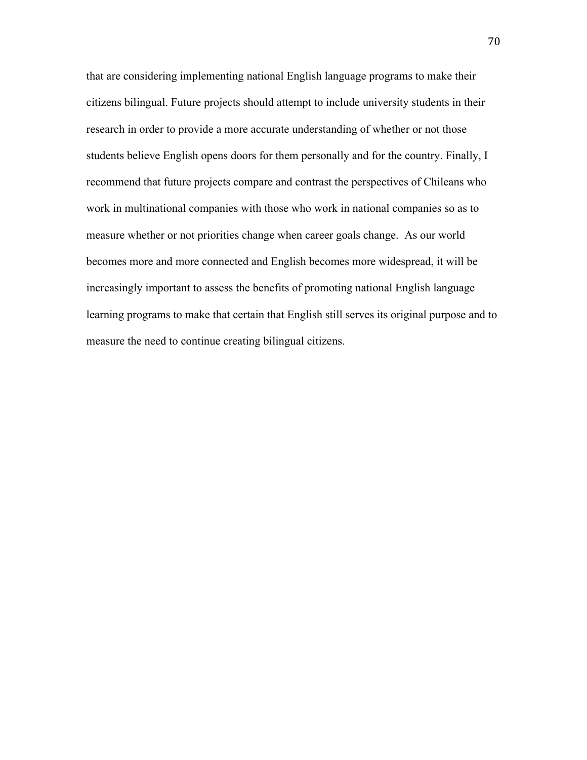that are considering implementing national English language programs to make their citizens bilingual. Future projects should attempt to include university students in their research in order to provide a more accurate understanding of whether or not those students believe English opens doors for them personally and for the country. Finally, I recommend that future projects compare and contrast the perspectives of Chileans who work in multinational companies with those who work in national companies so as to measure whether or not priorities change when career goals change. As our world becomes more and more connected and English becomes more widespread, it will be increasingly important to assess the benefits of promoting national English language learning programs to make that certain that English still serves its original purpose and to measure the need to continue creating bilingual citizens.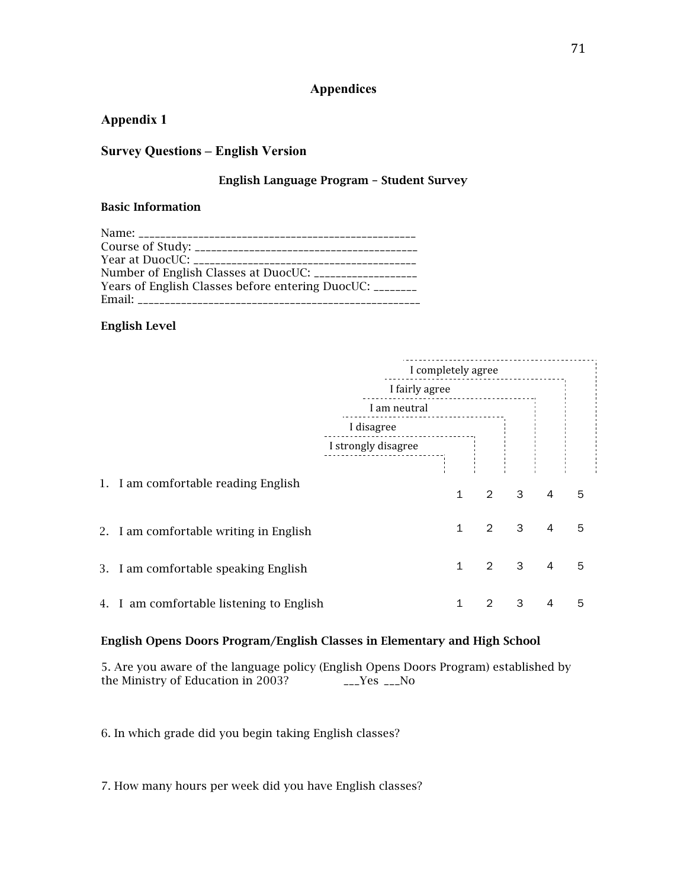# Appendices

## Appendix 1

## Survey Questions – English Version

### English Language Program – Student Survey

**Basic Information**

Name: ___________________________________________________
Course of Study: ________________________________________
Year at DuocUC: _________________________________________
Number of English Classes at DuocUC: ___________________
Years of English Classes before entering DuocUC: ________
Email: ___________________________________________________

**English Level**

| | I strongly disagree | I disagree | I am neutral | I fairly agree | I completely agree |
|---|---|---|---|---|---|
| 1. I am comfortable reading English | 1 | 2 | 3 | 4 | 5 |
| 2. I am comfortable writing in English | 1 | 2 | 3 | 4 | 5 |
| 3. I am comfortable speaking English | 1 | 2 | 3 | 4 | 5 |
| 4. I am comfortable listening to English | 1 | 2 | 3 | 4 | 5 |

**English Opens Doors Program/English Classes in Elementary and High School**

5. Are you aware of the language policy (English Opens Doors Program) established by the Ministry of Education in 2003? ___Yes ___No

6. In which grade did you begin taking English classes?

7. How many hours per week did you have English classes?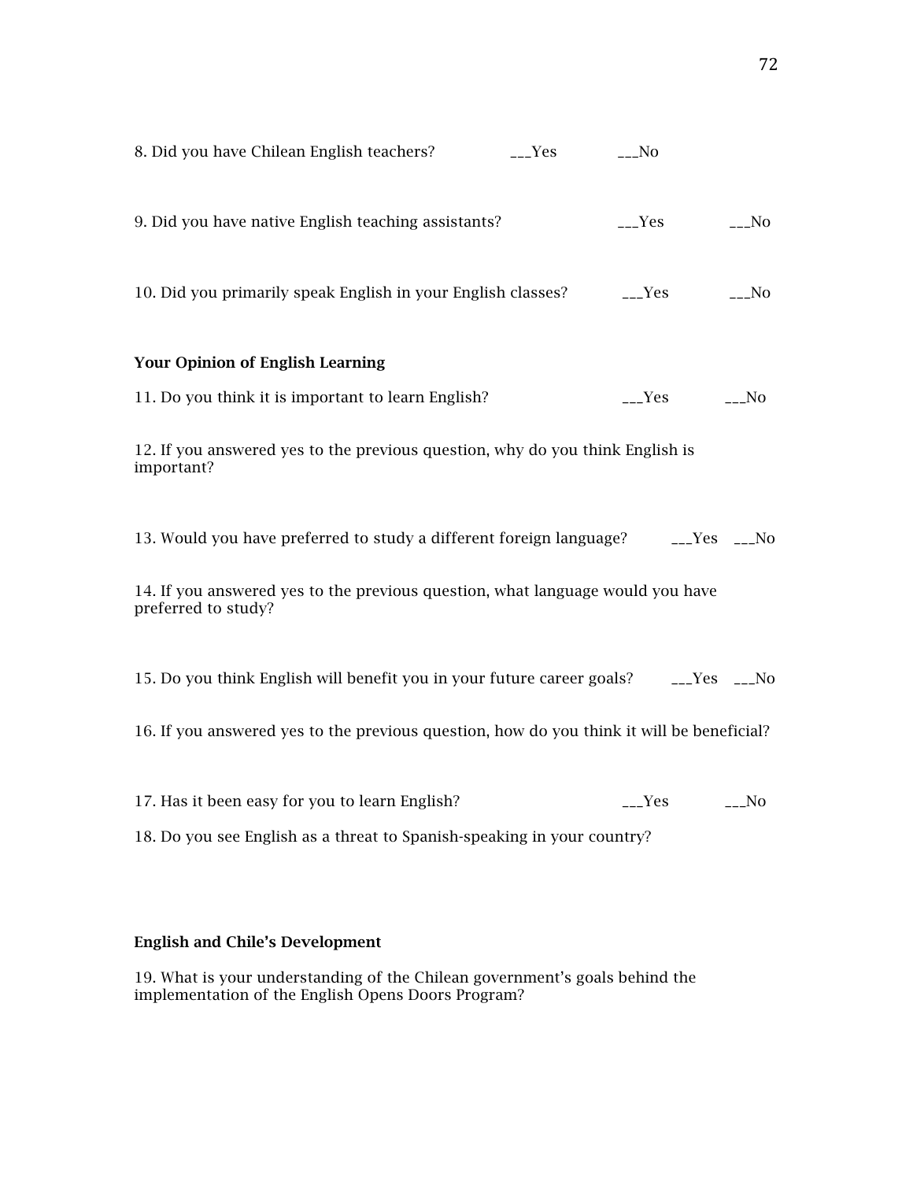8. Did you have Chilean English teachers? ___Yes ___No

9. Did you have native English teaching assistants? ___Yes ___No

10. Did you primarily speak English in your English classes? ___Yes ___No

**Your Opinion of English Learning**

11. Do you think it is important to learn English? ___Yes ___No

12. If you answered yes to the previous question, why do you think English is important?

13. Would you have preferred to study a different foreign language? ___Yes ___No

14. If you answered yes to the previous question, what language would you have preferred to study?

15. Do you think English will benefit you in your future career goals? ___Yes ___No

16. If you answered yes to the previous question, how do you think it will be beneficial?

17. Has it been easy for you to learn English? ___Yes ___No

18. Do you see English as a threat to Spanish-speaking in your country?

**English and Chile's Development**

19. What is your understanding of the Chilean government's goals behind the implementation of the English Opens Doors Program?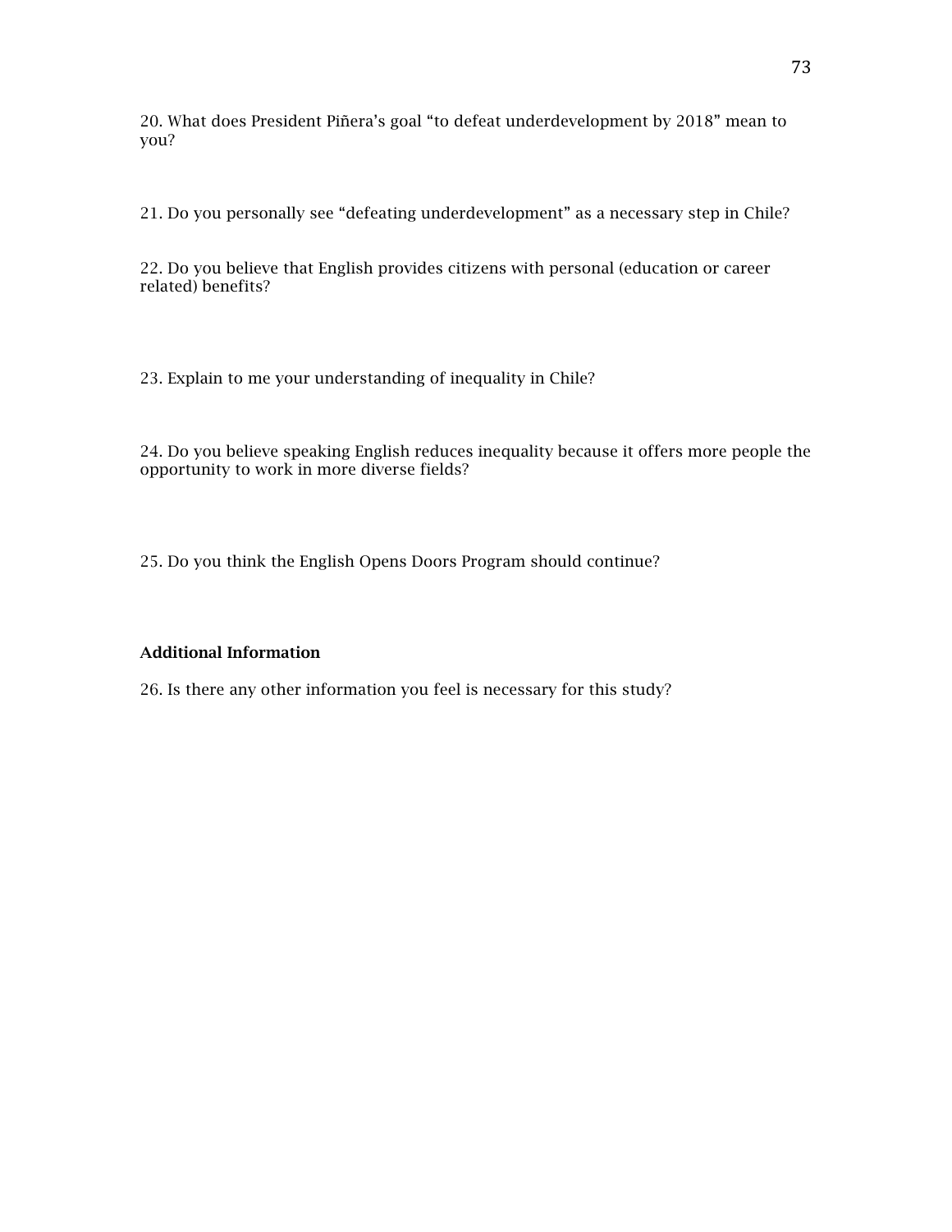20. What does President Piñera's goal "to defeat underdevelopment by 2018" mean to you?

21. Do you personally see "defeating underdevelopment" as a necessary step in Chile?

22. Do you believe that English provides citizens with personal (education or career related) benefits?

23. Explain to me your understanding of inequality in Chile?

24. Do you believe speaking English reduces inequality because it offers more people the opportunity to work in more diverse fields?

25. Do you think the English Opens Doors Program should continue?

**Additional Information**

26. Is there any other information you feel is necessary for this study?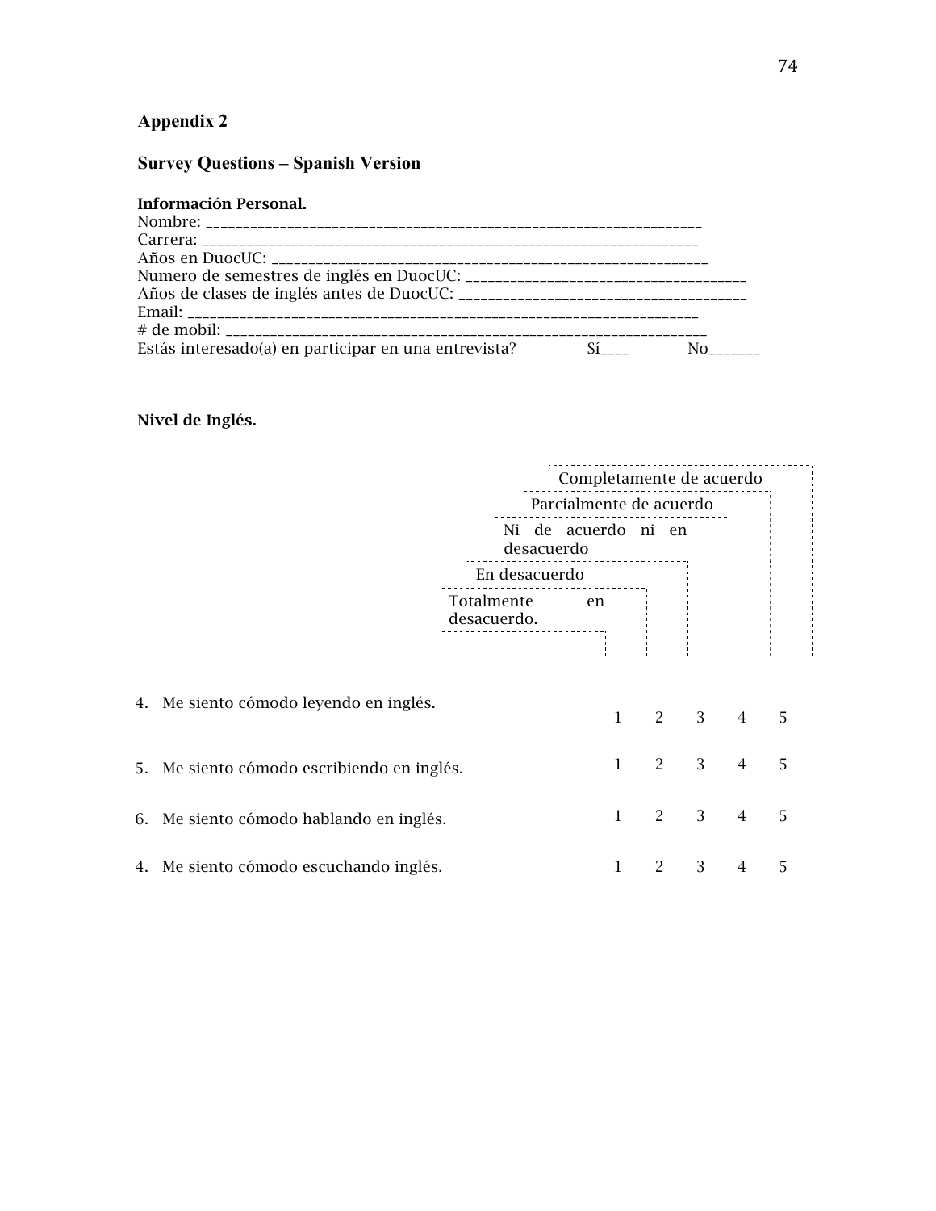## Appendix 2

### Survey Questions – Spanish Version

**Información Personal.**

Nombre: ____________________________________________________________________
Carrera: ___________________________________________________________________
Años en DuocUC: ____________________________________________________________
Numero de semestres de inglés en DuocUC: _______________________________________
Años de clases de inglés antes de DuocUC: _______________________________________
Email: _____________________________________________________________________
# de mobil: _________________________________________________________________
Estás interesado(a) en participar en una entrevista? Sí____ No_______

**Nivel de Inglés.**

| | Totalmente en desacuerdo. | En desacuerdo | Ni de acuerdo ni en desacuerdo | Parcialmente de acuerdo | Completamente de acuerdo |
|---|---|---|---|---|---|
| 4. Me siento cómodo leyendo en inglés. | 1 | 2 | 3 | 4 | 5 |
| 5. Me siento cómodo escribiendo en inglés. | 1 | 2 | 3 | 4 | 5 |
| 6. Me siento cómodo hablando en inglés. | 1 | 2 | 3 | 4 | 5 |
| 4. Me siento cómodo escuchando inglés. | 1 | 2 | 3 | 4 | 5 |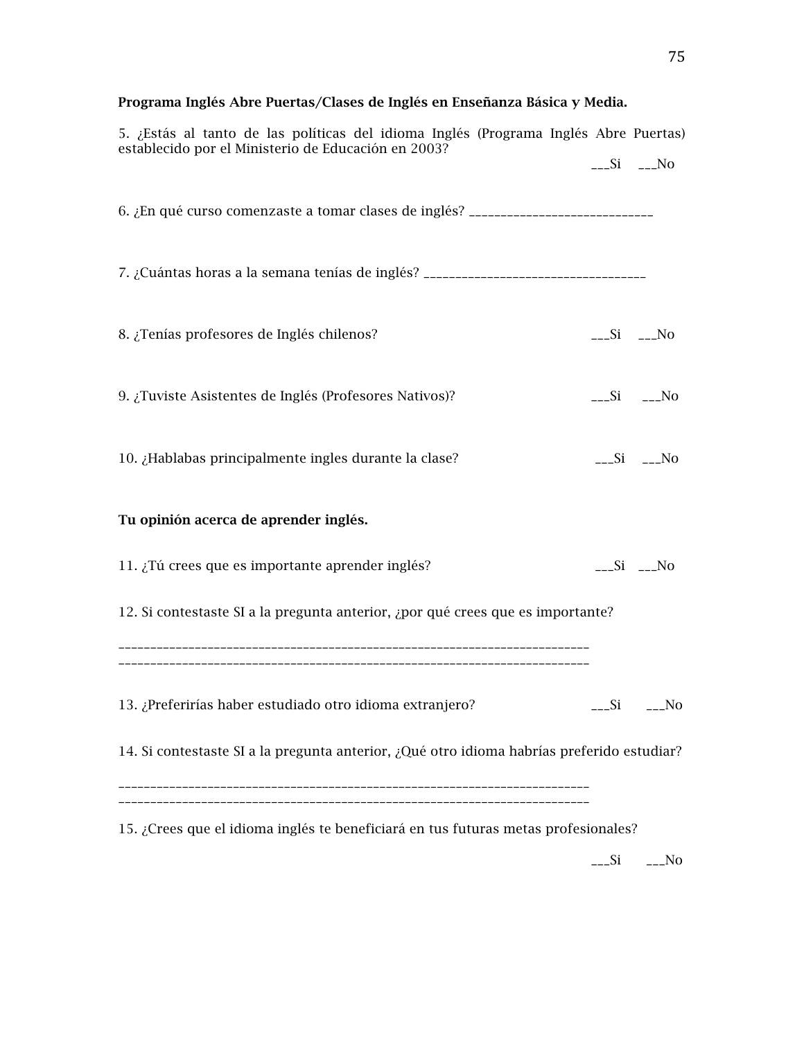**Programa Inglés Abre Puertas/Clases de Inglés en Enseñanza Básica y Media.**

5. ¿Estás al tanto de las políticas del idioma Inglés (Programa Inglés Abre Puertas) establecido por el Ministerio de Educación en 2003?

___Si ___No

6. ¿En qué curso comenzaste a tomar clases de inglés? ______________________________

7. ¿Cuántas horas a la semana tenías de inglés? ____________________________________

8. ¿Tenías profesores de Inglés chilenos? ___Si ___No

9. ¿Tuviste Asistentes de Inglés (Profesores Nativos)? ___Si ___No

10. ¿Hablabas principalmente ingles durante la clase? ___Si ___No

**Tu opinión acerca de aprender inglés.**

11. ¿Tú crees que es importante aprender inglés? ___Si ___No

12. Si contestaste SI a la pregunta anterior, ¿por qué crees que es importante?

____________________________________________________________________________
____________________________________________________________________________

13. ¿Preferirías haber estudiado otro idioma extranjero? ___Si ___No

14. Si contestaste SI a la pregunta anterior, ¿Qué otro idioma habrías preferido estudiar?

____________________________________________________________________________
____________________________________________________________________________

15. ¿Crees que el idioma inglés te beneficiará en tus futuras metas profesionales?

___Si ___No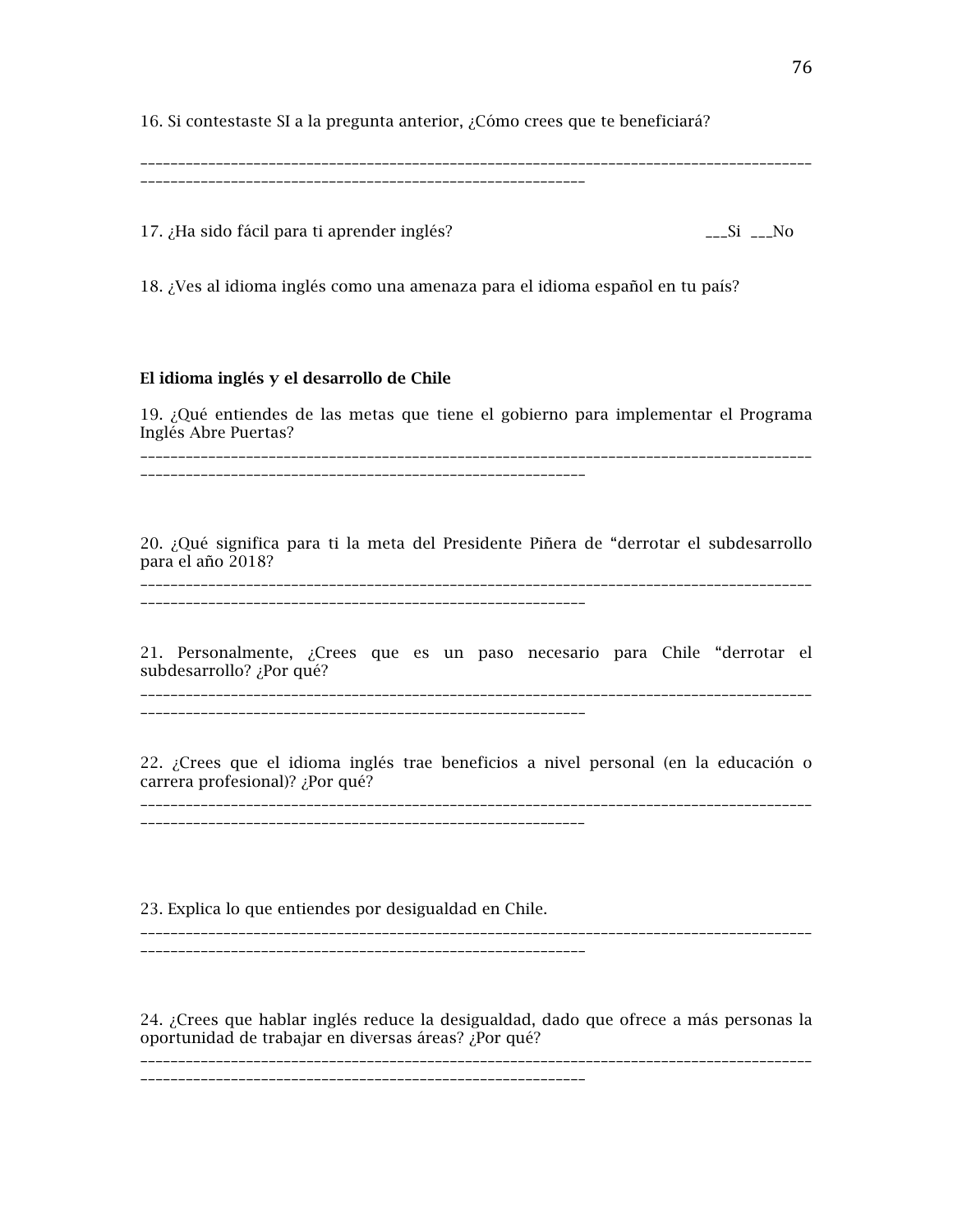16. Si contestaste SI a la pregunta anterior, ¿Cómo crees que te beneficiará?

_____________________________________________________________________________________________
____________________________________________________________

17. ¿Ha sido fácil para ti aprender inglés? ___Si ___No

18. ¿Ves al idioma inglés como una amenaza para el idioma español en tu país?

**El idioma inglés y el desarrollo de Chile**

19. ¿Qué entiendes de las metas que tiene el gobierno para implementar el Programa Inglés Abre Puertas?

_____________________________________________________________________________________________
____________________________________________________________

20. ¿Qué significa para ti la meta del Presidente Piñera de "derrotar el subdesarrollo para el año 2018?

_____________________________________________________________________________________________
____________________________________________________________

21. Personalmente, ¿Crees que es un paso necesario para Chile "derrotar el subdesarrollo? ¿Por qué?

_____________________________________________________________________________________________
____________________________________________________________

22. ¿Crees que el idioma inglés trae beneficios a nivel personal (en la educación o carrera profesional)? ¿Por qué?

_____________________________________________________________________________________________
____________________________________________________________

23. Explica lo que entiendes por desigualdad en Chile.

_____________________________________________________________________________________________
____________________________________________________________

24. ¿Crees que hablar inglés reduce la desigualdad, dado que ofrece a más personas la oportunidad de trabajar en diversas áreas? ¿Por qué?

_____________________________________________________________________________________________
____________________________________________________________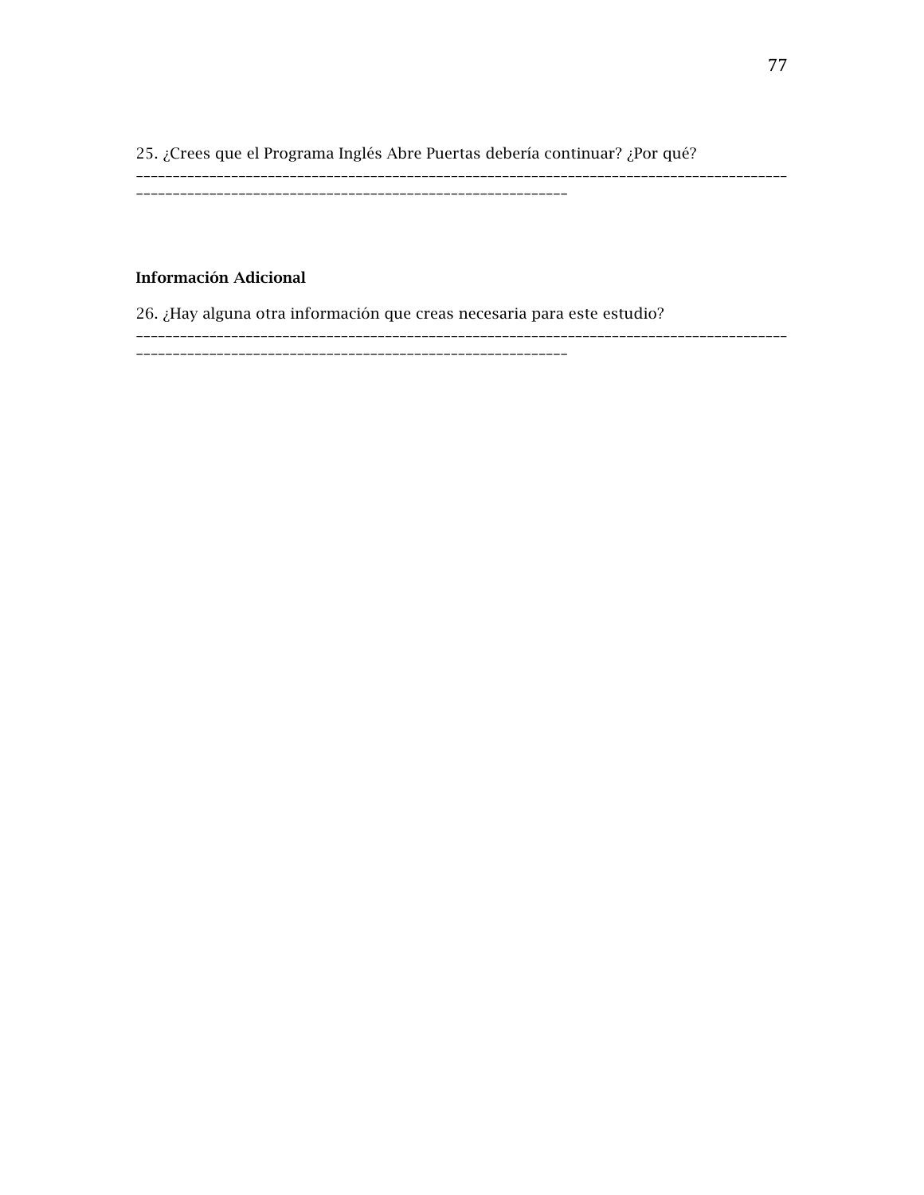25. ¿Crees que el Programa Inglés Abre Puertas debería continuar? ¿Por qué?
___________________________________________________________________________________________
____________________________________________________________

**Información Adicional**

26. ¿Hay alguna otra información que creas necesaria para este estudio?
___________________________________________________________________________________________
____________________________________________________________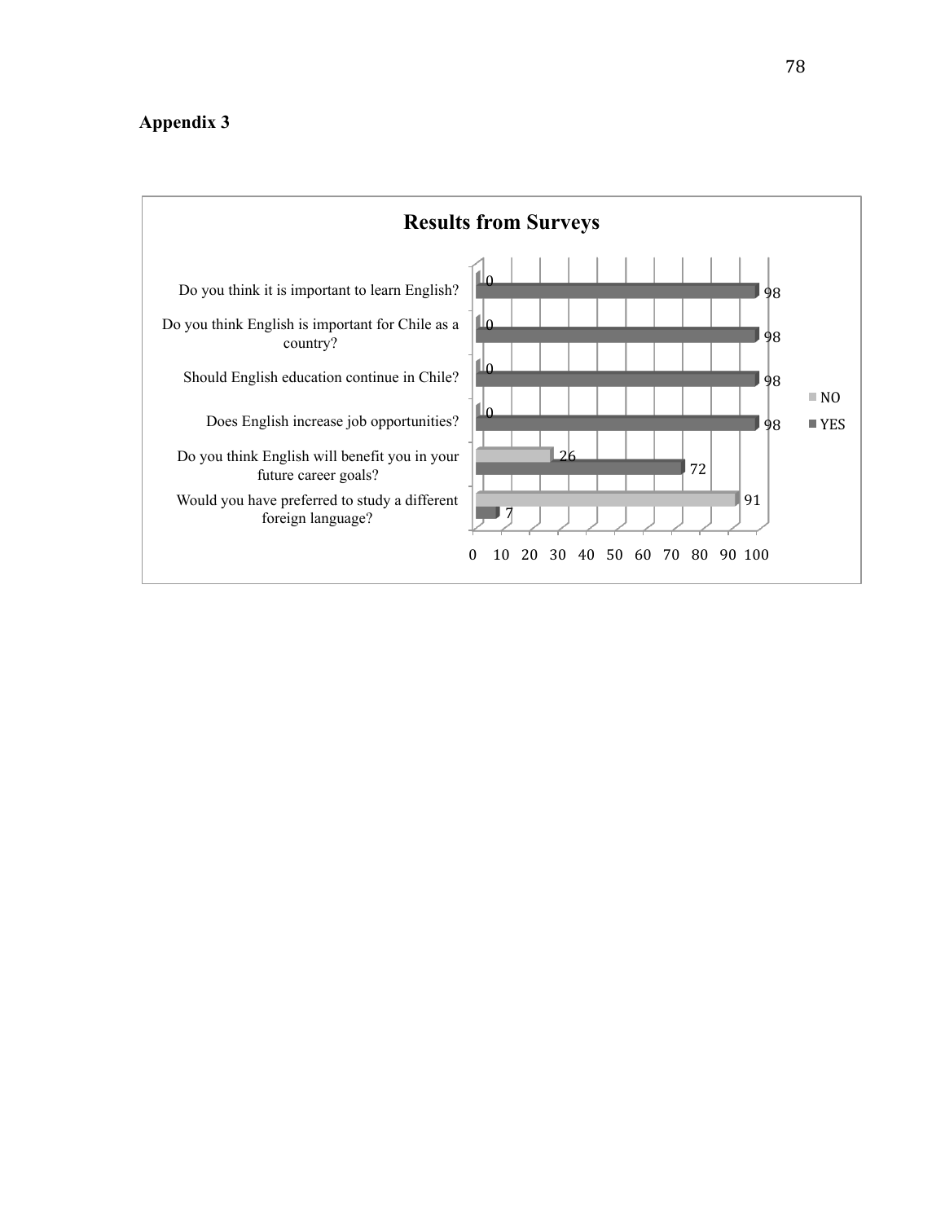## Appendix 3

**Results from Surveys**

| Question | NO | YES |
|---|---|---|
| Do you think it is important to learn English? | 0 | 98 |
| Do you think English is important for Chile as a country? | 0 | 98 |
| Should English education continue in Chile? | 0 | 98 |
| Does English increase job opportunities? | 0 | 98 |
| Do you think English will benefit you in your future career goals? | 26 | 72 |
| Would you have preferred to study a different foreign language? | 91 | 7 |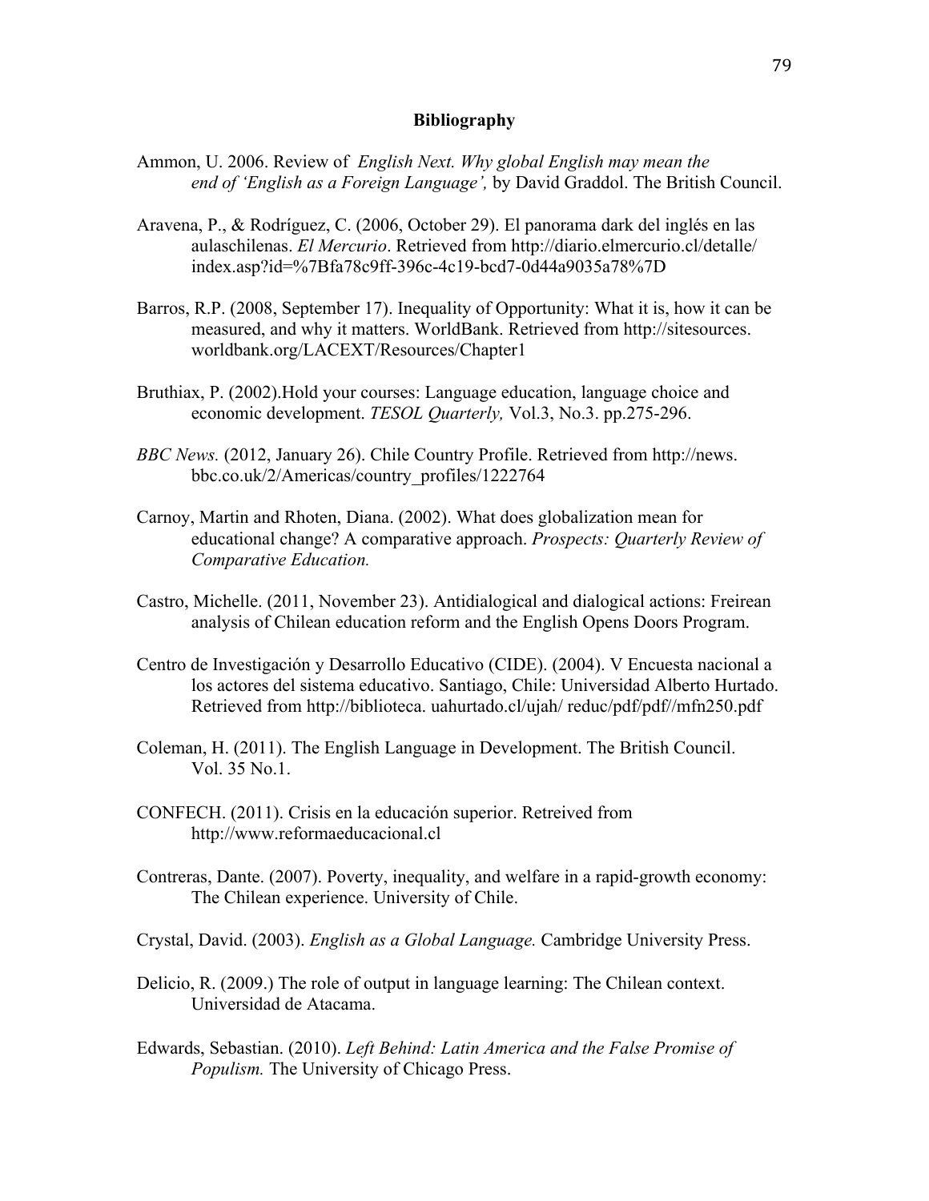**Bibliography**

Ammon, U. 2006. Review of *English Next. Why global English may mean the end of 'English as a Foreign Language',* by David Graddol. The British Council.

Aravena, P., & Rodríguez, C. (2006, October 29). El panorama dark del inglés en las aulaschilenas. *El Mercurio*. Retrieved from http://diario.elmercurio.cl/detalle/ index.asp?id=%7Bfa78c9ff-396c-4c19-bcd7-0d44a9035a78%7D

Barros, R.P. (2008, September 17). Inequality of Opportunity: What it is, how it can be measured, and why it matters. WorldBank. Retrieved from http://sitesources. worldbank.org/LACEXT/Resources/Chapter1

Bruthiax, P. (2002).Hold your courses: Language education, language choice and economic development. *TESOL Quarterly,* Vol.3, No.3. pp.275-296.

*BBC News.* (2012, January 26). Chile Country Profile. Retrieved from http://news. bbc.co.uk/2/Americas/country_profiles/1222764

Carnoy, Martin and Rhoten, Diana. (2002). What does globalization mean for educational change? A comparative approach. *Prospects: Quarterly Review of Comparative Education.*

Castro, Michelle. (2011, November 23). Antidialogical and dialogical actions: Freirean analysis of Chilean education reform and the English Opens Doors Program.

Centro de Investigación y Desarrollo Educativo (CIDE). (2004). V Encuesta nacional a los actores del sistema educativo. Santiago, Chile: Universidad Alberto Hurtado. Retrieved from http://biblioteca. uahurtado.cl/ujah/ reduc/pdf/pdf//mfn250.pdf

Coleman, H. (2011). The English Language in Development. The British Council. Vol. 35 No.1.

CONFECH. (2011). Crisis en la educación superior. Retreived from http://www.reformaeducacional.cl

Contreras, Dante. (2007). Poverty, inequality, and welfare in a rapid-growth economy: The Chilean experience. University of Chile.

Crystal, David. (2003). *English as a Global Language.* Cambridge University Press.

Delicio, R. (2009.) The role of output in language learning: The Chilean context. Universidad de Atacama.

Edwards, Sebastian. (2010). *Left Behind: Latin America and the False Promise of Populism.* The University of Chicago Press.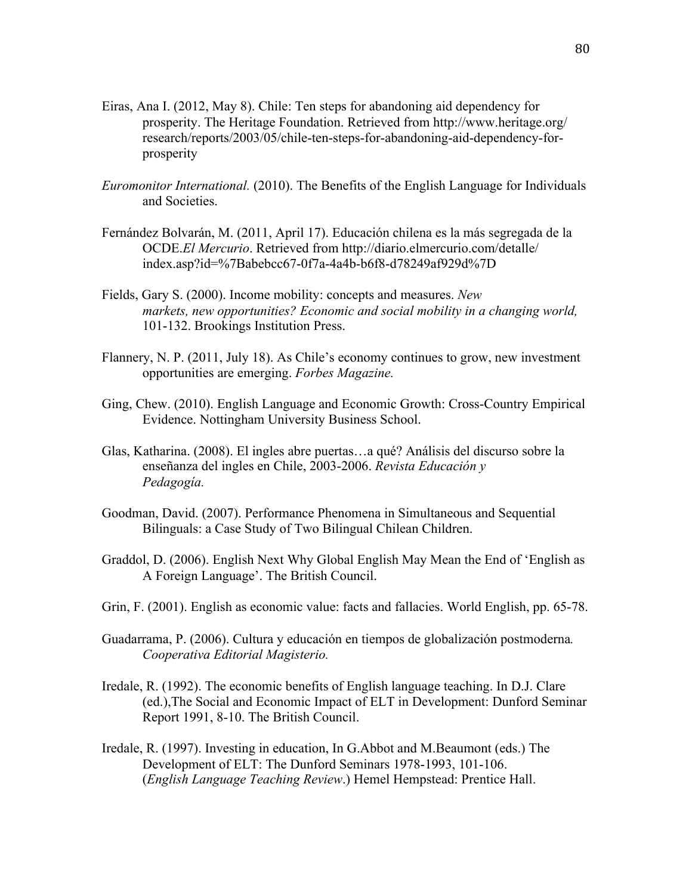Eiras, Ana I. (2012, May 8). Chile: Ten steps for abandoning aid dependency for prosperity. The Heritage Foundation. Retrieved from http://www.heritage.org/research/reports/2003/05/chile-ten-steps-for-abandoning-aid-dependency-for-prosperity

*Euromonitor International.* (2010). The Benefits of the English Language for Individuals and Societies.

Fernández Bolvarán, M. (2011, April 17). Educación chilena es la más segregada de la OCDE.*El Mercurio*. Retrieved from http://diario.elmercurio.com/detalle/index.asp?id=%7Babebcc67-0f7a-4a4b-b6f8-d78249af929d%7D

Fields, Gary S. (2000). Income mobility: concepts and measures. *New markets, new opportunities? Economic and social mobility in a changing world,* 101-132. Brookings Institution Press.

Flannery, N. P. (2011, July 18). As Chile's economy continues to grow, new investment opportunities are emerging. *Forbes Magazine.*

Ging, Chew. (2010). English Language and Economic Growth: Cross-Country Empirical Evidence. Nottingham University Business School.

Glas, Katharina. (2008). El ingles abre puertas…a qué? Análisis del discurso sobre la enseñanza del ingles en Chile, 2003-2006. *Revista Educación y Pedagogía.*

Goodman, David. (2007). Performance Phenomena in Simultaneous and Sequential Bilinguals: a Case Study of Two Bilingual Chilean Children.

Graddol, D. (2006). English Next Why Global English May Mean the End of 'English as A Foreign Language'. The British Council.

Grin, F. (2001). English as economic value: facts and fallacies. World English, pp. 65-78.

Guadarrama, P. (2006). Cultura y educación en tiempos de globalización postmoderna*. Cooperativa Editorial Magisterio.*

Iredale, R. (1992). The economic benefits of English language teaching. In D.J. Clare (ed.),The Social and Economic Impact of ELT in Development: Dunford Seminar Report 1991, 8-10. The British Council.

Iredale, R. (1997). Investing in education, In G.Abbot and M.Beaumont (eds.) The Development of ELT: The Dunford Seminars 1978-1993, 101-106. (*English Language Teaching Review*.) Hemel Hempstead: Prentice Hall.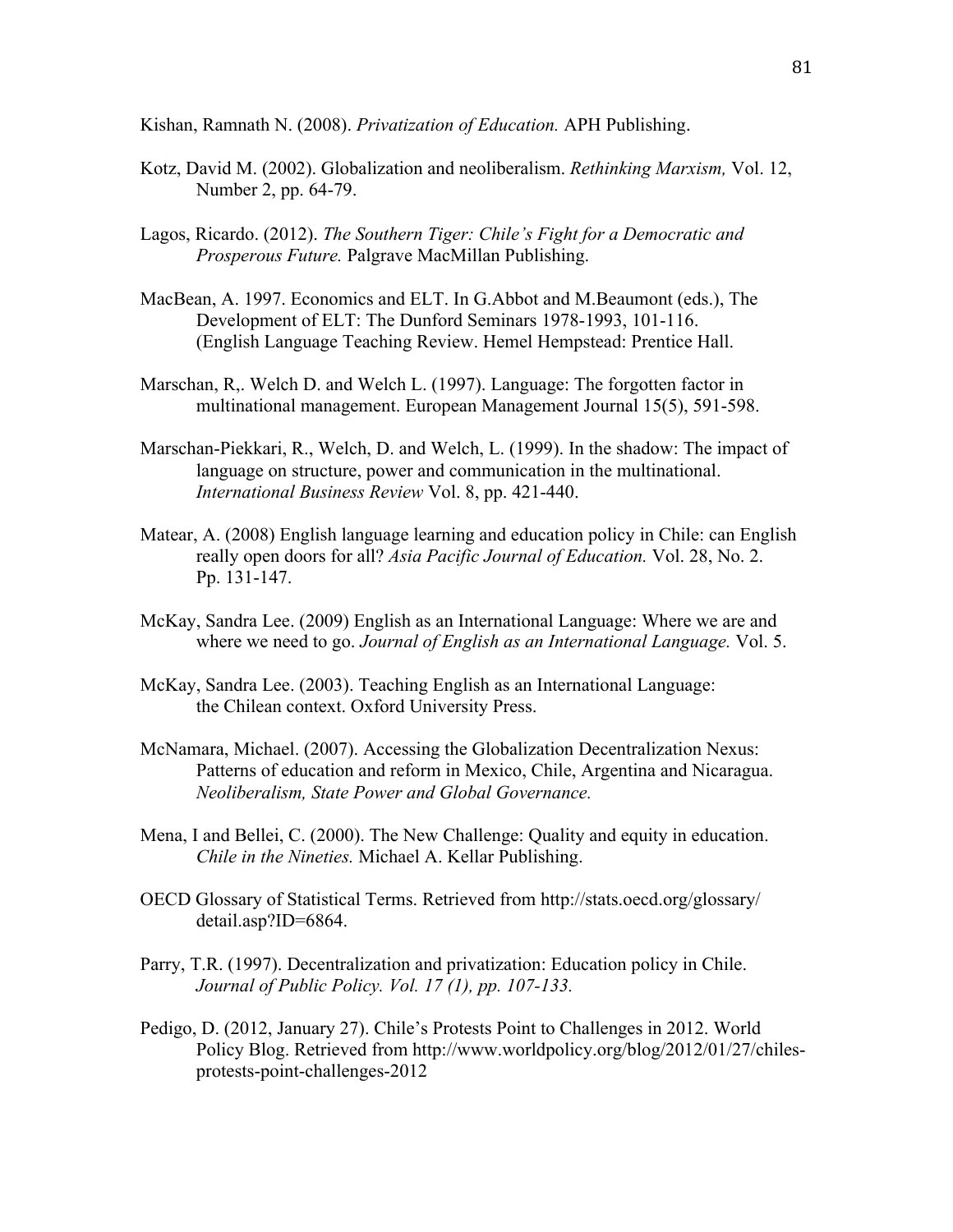Kishan, Ramnath N. (2008). *Privatization of Education.* APH Publishing.

Kotz, David M. (2002). Globalization and neoliberalism. *Rethinking Marxism,* Vol. 12, Number 2, pp. 64-79.

Lagos, Ricardo. (2012). *The Southern Tiger: Chile's Fight for a Democratic and Prosperous Future.* Palgrave MacMillan Publishing.

MacBean, A. 1997. Economics and ELT. In G.Abbot and M.Beaumont (eds.), The Development of ELT: The Dunford Seminars 1978-1993, 101-116. (English Language Teaching Review. Hemel Hempstead: Prentice Hall.

Marschan, R,. Welch D. and Welch L. (1997). Language: The forgotten factor in multinational management. European Management Journal 15(5), 591-598.

Marschan-Piekkari, R., Welch, D. and Welch, L. (1999). In the shadow: The impact of language on structure, power and communication in the multinational. *International Business Review* Vol. 8, pp. 421-440.

Matear, A. (2008) English language learning and education policy in Chile: can English really open doors for all? *Asia Pacific Journal of Education.* Vol. 28, No. 2. Pp. 131-147.

McKay, Sandra Lee. (2009) English as an International Language: Where we are and where we need to go. *Journal of English as an International Language.* Vol. 5.

McKay, Sandra Lee. (2003). Teaching English as an International Language: the Chilean context. Oxford University Press.

McNamara, Michael. (2007). Accessing the Globalization Decentralization Nexus: Patterns of education and reform in Mexico, Chile, Argentina and Nicaragua. *Neoliberalism, State Power and Global Governance.*

Mena, I and Bellei, C. (2000). The New Challenge: Quality and equity in education. *Chile in the Nineties.* Michael A. Kellar Publishing.

OECD Glossary of Statistical Terms. Retrieved from http://stats.oecd.org/glossary/detail.asp?ID=6864.

Parry, T.R. (1997). Decentralization and privatization: Education policy in Chile. *Journal of Public Policy. Vol. 17 (1), pp. 107-133.*

Pedigo, D. (2012, January 27). Chile's Protests Point to Challenges in 2012. World Policy Blog. Retrieved from http://www.worldpolicy.org/blog/2012/01/27/chiles-protests-point-challenges-2012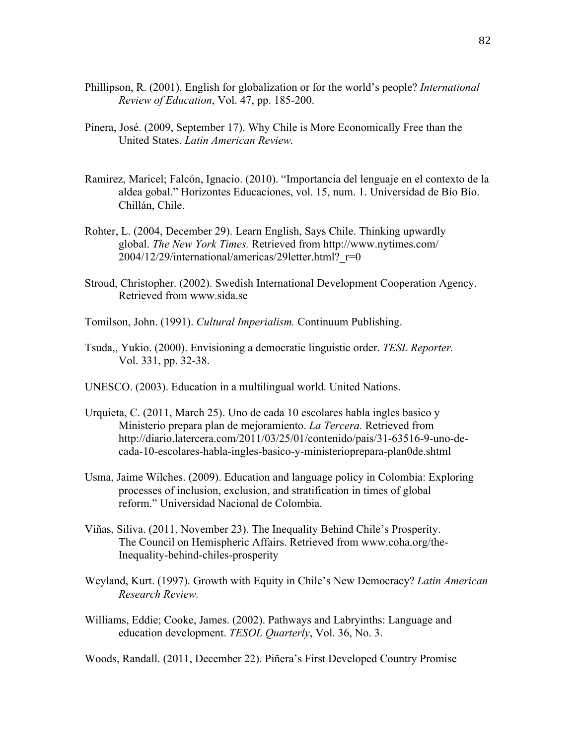Phillipson, R. (2001). English for globalization or for the world's people? *International Review of Education*, Vol. 47, pp. 185-200.

Pinera, José. (2009, September 17). Why Chile is More Economically Free than the United States. *Latin American Review.*

Ramirez, Maricel; Falcón, Ignacio. (2010). "Importancia del lenguaje en el contexto de la aldea gobal." Horizontes Educaciones, vol. 15, num. 1. Universidad de Bío Bío. Chillán, Chile.

Rohter, L. (2004, December 29). Learn English, Says Chile. Thinking upwardly global. *The New York Times.* Retrieved from http://www.nytimes.com/2004/12/29/international/americas/29letter.html?_r=0

Stroud, Christopher. (2002). Swedish International Development Cooperation Agency. Retrieved from www.sida.se

Tomilson, John. (1991). *Cultural Imperialism.* Continuum Publishing.

Tsuda,, Yukio. (2000). Envisioning a democratic linguistic order. *TESL Reporter.* Vol. 331, pp. 32-38.

UNESCO. (2003). Education in a multilingual world. United Nations.

Urquieta, C. (2011, March 25). Uno de cada 10 escolares habla ingles basico y Ministerio prepara plan de mejoramiento. *La Tercera.* Retrieved from http://diario.latercera.com/2011/03/25/01/contenido/pais/31-63516-9-uno-de-cada-10-escolares-habla-ingles-basico-y-ministerioprepara-plan0de.shtml

Usma, Jaime Wilches. (2009). Education and language policy in Colombia: Exploring processes of inclusion, exclusion, and stratification in times of global reform." Universidad Nacional de Colombia.

Viñas, Siliva. (2011, November 23). The Inequality Behind Chile's Prosperity. The Council on Hemispheric Affairs. Retrieved from www.coha.org/the-Inequality-behind-chiles-prosperity

Weyland, Kurt. (1997). Growth with Equity in Chile's New Democracy? *Latin American Research Review.*

Williams, Eddie; Cooke, James. (2002). Pathways and Labryinths: Language and education development. *TESOL Quarterly*, Vol. 36, No. 3.

Woods, Randall. (2011, December 22). Piñera's First Developed Country Promise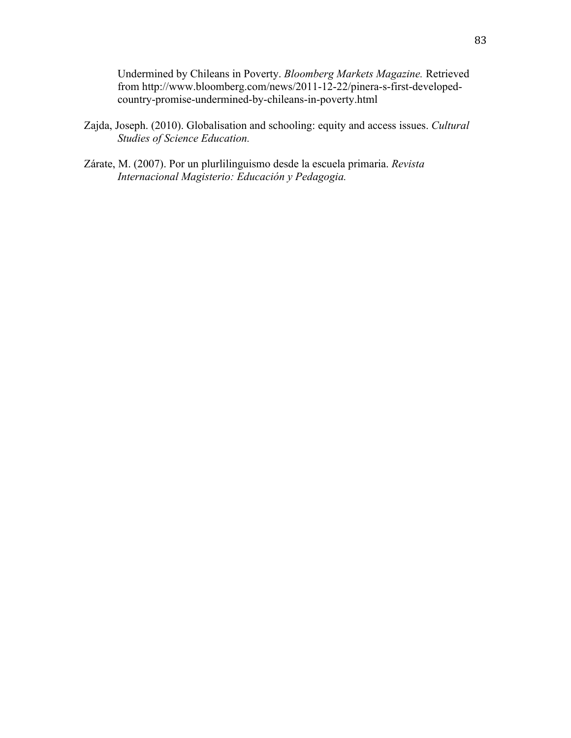Undermined by Chileans in Poverty. *Bloomberg Markets Magazine.* Retrieved from http://www.bloomberg.com/news/2011-12-22/pinera-s-first-developed-country-promise-undermined-by-chileans-in-poverty.html

Zajda, Joseph. (2010). Globalisation and schooling: equity and access issues. *Cultural Studies of Science Education.*

Zárate, M. (2007). Por un plurlilinguismo desde la escuela primaria. *Revista Internacional Magisterio: Educación y Pedagogia.*